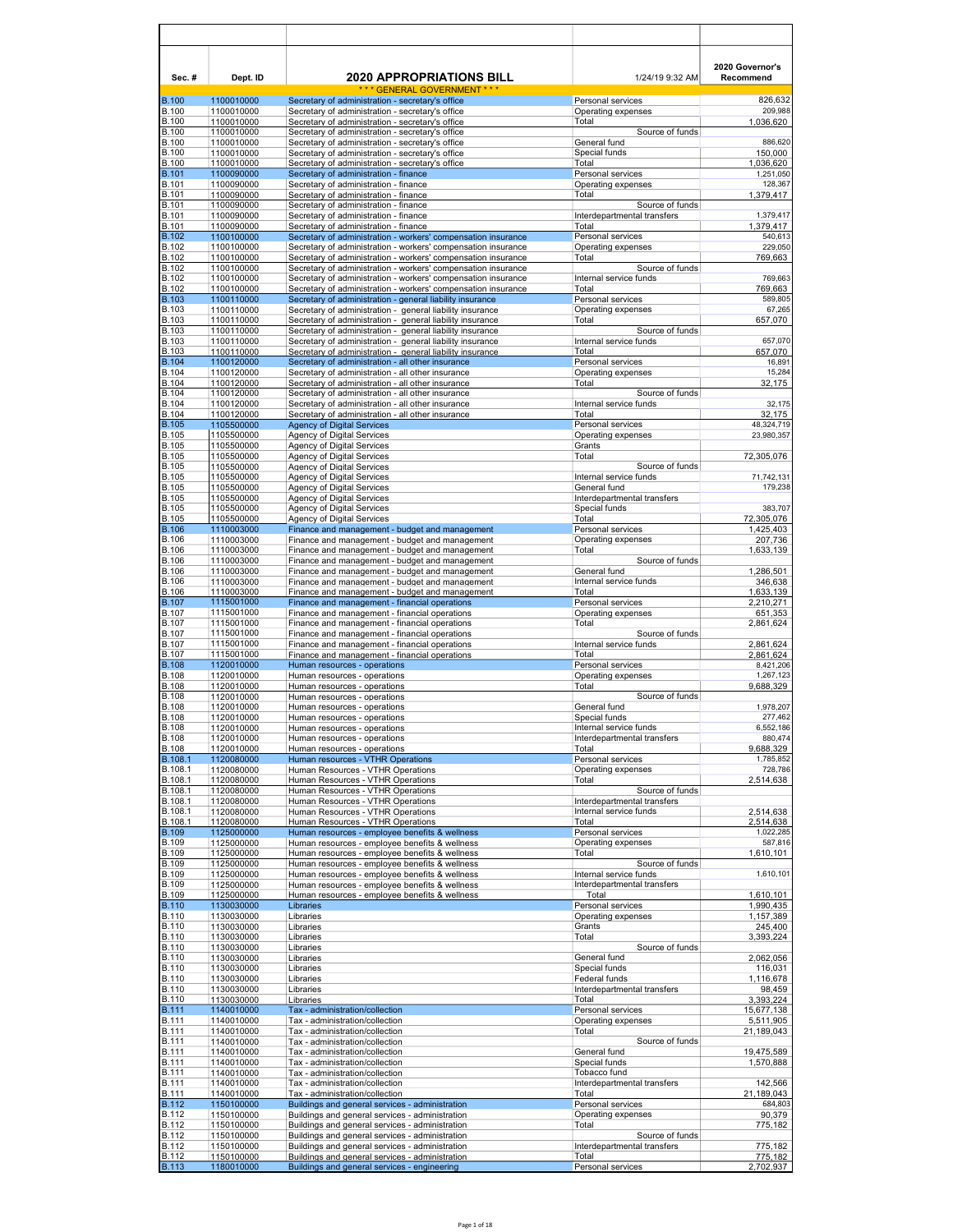| Sec. # | Dept. ID | 2020 APPROPRIATIONS BILL | 1/24/19 9:32 AM | 2020 Governor's Recommend |
|---|---|---|---|---|
| | | \* \* \* GENERAL GOVERNMENT \* \* \* | | |
| B.100 | 1100010000 | Secretary of administration - secretary's office | Personal services | 826,632 |
| B.100 | 1100010000 | Secretary of administration - secretary's office | Operating expenses | 209,988 |
| B.100 | 1100010000 | Secretary of administration - secretary's office | Total | 1,036,620 |
| B.100 | 1100010000 | Secretary of administration - secretary's office | Source of funds | |
| B.100 | 1100010000 | Secretary of administration - secretary's office | General fund | 886,620 |
| B.100 | 1100010000 | Secretary of administration - secretary's office | Special funds | 150,000 |
| B.100 | 1100010000 | Secretary of administration - secretary's office | Total | 1,036,620 |
| B.101 | 1100090000 | Secretary of administration - finance | Personal services | 1,251,050 |
| B.101 | 1100090000 | Secretary of administration - finance | Operating expenses | 128,367 |
| B.101 | 1100090000 | Secretary of administration - finance | Total | 1,379,417 |
| B.101 | 1100090000 | Secretary of administration - finance | Source of funds | |
| B.101 | 1100090000 | Secretary of administration - finance | Interdepartmental transfers | 1,379,417 |
| B.101 | 1100090000 | Secretary of administration - finance | Total | 1,379,417 |
| B.102 | 1100100000 | Secretary of administration - workers' compensation insurance | Personal services | 540,613 |
| B.102 | 1100100000 | Secretary of administration - workers' compensation insurance | Operating expenses | 229,050 |
| B.102 | 1100100000 | Secretary of administration - workers' compensation insurance | Total | 769,663 |
| B.102 | 1100100000 | Secretary of administration - workers' compensation insurance | Source of funds | |
| B.102 | 1100100000 | Secretary of administration - workers' compensation insurance | Internal service funds | 769,663 |
| B.102 | 1100100000 | Secretary of administration - workers' compensation insurance | Total | 769,663 |
| B.103 | 1100110000 | Secretary of administration - general liability insurance | Personal services | 589,805 |
| B.103 | 1100110000 | Secretary of administration - general liability insurance | Operating expenses | 67,265 |
| B.103 | 1100110000 | Secretary of administration - general liability insurance | Total | 657,070 |
| B.103 | 1100110000 | Secretary of administration - general liability insurance | Source of funds | |
| B.103 | 1100110000 | Secretary of administration - general liability insurance | Internal service funds | 657,070 |
| B.103 | 1100110000 | Secretary of administration - general liability insurance | Total | 657,070 |
| B.104 | 1100120000 | Secretary of administration - all other insurance | Personal services | 16,891 |
| B.104 | 1100120000 | Secretary of administration - all other insurance | Operating expenses | 15,284 |
| B.104 | 1100120000 | Secretary of administration - all other insurance | Total | 32,175 |
| B.104 | 1100120000 | Secretary of administration - all other insurance | Source of funds | |
| B.104 | 1100120000 | Secretary of administration - all other insurance | Internal service funds | 32,175 |
| B.104 | 1100120000 | Secretary of administration - all other insurance | Total | 32,175 |
| B.105 | 1105500000 | Agency of Digital Services | Personal services | 48,324,719 |
| B.105 | 1105500000 | Agency of Digital Services | Operating expenses | 23,980,357 |
| B.105 | 1105500000 | Agency of Digital Services | Grants | |
| B.105 | 1105500000 | Agency of Digital Services | Total | 72,305,076 |
| B.105 | 1105500000 | Agency of Digital Services | Source of funds | |
| B.105 | 1105500000 | Agency of Digital Services | Internal service funds | 71,742,131 |
| B.105 | 1105500000 | Agency of Digital Services | General fund | 179,238 |
| B.105 | 1105500000 | Agency of Digital Services | Interdepartmental transfers | |
| B.105 | 1105500000 | Agency of Digital Services | Special funds | 383,707 |
| B.105 | 1105500000 | Agency of Digital Services | Total | 72,305,076 |
| B.106 | 1110003000 | Finance and management - budget and management | Personal services | 1,425,403 |
| B.106 | 1110003000 | Finance and management - budget and management | Operating expenses | 207,736 |
| B.106 | 1110003000 | Finance and management - budget and management | Total | 1,633,139 |
| B.106 | 1110003000 | Finance and management - budget and management | Source of funds | |
| B.106 | 1110003000 | Finance and management - budget and management | General fund | 1,286,501 |
| B.106 | 1110003000 | Finance and management - budget and management | Internal service funds | 346,638 |
| B.106 | 1110003000 | Finance and management - budget and management | Total | 1,633,139 |
| B.107 | 1115001000 | Finance and management - financial operations | Personal services | 2,210,271 |
| B.107 | 1115001000 | Finance and management - financial operations | Operating expenses | 651,353 |
| B.107 | 1115001000 | Finance and management - financial operations | Total | 2,861,624 |
| B.107 | 1115001000 | Finance and management - financial operations | Source of funds | |
| B.107 | 1115001000 | Finance and management - financial operations | Internal service funds | 2,861,624 |
| B.107 | 1115001000 | Finance and management - financial operations | Total | 2,861,624 |
| B.108 | 1120010000 | Human resources - operations | Personal services | 8,421,206 |
| B.108 | 1120010000 | Human resources - operations | Operating expenses | 1,267,123 |
| B.108 | 1120010000 | Human resources - operations | Total | 9,688,329 |
| B.108 | 1120010000 | Human resources - operations | Source of funds | |
| B.108 | 1120010000 | Human resources - operations | General fund | 1,978,207 |
| B.108 | 1120010000 | Human resources - operations | Special funds | 277,462 |
| B.108 | 1120010000 | Human resources - operations | Internal service funds | 6,552,186 |
| B.108 | 1120010000 | Human resources - operations | Interdepartmental transfers | 880,474 |
| B.108 | 1120010000 | Human resources - operations | Total | 9,688,329 |
| B.108.1 | 1120080000 | Human resources - VTHR Operations | Personal services | 1,785,852 |
| B.108.1 | 1120080000 | Human Resources - VTHR Operations | Operating expenses | 728,786 |
| B.108.1 | 1120080000 | Human Resources - VTHR Operations | Total | 2,514,638 |
| B.108.1 | 1120080000 | Human Resources - VTHR Operations | Source of funds | |
| B.108.1 | 1120080000 | Human Resources - VTHR Operations | Interdepartmental transfers | |
| B.108.1 | 1120080000 | Human Resources - VTHR Operations | Internal service funds | 2,514,638 |
| B.108.1 | 1120080000 | Human Resources - VTHR Operations | Total | 2,514,638 |
| B.109 | 1125000000 | Human resources - employee benefits & wellness | Personal services | 1,022,285 |
| B.109 | 1125000000 | Human resources - employee benefits & wellness | Operating expenses | 587,816 |
| B.109 | 1125000000 | Human resources - employee benefits & wellness | Total | 1,610,101 |
| B.109 | 1125000000 | Human resources - employee benefits & wellness | Source of funds | |
| B.109 | 1125000000 | Human resources - employee benefits & wellness | Internal service funds | 1,610,101 |
| B.109 | 1125000000 | Human resources - employee benefits & wellness | Interdepartmental transfers | |
| B.109 | 1125000000 | Human resources - employee benefits & wellness | Total | 1,610,101 |
| B.110 | 1130030000 | Libraries | Personal services | 1,990,435 |
| B.110 | 1130030000 | Libraries | Operating expenses | 1,157,389 |
| B.110 | 1130030000 | Libraries | Grants | 245,400 |
| B.110 | 1130030000 | Libraries | Total | 3,393,224 |
| B.110 | 1130030000 | Libraries | Source of funds | |
| B.110 | 1130030000 | Libraries | General fund | 2,062,056 |
| B.110 | 1130030000 | Libraries | Special funds | 116,031 |
| B.110 | 1130030000 | Libraries | Federal funds | 1,116,678 |
| B.110 | 1130030000 | Libraries | Interdepartmental transfers | 98,459 |
| B.110 | 1130030000 | Libraries | Total | 3,393,224 |
| B.111 | 1140010000 | Tax - administration/collection | Personal services | 15,677,138 |
| B.111 | 1140010000 | Tax - administration/collection | Operating expenses | 5,511,905 |
| B.111 | 1140010000 | Tax - administration/collection | Total | 21,189,043 |
| B.111 | 1140010000 | Tax - administration/collection | Source of funds | |
| B.111 | 1140010000 | Tax - administration/collection | General fund | 19,475,589 |
| B.111 | 1140010000 | Tax - administration/collection | Special funds | 1,570,888 |
| B.111 | 1140010000 | Tax - administration/collection | Tobacco fund | |
| B.111 | 1140010000 | Tax - administration/collection | Interdepartmental transfers | 142,566 |
| B.111 | 1140010000 | Tax - administration/collection | Total | 21,189,043 |
| B.112 | 1150100000 | Buildings and general services - administration | Personal services | 684,803 |
| B.112 | 1150100000 | Buildings and general services - administration | Operating expenses | 90,379 |
| B.112 | 1150100000 | Buildings and general services - administration | Total | 775,182 |
| B.112 | 1150100000 | Buildings and general services - administration | Source of funds | |
| B.112 | 1150100000 | Buildings and general services - administration | Interdepartmental transfers | 775,182 |
| B.112 | 1150100000 | Buildings and general services - administration | Total | 775,182 |
| B.113 | 1180010000 | Buildings and general services - engineering | Personal services | 2,702,937 |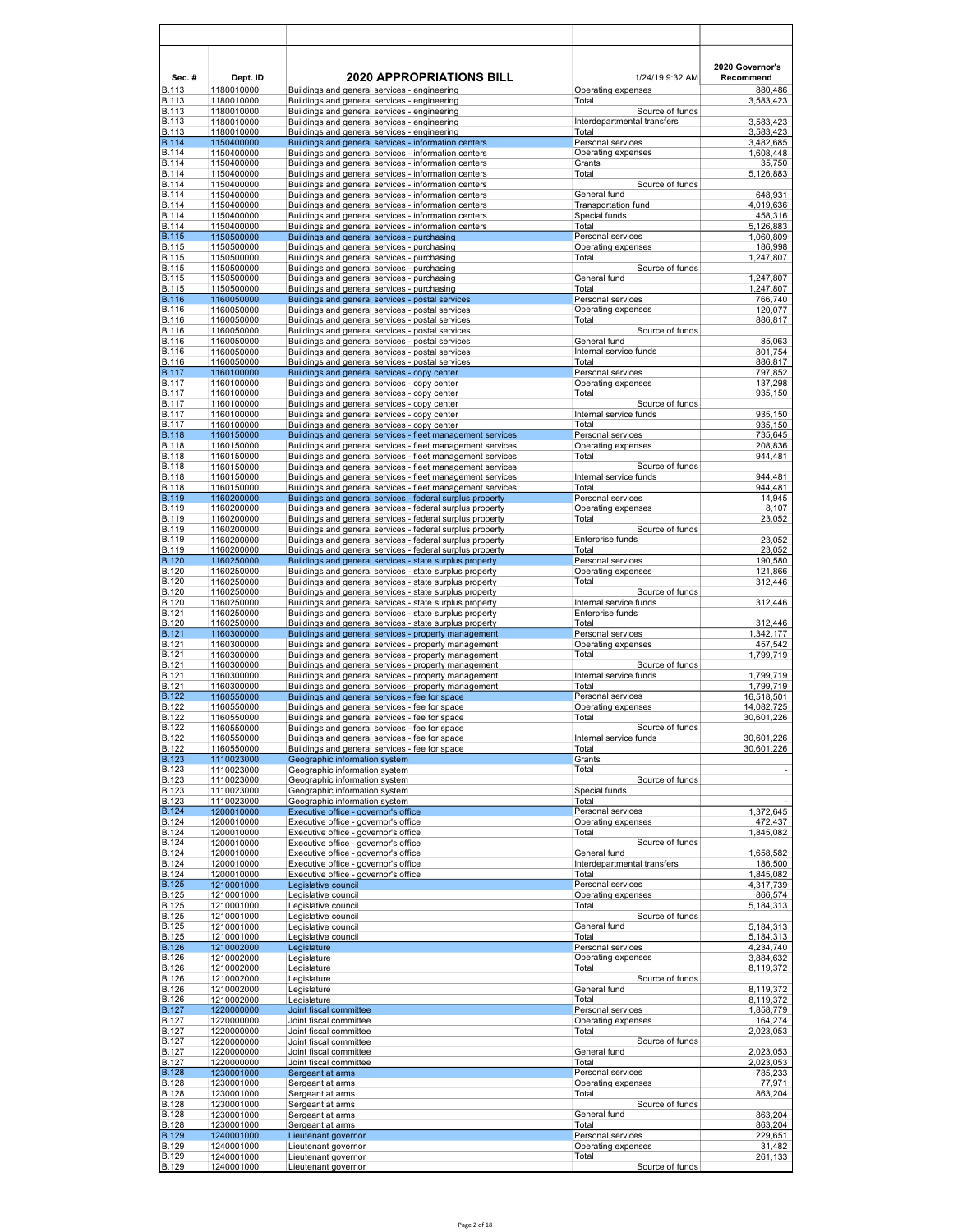| Sec. # | Dept. ID | 2020 APPROPRIATIONS BILL | 1/24/19 9:32 AM | 2020 Governor's Recommend |
|---|---|---|---|---|
| B.113 | 1180010000 | Buildings and general services - engineering | Operating expenses | 880,486 |
| B.113 | 1180010000 | Buildings and general services - engineering | Total | 3,583,423 |
| B.113 | 1180010000 | Buildings and general services - engineering | Source of funds | |
| B.113 | 1180010000 | Buildings and general services - engineering | Interdepartmental transfers | 3,583,423 |
| B.113 | 1180010000 | Buildings and general services - engineering | Total | 3,583,423 |
| B.114 | 1150400000 | Buildings and general services - information centers | Personal services | 3,482,685 |
| B.114 | 1150400000 | Buildings and general services - information centers | Operating expenses | 1,608,448 |
| B.114 | 1150400000 | Buildings and general services - information centers | Grants | 35,750 |
| B.114 | 1150400000 | Buildings and general services - information centers | Total | 5,126,883 |
| B.114 | 1150400000 | Buildings and general services - information centers | Source of funds | |
| B.114 | 1150400000 | Buildings and general services - information centers | General fund | 648,931 |
| B.114 | 1150400000 | Buildings and general services - information centers | Transportation fund | 4,019,636 |
| B.114 | 1150400000 | Buildings and general services - information centers | Special funds | 458,316 |
| B.114 | 1150400000 | Buildings and general services - information centers | Total | 5,126,883 |
| B.115 | 1150500000 | Buildings and general services - purchasing | Personal services | 1,060,809 |
| B.115 | 1150500000 | Buildings and general services - purchasing | Operating expenses | 186,998 |
| B.115 | 1150500000 | Buildings and general services - purchasing | Total | 1,247,807 |
| B.115 | 1150500000 | Buildings and general services - purchasing | Source of funds | |
| B.115 | 1150500000 | Buildings and general services - purchasing | General fund | 1,247,807 |
| B.115 | 1150500000 | Buildings and general services - purchasing | Total | 1,247,807 |
| B.116 | 1160050000 | Buildings and general services - postal services | Personal services | 766,740 |
| B.116 | 1160050000 | Buildings and general services - postal services | Operating expenses | 120,077 |
| B.116 | 1160050000 | Buildings and general services - postal services | Total | 886,817 |
| B.116 | 1160050000 | Buildings and general services - postal services | Source of funds | |
| B.116 | 1160050000 | Buildings and general services - postal services | General fund | 85,063 |
| B.116 | 1160050000 | Buildings and general services - postal services | Internal service funds | 801,754 |
| B.116 | 1160050000 | Buildings and general services - postal services | Total | 886,817 |
| B.117 | 1160100000 | Buildings and general services - copy center | Personal services | 797,852 |
| B.117 | 1160100000 | Buildings and general services - copy center | Operating expenses | 137,298 |
| B.117 | 1160100000 | Buildings and general services - copy center | Total | 935,150 |
| B.117 | 1160100000 | Buildings and general services - copy center | Source of funds | |
| B.117 | 1160100000 | Buildings and general services - copy center | Internal service funds | 935,150 |
| B.117 | 1160100000 | Buildings and general services - copy center | Total | 935,150 |
| B.118 | 1160150000 | Buildings and general services - fleet management services | Personal services | 735,645 |
| B.118 | 1160150000 | Buildings and general services - fleet management services | Operating expenses | 208,836 |
| B.118 | 1160150000 | Buildings and general services - fleet management services | Total | 944,481 |
| B.118 | 1160150000 | Buildings and general services - fleet management services | Source of funds | |
| B.118 | 1160150000 | Buildings and general services - fleet management services | Internal service funds | 944,481 |
| B.118 | 1160150000 | Buildings and general services - fleet management services | Total | 944,481 |
| B.119 | 1160200000 | Buildings and general services - federal surplus property | Personal services | 14,945 |
| B.119 | 1160200000 | Buildings and general services - federal surplus property | Operating expenses | 8,107 |
| B.119 | 1160200000 | Buildings and general services - federal surplus property | Total | 23,052 |
| B.119 | 1160200000 | Buildings and general services - federal surplus property | Source of funds | |
| B.119 | 1160200000 | Buildings and general services - federal surplus property | Enterprise funds | 23,052 |
| B.119 | 1160200000 | Buildings and general services - federal surplus property | Total | 23,052 |
| B.120 | 1160250000 | Buildings and general services - state surplus property | Personal services | 190,580 |
| B.120 | 1160250000 | Buildings and general services - state surplus property | Operating expenses | 121,866 |
| B.120 | 1160250000 | Buildings and general services - state surplus property | Total | 312,446 |
| B.120 | 1160250000 | Buildings and general services - state surplus property | Source of funds | |
| B.120 | 1160250000 | Buildings and general services - state surplus property | Internal service funds | 312,446 |
| B.121 | 1160250000 | Buildings and general services - state surplus property | Enterprise funds | |
| B.120 | 1160250000 | Buildings and general services - state surplus property | Total | 312,446 |
| B.121 | 1160300000 | Buildings and general services - property management | Personal services | 1,342,177 |
| B.121 | 1160300000 | Buildings and general services - property management | Operating expenses | 457,542 |
| B.121 | 1160300000 | Buildings and general services - property management | Total | 1,799,719 |
| B.121 | 1160300000 | Buildings and general services - property management | Source of funds | |
| B.121 | 1160300000 | Buildings and general services - property management | Internal service funds | 1,799,719 |
| B.121 | 1160300000 | Buildings and general services - property management | Total | 1,799,719 |
| B.122 | 1160550000 | Buildings and general services - fee for space | Personal services | 16,518,501 |
| B.122 | 1160550000 | Buildings and general services - fee for space | Operating expenses | 14,082,725 |
| B.122 | 1160550000 | Buildings and general services - fee for space | Total | 30,601,226 |
| B.122 | 1160550000 | Buildings and general services - fee for space | Source of funds | |
| B.122 | 1160550000 | Buildings and general services - fee for space | Internal service funds | 30,601,226 |
| B.122 | 1160550000 | Buildings and general services - fee for space | Total | 30,601,226 |
| B.123 | 1110023000 | Geographic information system | Grants | |
| B.123 | 1110023000 | Geographic information system | Total | - |
| B.123 | 1110023000 | Geographic information system | Source of funds | |
| B.123 | 1110023000 | Geographic information system | Special funds | |
| B.123 | 1110023000 | Geographic information system | Total | - |
| B.124 | 1200010000 | Executive office - governor's office | Personal services | 1,372,645 |
| B.124 | 1200010000 | Executive office - governor's office | Operating expenses | 472,437 |
| B.124 | 1200010000 | Executive office - governor's office | Total | 1,845,082 |
| B.124 | 1200010000 | Executive office - governor's office | Source of funds | |
| B.124 | 1200010000 | Executive office - governor's office | General fund | 1,658,582 |
| B.124 | 1200010000 | Executive office - governor's office | Interdepartmental transfers | 186,500 |
| B.124 | 1200010000 | Executive office - governor's office | Total | 1,845,082 |
| B.125 | 1210001000 | Legislative council | Personal services | 4,317,739 |
| B.125 | 1210001000 | Legislative council | Operating expenses | 866,574 |
| B.125 | 1210001000 | Legislative council | Total | 5,184,313 |
| B.125 | 1210001000 | Legislative council | Source of funds | |
| B.125 | 1210001000 | Legislative council | General fund | 5,184,313 |
| B.125 | 1210001000 | Legislative council | Total | 5,184,313 |
| B.126 | 1210002000 | Legislature | Personal services | 4,234,740 |
| B.126 | 1210002000 | Legislature | Operating expenses | 3,884,632 |
| B.126 | 1210002000 | Legislature | Total | 8,119,372 |
| B.126 | 1210002000 | Legislature | Source of funds | |
| B.126 | 1210002000 | Legislature | General fund | 8,119,372 |
| B.126 | 1210002000 | Legislature | Total | 8,119,372 |
| B.127 | 1220000000 | Joint fiscal committee | Personal services | 1,858,779 |
| B.127 | 1220000000 | Joint fiscal committee | Operating expenses | 164,274 |
| B.127 | 1220000000 | Joint fiscal committee | Total | 2,023,053 |
| B.127 | 1220000000 | Joint fiscal committee | Source of funds | |
| B.127 | 1220000000 | Joint fiscal committee | General fund | 2,023,053 |
| B.127 | 1220000000 | Joint fiscal committee | Total | 2,023,053 |
| B.128 | 1230001000 | Sergeant at arms | Personal services | 785,233 |
| B.128 | 1230001000 | Sergeant at arms | Operating expenses | 77,971 |
| B.128 | 1230001000 | Sergeant at arms | Total | 863,204 |
| B.128 | 1230001000 | Sergeant at arms | Source of funds | |
| B.128 | 1230001000 | Sergeant at arms | General fund | 863,204 |
| B.128 | 1230001000 | Sergeant at arms | Total | 863,204 |
| B.129 | 1240001000 | Lieutenant governor | Personal services | 229,651 |
| B.129 | 1240001000 | Lieutenant governor | Operating expenses | 31,482 |
| B.129 | 1240001000 | Lieutenant governor | Total | 261,133 |
| B.129 | 1240001000 | Lieutenant governor | Source of funds | |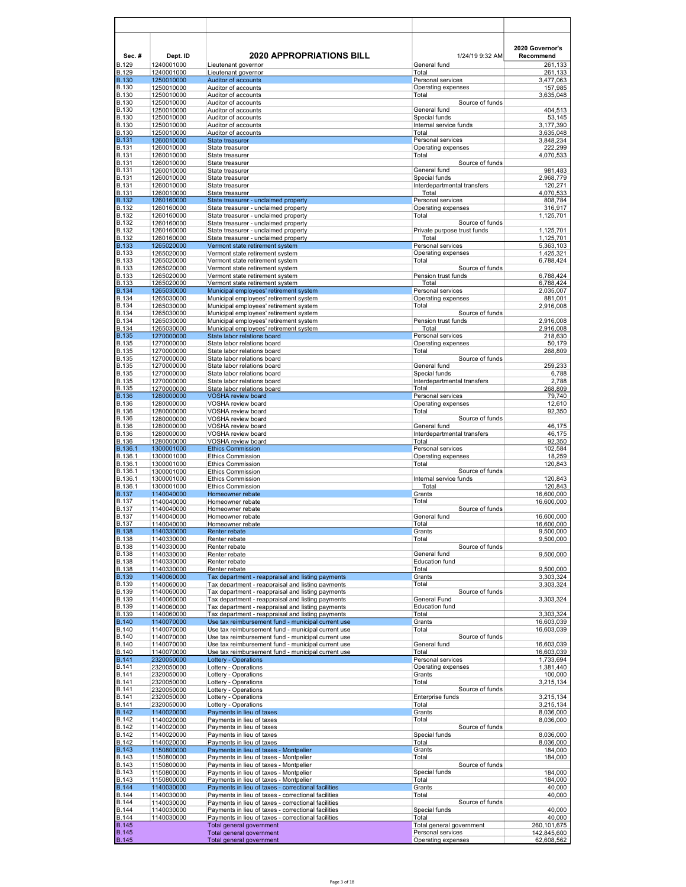| Sec. # | Dept. ID | 2020 APPROPRIATIONS BILL | 1/24/19 9:32 AM | 2020 Governor's Recommend |
|---|---|---|---|---|
| B.129 | 1240001000 | Lieutenant governor | General fund | 261,133 |
| B.129 | 1240001000 | Lieutenant governor | Total | 261,133 |
| B.130 | 1250010000 | Auditor of accounts | Personal services | 3,477,063 |
| B.130 | 1250010000 | Auditor of accounts | Operating expenses | 157,985 |
| B.130 | 1250010000 | Auditor of accounts | Total | 3,635,048 |
| B.130 | 1250010000 | Auditor of accounts | Source of funds | |
| B.130 | 1250010000 | Auditor of accounts | General fund | 404,513 |
| B.130 | 1250010000 | Auditor of accounts | Special funds | 53,145 |
| B.130 | 1250010000 | Auditor of accounts | Internal service funds | 3,177,390 |
| B.130 | 1250010000 | Auditor of accounts | Total | 3,635,048 |
| B.131 | 1260010000 | State treasurer | Personal services | 3,848,234 |
| B.131 | 1260010000 | State treasurer | Operating expenses | 222,299 |
| B.131 | 1260010000 | State treasurer | Total | 4,070,533 |
| B.131 | 1260010000 | State treasurer | Source of funds | |
| B.131 | 1260010000 | State treasurer | General fund | 981,483 |
| B.131 | 1260010000 | State treasurer | Special funds | 2,968,779 |
| B.131 | 1260010000 | State treasurer | Interdepartmental transfers | 120,271 |
| B.131 | 1260010000 | State treasurer | Total | 4,070,533 |
| B.132 | 1260160000 | State treasurer - unclaimed property | Personal services | 808,784 |
| B.132 | 1260160000 | State treasurer - unclaimed property | Operating expenses | 316,917 |
| B.132 | 1260160000 | State treasurer - unclaimed property | Total | 1,125,701 |
| B.132 | 1260160000 | State treasurer - unclaimed property | Source of funds | |
| B.132 | 1260160000 | State treasurer - unclaimed property | Private purpose trust funds | 1,125,701 |
| B.132 | 1260160000 | State treasurer - unclaimed property | Total | 1,125,701 |
| B.133 | 1265020000 | Vermont state retirement system | Personal services | 5,363,103 |
| B.133 | 1265020000 | Vermont state retirement system | Operating expenses | 1,425,321 |
| B.133 | 1265020000 | Vermont state retirement system | Total | 6,788,424 |
| B.133 | 1265020000 | Vermont state retirement system | Source of funds | |
| B.133 | 1265020000 | Vermont state retirement system | Pension trust funds | 6,788,424 |
| B.133 | 1265020000 | Vermont state retirement system | Total | 6,788,424 |
| B.134 | 1265030000 | Municipal employees' retirement system | Personal services | 2,035,007 |
| B.134 | 1265030000 | Municipal employees' retirement system | Operating expenses | 881,001 |
| B.134 | 1265030000 | Municipal employees' retirement system | Total | 2,916,008 |
| B.134 | 1265030000 | Municipal employees' retirement system | Source of funds | |
| B.134 | 1265030000 | Municipal employees' retirement system | Pension trust funds | 2,916,008 |
| B.134 | 1265030000 | Municipal employees' retirement system | Total | 2,916,008 |
| B.135 | 1270000000 | State labor relations board | Personal services | 218,630 |
| B.135 | 1270000000 | State labor relations board | Operating expenses | 50,179 |
| B.135 | 1270000000 | State labor relations board | Total | 268,809 |
| B.135 | 1270000000 | State labor relations board | Source of funds | |
| B.135 | 1270000000 | State labor relations board | General fund | 259,233 |
| B.135 | 1270000000 | State labor relations board | Special funds | 6,788 |
| B.135 | 1270000000 | State labor relations board | Interdepartmental transfers | 2,788 |
| B.135 | 1270000000 | State labor relations board | Total | 268,809 |
| B.136 | 1280000000 | VOSHA review board | Personal services | 79,740 |
| B.136 | 1280000000 | VOSHA review board | Operating expenses | 12,610 |
| B.136 | 1280000000 | VOSHA review board | Total | 92,350 |
| B.136 | 1280000000 | VOSHA review board | Source of funds | |
| B.136 | 1280000000 | VOSHA review board | General fund | 46,175 |
| B.136 | 1280000000 | VOSHA review board | Interdepartmental transfers | 46,175 |
| B.136 | 1280000000 | VOSHA review board | Total | 92,350 |
| B.136.1 | 1300001000 | Ethics Commission | Personal services | 102,584 |
| B.136.1 | 1300001000 | Ethics Commission | Operating expenses | 18,259 |
| B.136.1 | 1300001000 | Ethics Commission | Total | 120,843 |
| B.136.1 | 1300001000 | Ethics Commission | Source of funds | |
| B.136.1 | 1300001000 | Ethics Commission | Internal service funds | 120,843 |
| B.136.1 | 1300001000 | Ethics Commission | Total | 120,843 |
| B.137 | 1140040000 | Homeowner rebate | Grants | 16,600,000 |
| B.137 | 1140040000 | Homeowner rebate | Total | 16,600,000 |
| B.137 | 1140040000 | Homeowner rebate | Source of funds | |
| B.137 | 1140040000 | Homeowner rebate | General fund | 16,600,000 |
| B.137 | 1140040000 | Homeowner rebate | Total | 16,600,000 |
| B.138 | 1140330000 | Renter rebate | Grants | 9,500,000 |
| B.138 | 1140330000 | Renter rebate | Total | 9,500,000 |
| B.138 | 1140330000 | Renter rebate | Source of funds | |
| B.138 | 1140330000 | Renter rebate | General fund | 9,500,000 |
| B.138 | 1140330000 | Renter rebate | Education fund | |
| B.138 | 1140330000 | Renter rebate | Total | 9,500,000 |
| B.139 | 1140060000 | Tax department - reappraisal and listing payments | Grants | 3,303,324 |
| B.139 | 1140060000 | Tax department - reappraisal and listing payments | Total | 3,303,324 |
| B.139 | 1140060000 | Tax department - reappraisal and listing payments | Source of funds | |
| B.139 | 1140060000 | Tax department - reappraisal and listing payments | General Fund | 3,303,324 |
| B.139 | 1140060000 | Tax department - reappraisal and listing payments | Education fund | |
| B.139 | 1140060000 | Tax department - reappraisal and listing payments | Total | 3,303,324 |
| B.140 | 1140070000 | Use tax reimbursement fund - municipal current use | Grants | 16,603,039 |
| B.140 | 1140070000 | Use tax reimbursement fund - municipal current use | Total | 16,603,039 |
| B.140 | 1140070000 | Use tax reimbursement fund - municipal current use | Source of funds | |
| B.140 | 1140070000 | Use tax reimbursement fund - municipal current use | General fund | 16,603,039 |
| B.140 | 1140070000 | Use tax reimbursement fund - municipal current use | Total | 16,603,039 |
| B.141 | 2320050000 | Lottery - Operations | Personal services | 1,733,694 |
| B.141 | 2320050000 | Lottery - Operations | Operating expenses | 1,381,440 |
| B.141 | 2320050000 | Lottery - Operations | Grants | 100,000 |
| B.141 | 2320050000 | Lottery - Operations | Total | 3,215,134 |
| B.141 | 2320050000 | Lottery - Operations | Source of funds | |
| B.141 | 2320050000 | Lottery - Operations | Enterprise funds | 3,215,134 |
| B.141 | 2320050000 | Lottery - Operations | Total | 3,215,134 |
| B.142 | 1140020000 | Payments in lieu of taxes | Grants | 8,036,000 |
| B.142 | 1140020000 | Payments in lieu of taxes | Total | 8,036,000 |
| B.142 | 1140020000 | Payments in lieu of taxes | Source of funds | |
| B.142 | 1140020000 | Payments in lieu of taxes | Special funds | 8,036,000 |
| B.142 | 1140020000 | Payments in lieu of taxes | Total | 8,036,000 |
| B.143 | 1150800000 | Payments in lieu of taxes - Montpelier | Grants | 184,000 |
| B.143 | 1150800000 | Payments in lieu of taxes - Montpelier | Total | 184,000 |
| B.143 | 1150800000 | Payments in lieu of taxes - Montpelier | Source of funds | |
| B.143 | 1150800000 | Payments in lieu of taxes - Montpelier | Special funds | 184,000 |
| B.143 | 1150800000 | Payments in lieu of taxes - Montpelier | Total | 184,000 |
| B.144 | 1140030000 | Payments in lieu of taxes - correctional facilities | Grants | 40,000 |
| B.144 | 1140030000 | Payments in lieu of taxes - correctional facilities | Total | 40,000 |
| B.144 | 1140030000 | Payments in lieu of taxes - correctional facilities | Source of funds | |
| B.144 | 1140030000 | Payments in lieu of taxes - correctional facilities | Special funds | 40,000 |
| B.144 | 1140030000 | Payments in lieu of taxes - correctional facilities | Total | 40,000 |
| B.145 | | Total general government | Total general government | 260,101,675 |
| B.145 | | Total general government | Personal services | 142,845,600 |
| B.145 | | Total general government | Operating expenses | 62,608,562 |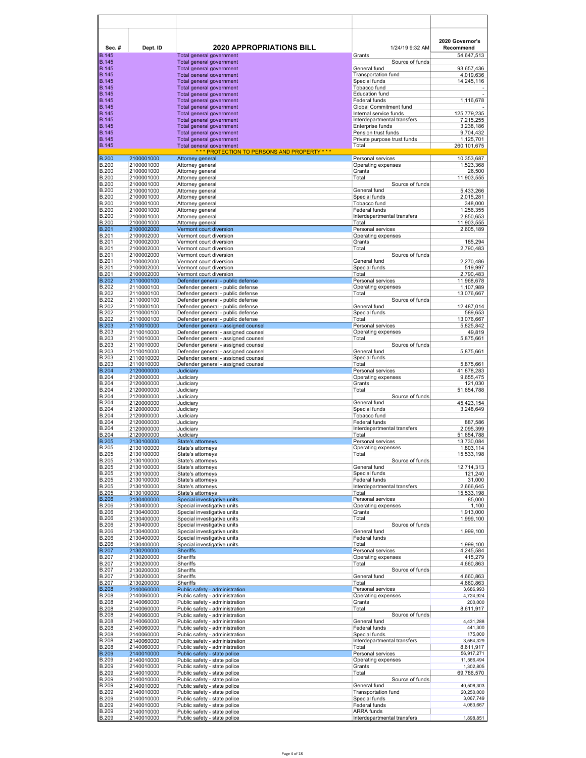| Sec. # | Dept. ID | 2020 APPROPRIATIONS BILL | 1/24/19 9:32 AM | 2020 Governor's Recommend |
|---|---|---|---|---|
| B.145 | | Total general government | Grants | 54,647,513 |
| B.145 | | Total general government | Source of funds | |
| B.145 | | Total general government | General fund | 93,657,436 |
| B.145 | | Total general government | Transportation fund | 4,019,636 |
| B.145 | | Total general government | Special funds | 14,245,116 |
| B.145 | | Total general government | Tobacco fund | - |
| B.145 | | Total general government | Education fund | - |
| B.145 | | Total general government | Federal funds | 1,116,678 |
| B.145 | | Total general government | Global Commitment fund | - |
| B.145 | | Total general government | Internal service funds | 125,779,235 |
| B.145 | | Total general government | Interdepartmental transfers | 7,215,255 |
| B.145 | | Total general government | Enterprise funds | 3,238,186 |
| B.145 | | Total general government | Pension trust funds | 9,704,432 |
| B.145 | | Total general government | Private purpose trust funds | 1,125,701 |
| B.145 | | Total general government | Total | 260,101,675 |
| | | *** PROTECTION TO PERSONS AND PROPERTY *** | | |
| B.200 | 2100001000 | Attorney general | Personal services | 10,353,687 |
| B.200 | 2100001000 | Attorney general | Operating expenses | 1,523,368 |
| B.200 | 2100001000 | Attorney general | Grants | 26,500 |
| B.200 | 2100001000 | Attorney general | Total | 11,903,555 |
| B.200 | 2100001000 | Attorney general | Source of funds | |
| B.200 | 2100001000 | Attorney general | General fund | 5,433,266 |
| B.200 | 2100001000 | Attorney general | Special funds | 2,015,281 |
| B.200 | 2100001000 | Attorney general | Tobacco fund | 348,000 |
| B.200 | 2100001000 | Attorney general | Federal funds | 1,256,355 |
| B.200 | 2100001000 | Attorney general | Interdepartmental transfers | 2,850,653 |
| B.200 | 2100001000 | Attorney general | Total | 11,903,555 |
| B.201 | 2100002000 | Vermont court diversion | Personal services | 2,605,189 |
| B.201 | 2100002000 | Vermont court diversion | Operating expenses | |
| B.201 | 2100002000 | Vermont court diversion | Grants | 185,294 |
| B.201 | 2100002000 | Vermont court diversion | Total | 2,790,483 |
| B.201 | 2100002000 | Vermont court diversion | Source of funds | |
| B.201 | 2100002000 | Vermont court diversion | General fund | 2,270,486 |
| B.201 | 2100002000 | Vermont court diversion | Special funds | 519,997 |
| B.201 | 2100002000 | Vermont court diversion | Total | 2,790,483 |
| B.202 | 2110000100 | Defender general - public defense | Personal services | 11,968,678 |
| B.202 | 2110000100 | Defender general - public defense | Operating expenses | 1,107,989 |
| B.202 | 2110000100 | Defender general - public defense | Total | 13,076,667 |
| B.202 | 2110000100 | Defender general - public defense | Source of funds | |
| B.202 | 2110000100 | Defender general - public defense | General fund | 12,487,014 |
| B.202 | 2110000100 | Defender general - public defense | Special funds | 589,653 |
| B.202 | 2110000100 | Defender general - public defense | Total | 13,076,667 |
| B.203 | 2110010000 | Defender general - assigned counsel | Personal services | 5,825,842 |
| B.203 | 2110010000 | Defender general - assigned counsel | Operating expenses | 49,819 |
| B.203 | 2110010000 | Defender general - assigned counsel | Total | 5,875,661 |
| B.203 | 2110010000 | Defender general - assigned counsel | Source of funds | |
| B.203 | 2110010000 | Defender general - assigned counsel | General fund | 5,875,661 |
| B.203 | 2110010000 | Defender general - assigned counsel | Special funds | |
| B.203 | 2110010000 | Defender general - assigned counsel | Total | 5,875,661 |
| B.204 | 2120000000 | Judiciary | Personal services | 41,878,283 |
| B.204 | 2120000000 | Judiciary | Operating expenses | 9,655,475 |
| B.204 | 2120000000 | Judiciary | Grants | 121,030 |
| B.204 | 2120000000 | Judiciary | Total | 51,654,788 |
| B.204 | 2120000000 | Judiciary | Source of funds | |
| B.204 | 2120000000 | Judiciary | General fund | 45,423,154 |
| B.204 | 2120000000 | Judiciary | Special funds | 3,248,649 |
| B.204 | 2120000000 | Judiciary | Tobacco fund | |
| B.204 | 2120000000 | Judiciary | Federal funds | 887,586 |
| B.204 | 2120000000 | Judiciary | Interdepartmental transfers | 2,095,399 |
| B.204 | 2120000000 | Judiciary | Total | 51,654,788 |
| B.205 | 2130100000 | State's attorneys | Personal services | 13,730,084 |
| B.205 | 2130100000 | State's attorneys | Operating expenses | 1,803,114 |
| B.205 | 2130100000 | State's attorneys | Total | 15,533,198 |
| B.205 | 2130100000 | State's attorneys | Source of funds | |
| B.205 | 2130100000 | State's attorneys | General fund | 12,714,313 |
| B.205 | 2130100000 | State's attorneys | Special funds | 121,240 |
| B.205 | 2130100000 | State's attorneys | Federal funds | 31,000 |
| B.205 | 2130100000 | State's attorneys | Interdepartmental transfers | 2,666,645 |
| B.205 | 2130100000 | State's attorneys | Total | 15,533,198 |
| B.206 | 2130400000 | Special investigative units | Personal services | 85,000 |
| B.206 | 2130400000 | Special investigative units | Operating expenses | 1,100 |
| B.206 | 2130400000 | Special investigative units | Grants | 1,913,000 |
| B.206 | 2130400000 | Special investigative units | Total | 1,999,100 |
| B.206 | 2130400000 | Special investigative units | Source of funds | |
| B.206 | 2130400000 | Special investigative units | General fund | 1,999,100 |
| B.206 | 2130400000 | Special investigative units | Federal funds | |
| B.206 | 2130400000 | Special investigative units | Total | 1,999,100 |
| B.207 | 2130200000 | Sheriffs | Personal services | 4,245,584 |
| B.207 | 2130200000 | Sheriffs | Operating expenses | 415,279 |
| B.207 | 2130200000 | Sheriffs | Total | 4,660,863 |
| B.207 | 2130200000 | Sheriffs | Source of funds | |
| B.207 | 2130200000 | Sheriffs | General fund | 4,660,863 |
| B.207 | 2130200000 | Sheriffs | Total | 4,660,863 |
| B.208 | 2140060000 | Public safety - administration | Personal services | 3,686,993 |
| B.208 | 2140060000 | Public safety - administration | Operating expenses | 4,724,924 |
| B.208 | 2140060000 | Public safety - administration | Grants | 200,000 |
| B.208 | 2140060000 | Public safety - administration | Total | 8,611,917 |
| B.208 | 2140060000 | Public safety - administration | Source of funds | |
| B.208 | 2140060000 | Public safety - administration | General fund | 4,431,288 |
| B.208 | 2140060000 | Public safety - administration | Federal funds | 441,300 |
| B.208 | 2140060000 | Public safety - administration | Special funds | 175,000 |
| B.208 | 2140060000 | Public safety - administration | Interdepartmental transfers | 3,564,329 |
| B.208 | 2140060000 | Public safety - administration | Total | 8,611,917 |
| B.209 | 2140010000 | Public safety - state police | Personal services | 56,917,271 |
| B.209 | 2140010000 | Public safety - state police | Operating expenses | 11,566,494 |
| B.209 | 2140010000 | Public safety - state police | Grants | 1,302,805 |
| B.209 | 2140010000 | Public safety - state police | Total | 69,786,570 |
| B.209 | 2140010000 | Public safety - state police | Source of funds | |
| B.209 | 2140010000 | Public safety - state police | General fund | 40,506,303 |
| B.209 | 2140010000 | Public safety - state police | Transportation fund | 20,250,000 |
| B.209 | 2140010000 | Public safety - state police | Special funds | 3,067,749 |
| B.209 | 2140010000 | Public safety - state police | Federal funds | 4,063,667 |
| B.209 | 2140010000 | Public safety - state police | ARRA funds | |
| B.209 | 2140010000 | Public safety - state police | Interdepartmental transfers | 1,898,851 |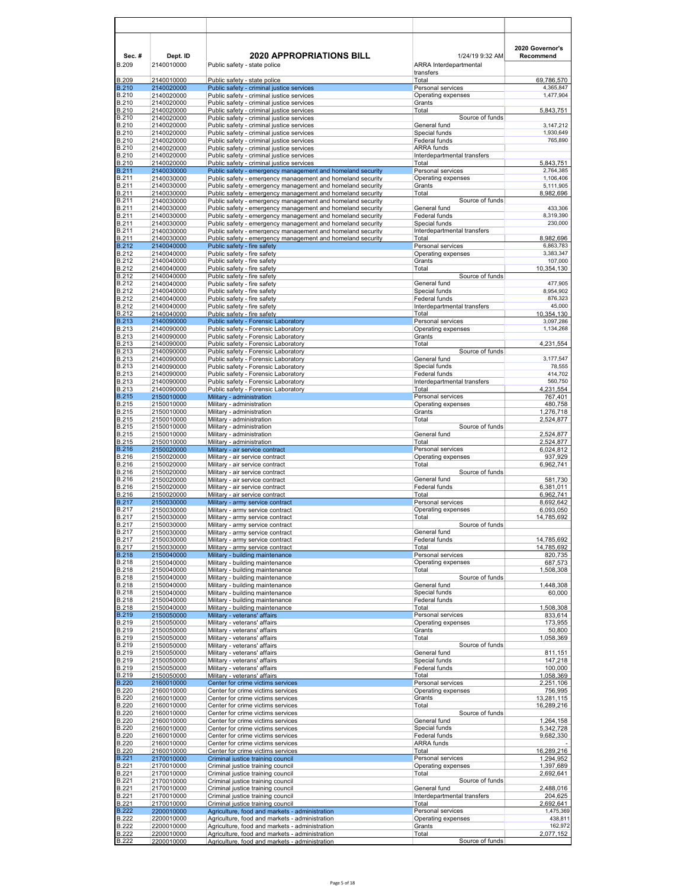| Sec. # | Dept. ID | 2020 APPROPRIATIONS BILL | 1/24/19 9:32 AM | 2020 Governor's Recommend |
|---|---|---|---|---|
| B.209 | 2140010000 | Public safety - state police | ARRA Interdepartmental transfers | |
| B.209 | 2140010000 | Public safety - state police | Total | 69,786,570 |
| B.210 | 2140020000 | Public safety - criminal justice services | Personal services | 4,365,847 |
| B.210 | 2140020000 | Public safety - criminal justice services | Operating expenses | 1,477,904 |
| B.210 | 2140020000 | Public safety - criminal justice services | Grants | |
| B.210 | 2140020000 | Public safety - criminal justice services | Total | 5,843,751 |
| B.210 | 2140020000 | Public safety - criminal justice services | Source of funds | |
| B.210 | 2140020000 | Public safety - criminal justice services | General fund | 3,147,212 |
| B.210 | 2140020000 | Public safety - criminal justice services | Special funds | 1,930,649 |
| B.210 | 2140020000 | Public safety - criminal justice services | Federal funds | 765,890 |
| B.210 | 2140020000 | Public safety - criminal justice services | ARRA funds | |
| B.210 | 2140020000 | Public safety - criminal justice services | Interdepartmental transfers | |
| B.210 | 2140020000 | Public safety - criminal justice services | Total | 5,843,751 |
| B.211 | 2140030000 | Public safety - emergency management and homeland security | Personal services | 2,764,385 |
| B.211 | 2140030000 | Public safety - emergency management and homeland security | Operating expenses | 1,106,406 |
| B.211 | 2140030000 | Public safety - emergency management and homeland security | Grants | 5,111,905 |
| B.211 | 2140030000 | Public safety - emergency management and homeland security | Total | 8,982,696 |
| B.211 | 2140030000 | Public safety - emergency management and homeland security | Source of funds | |
| B.211 | 2140030000 | Public safety - emergency management and homeland security | General fund | 433,306 |
| B.211 | 2140030000 | Public safety - emergency management and homeland security | Federal funds | 8,319,390 |
| B.211 | 2140030000 | Public safety - emergency management and homeland security | Special funds | 230,000 |
| B.211 | 2140030000 | Public safety - emergency management and homeland security | Interdepartmental transfers | |
| B.211 | 2140030000 | Public safety - emergency management and homeland security | Total | 8,982,696 |
| B.212 | 2140040000 | Public safety - fire safety | Personal services | 6,863,783 |
| B.212 | 2140040000 | Public safety - fire safety | Operating expenses | 3,383,347 |
| B.212 | 2140040000 | Public safety - fire safety | Grants | 107,000 |
| B.212 | 2140040000 | Public safety - fire safety | Total | 10,354,130 |
| B.212 | 2140040000 | Public safety - fire safety | Source of funds | |
| B.212 | 2140040000 | Public safety - fire safety | General fund | 477,905 |
| B.212 | 2140040000 | Public safety - fire safety | Special funds | 8,954,902 |
| B.212 | 2140040000 | Public safety - fire safety | Federal funds | 876,323 |
| B.212 | 2140040000 | Public safety - fire safety | Interdepartmental transfers | 45,000 |
| B.212 | 2140040000 | Public safety - fire safety | Total | 10,354,130 |
| B.213 | 2140090000 | Public safety - Forensic Laboratory | Personal services | 3,097,286 |
| B.213 | 2140090000 | Public safety - Forensic Laboratory | Operating expenses | 1,134,268 |
| B.213 | 2140090000 | Public safety - Forensic Laboratory | Grants | |
| B.213 | 2140090000 | Public safety - Forensic Laboratory | Total | 4,231,554 |
| B.213 | 2140090000 | Public safety - Forensic Laboratory | Source of funds | |
| B.213 | 2140090000 | Public safety - Forensic Laboratory | General fund | 3,177,547 |
| B.213 | 2140090000 | Public safety - Forensic Laboratory | Special funds | 78,555 |
| B.213 | 2140090000 | Public safety - Forensic Laboratory | Federal funds | 414,702 |
| B.213 | 2140090000 | Public safety - Forensic Laboratory | Interdepartmental transfers | 560,750 |
| B.213 | 2140090000 | Public safety - Forensic Laboratory | Total | 4,231,554 |
| B.215 | 2150010000 | Military - administration | Personal services | 767,401 |
| B.215 | 2150010000 | Military - administration | Operating expenses | 480,758 |
| B.215 | 2150010000 | Military - administration | Grants | 1,276,718 |
| B.215 | 2150010000 | Military - administration | Total | 2,524,877 |
| B.215 | 2150010000 | Military - administration | Source of funds | |
| B.215 | 2150010000 | Military - administration | General fund | 2,524,877 |
| B.215 | 2150010000 | Military - administration | Total | 2,524,877 |
| B.216 | 2150020000 | Military - air service contract | Personal services | 6,024,812 |
| B.216 | 2150020000 | Military - air service contract | Operating expenses | 937,929 |
| B.216 | 2150020000 | Military - air service contract | Total | 6,962,741 |
| B.216 | 2150020000 | Military - air service contract | Source of funds | |
| B.216 | 2150020000 | Military - air service contract | General fund | 581,730 |
| B.216 | 2150020000 | Military - air service contract | Federal funds | 6,381,011 |
| B.216 | 2150020000 | Military - air service contract | Total | 6,962,741 |
| B.217 | 2150030000 | Military - army service contract | Personal services | 8,692,642 |
| B.217 | 2150030000 | Military - army service contract | Operating expenses | 6,093,050 |
| B.217 | 2150030000 | Military - army service contract | Total | 14,785,692 |
| B.217 | 2150030000 | Military - army service contract | Source of funds | |
| B.217 | 2150030000 | Military - army service contract | General fund | |
| B.217 | 2150030000 | Military - army service contract | Federal funds | 14,785,692 |
| B.217 | 2150030000 | Military - army service contract | Total | 14,785,692 |
| B.218 | 2150040000 | Military - building maintenance | Personal services | 820,735 |
| B.218 | 2150040000 | Military - building maintenance | Operating expenses | 687,573 |
| B.218 | 2150040000 | Military - building maintenance | Total | 1,508,308 |
| B.218 | 2150040000 | Military - building maintenance | Source of funds | |
| B.218 | 2150040000 | Military - building maintenance | General fund | 1,448,308 |
| B.218 | 2150040000 | Military - building maintenance | Special funds | 60,000 |
| B.218 | 2150040000 | Military - building maintenance | Federal funds | |
| B.218 | 2150040000 | Military - building maintenance | Total | 1,508,308 |
| B.219 | 2150050000 | Military - veterans' affairs | Personal services | 833,614 |
| B.219 | 2150050000 | Military - veterans' affairs | Operating expenses | 173,955 |
| B.219 | 2150050000 | Military - veterans' affairs | Grants | 50,800 |
| B.219 | 2150050000 | Military - veterans' affairs | Total | 1,058,369 |
| B.219 | 2150050000 | Military - veterans' affairs | Source of funds | |
| B.219 | 2150050000 | Military - veterans' affairs | General fund | 811,151 |
| B.219 | 2150050000 | Military - veterans' affairs | Special funds | 147,218 |
| B.219 | 2150050000 | Military - veterans' affairs | Federal funds | 100,000 |
| B.219 | 2150050000 | Military - veterans' affairs | Total | 1,058,369 |
| B.220 | 2160010000 | Center for crime victims services | Personal services | 2,251,106 |
| B.220 | 2160010000 | Center for crime victims services | Operating expenses | 756,995 |
| B.220 | 2160010000 | Center for crime victims services | Grants | 13,281,115 |
| B.220 | 2160010000 | Center for crime victims services | Total | 16,289,216 |
| B.220 | 2160010000 | Center for crime victims services | Source of funds | |
| B.220 | 2160010000 | Center for crime victims services | General fund | 1,264,158 |
| B.220 | 2160010000 | Center for crime victims services | Special funds | 5,342,728 |
| B.220 | 2160010000 | Center for crime victims services | Federal funds | 9,682,330 |
| B.220 | 2160010000 | Center for crime victims services | ARRA funds | - |
| B.220 | 2160010000 | Center for crime victims services | Total | 16,289,216 |
| B.221 | 2170010000 | Criminal justice training council | Personal services | 1,294,952 |
| B.221 | 2170010000 | Criminal justice training council | Operating expenses | 1,397,689 |
| B.221 | 2170010000 | Criminal justice training council | Total | 2,692,641 |
| B.221 | 2170010000 | Criminal justice training council | Source of funds | |
| B.221 | 2170010000 | Criminal justice training council | General fund | 2,488,016 |
| B.221 | 2170010000 | Criminal justice training council | Interdepartmental transfers | 204,625 |
| B.221 | 2170010000 | Criminal justice training council | Total | 2,692,641 |
| B.222 | 2200010000 | Agriculture, food and markets - administration | Personal services | 1,475,369 |
| B.222 | 2200010000 | Agriculture, food and markets - administration | Operating expenses | 438,811 |
| B.222 | 2200010000 | Agriculture, food and markets - administration | Grants | 162,972 |
| B.222 | 2200010000 | Agriculture, food and markets - administration | Total | 2,077,152 |
| B.222 | 2200010000 | Agriculture, food and markets - administration | Source of funds | |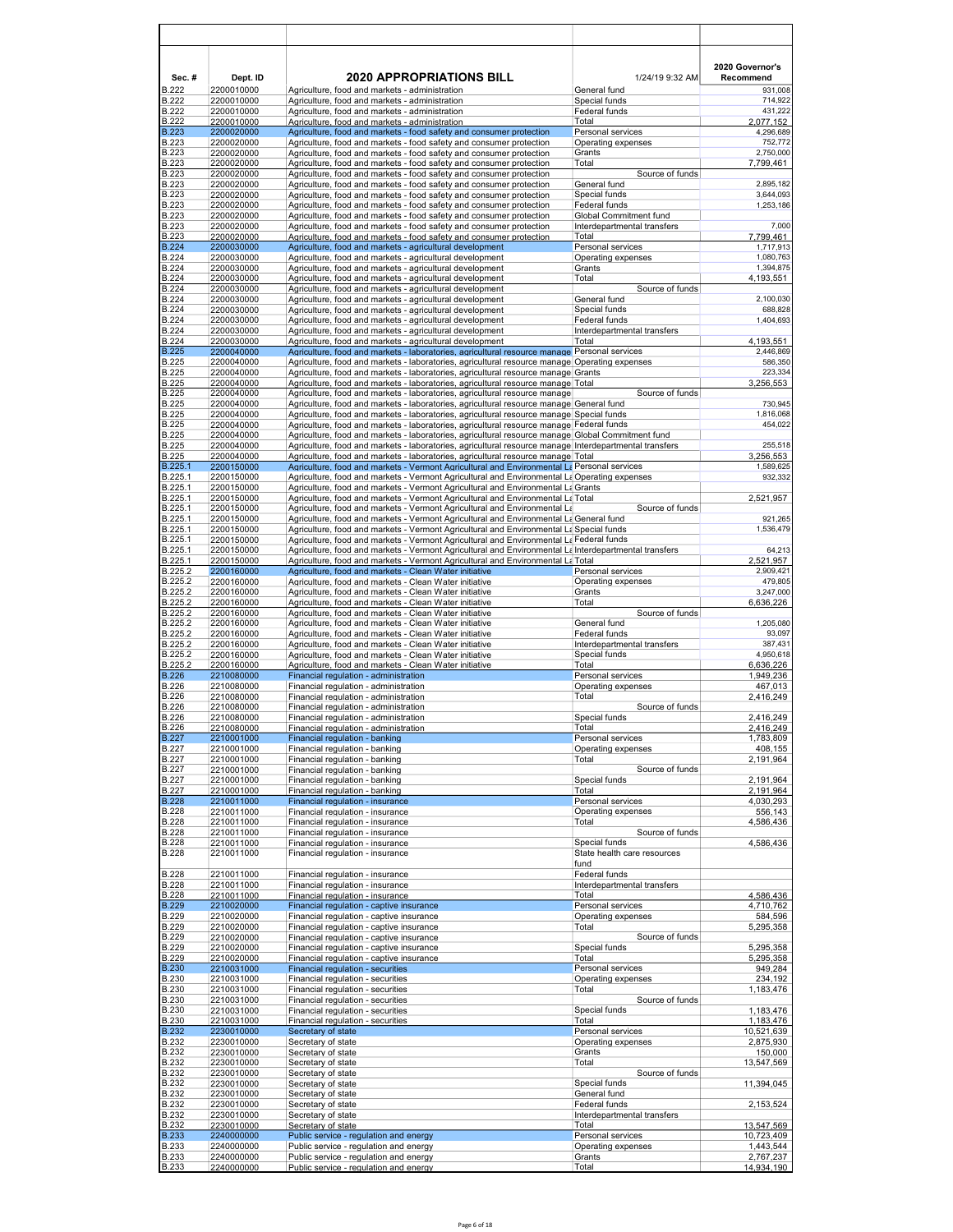| Sec. # | Dept. ID | 2020 APPROPRIATIONS BILL | 1/24/19 9:32 AM | 2020 Governor's Recommend |
|---|---|---|---|---|
| B.222 | 2200010000 | Agriculture, food and markets - administration | General fund | 931,008 |
| B.222 | 2200010000 | Agriculture, food and markets - administration | Special funds | 714,922 |
| B.222 | 2200010000 | Agriculture, food and markets - administration | Federal funds | 431,222 |
| B.222 | 2200010000 | Agriculture, food and markets - administration | Total | 2,077,152 |
| B.223 | 2200020000 | Agriculture, food and markets - food safety and consumer protection | Personal services | 4,296,689 |
| B.223 | 2200020000 | Agriculture, food and markets - food safety and consumer protection | Operating expenses | 752,772 |
| B.223 | 2200020000 | Agriculture, food and markets - food safety and consumer protection | Grants | 2,750,000 |
| B.223 | 2200020000 | Agriculture, food and markets - food safety and consumer protection | Total | 7,799,461 |
| B.223 | 2200020000 | Agriculture, food and markets - food safety and consumer protection | Source of funds | |
| B.223 | 2200020000 | Agriculture, food and markets - food safety and consumer protection | General fund | 2,895,182 |
| B.223 | 2200020000 | Agriculture, food and markets - food safety and consumer protection | Special funds | 3,644,093 |
| B.223 | 2200020000 | Agriculture, food and markets - food safety and consumer protection | Federal funds | 1,253,186 |
| B.223 | 2200020000 | Agriculture, food and markets - food safety and consumer protection | Global Commitment fund | |
| B.223 | 2200020000 | Agriculture, food and markets - food safety and consumer protection | Interdepartmental transfers | 7,000 |
| B.223 | 2200020000 | Agriculture, food and markets - food safety and consumer protection | Total | 7,799,461 |
| B.224 | 2200030000 | Agriculture, food and markets - agricultural development | Personal services | 1,717,913 |
| B.224 | 2200030000 | Agriculture, food and markets - agricultural development | Operating expenses | 1,080,763 |
| B.224 | 2200030000 | Agriculture, food and markets - agricultural development | Grants | 1,394,875 |
| B.224 | 2200030000 | Agriculture, food and markets - agricultural development | Total | 4,193,551 |
| B.224 | 2200030000 | Agriculture, food and markets - agricultural development | Source of funds | |
| B.224 | 2200030000 | Agriculture, food and markets - agricultural development | General fund | 2,100,030 |
| B.224 | 2200030000 | Agriculture, food and markets - agricultural development | Special funds | 688,828 |
| B.224 | 2200030000 | Agriculture, food and markets - agricultural development | Federal funds | 1,404,693 |
| B.224 | 2200030000 | Agriculture, food and markets - agricultural development | Interdepartmental transfers | |
| B.224 | 2200030000 | Agriculture, food and markets - agricultural development | Total | 4,193,551 |
| B.225 | 2200040000 | Agriculture, food and markets - laboratories, agricultural resource manage | Personal services | 2,446,869 |
| B.225 | 2200040000 | Agriculture, food and markets - laboratories, agricultural resource manage | Operating expenses | 586,350 |
| B.225 | 2200040000 | Agriculture, food and markets - laboratories, agricultural resource manage | Grants | 223,334 |
| B.225 | 2200040000 | Agriculture, food and markets - laboratories, agricultural resource manage | Total | 3,256,553 |
| B.225 | 2200040000 | Agriculture, food and markets - laboratories, agricultural resource manage | Source of funds | |
| B.225 | 2200040000 | Agriculture, food and markets - laboratories, agricultural resource manage | General fund | 730,945 |
| B.225 | 2200040000 | Agriculture, food and markets - laboratories, agricultural resource manage | Special funds | 1,816,068 |
| B.225 | 2200040000 | Agriculture, food and markets - laboratories, agricultural resource manage | Federal funds | 454,022 |
| B.225 | 2200040000 | Agriculture, food and markets - laboratories, agricultural resource manage | Global Commitment fund | |
| B.225 | 2200040000 | Agriculture, food and markets - laboratories, agricultural resource manage | Interdepartmental transfers | 255,518 |
| B.225 | 2200040000 | Agriculture, food and markets - laboratories, agricultural resource manage | Total | 3,256,553 |
| B.225.1 | 2200150000 | Agriculture, food and markets - Vermont Agricultural and Environmental La | Personal services | 1,589,625 |
| B.225.1 | 2200150000 | Agriculture, food and markets - Vermont Agricultural and Environmental La | Operating expenses | 932,332 |
| B.225.1 | 2200150000 | Agriculture, food and markets - Vermont Agricultural and Environmental La | Grants | |
| B.225.1 | 2200150000 | Agriculture, food and markets - Vermont Agricultural and Environmental La | Total | 2,521,957 |
| B.225.1 | 2200150000 | Agriculture, food and markets - Vermont Agricultural and Environmental La | Source of funds | |
| B.225.1 | 2200150000 | Agriculture, food and markets - Vermont Agricultural and Environmental La | General fund | 921,265 |
| B.225.1 | 2200150000 | Agriculture, food and markets - Vermont Agricultural and Environmental La | Special funds | 1,536,479 |
| B.225.1 | 2200150000 | Agriculture, food and markets - Vermont Agricultural and Environmental La | Federal funds | |
| B.225.1 | 2200150000 | Agriculture, food and markets - Vermont Agricultural and Environmental La | Interdepartmental transfers | 64,213 |
| B.225.1 | 2200150000 | Agriculture, food and markets - Vermont Agricultural and Environmental La | Total | 2,521,957 |
| B.225.2 | 2200160000 | Agriculture, food and markets - Clean Water initiative | Personal services | 2,909,421 |
| B.225.2 | 2200160000 | Agriculture, food and markets - Clean Water initiative | Operating expenses | 479,805 |
| B.225.2 | 2200160000 | Agriculture, food and markets - Clean Water initiative | Grants | 3,247,000 |
| B.225.2 | 2200160000 | Agriculture, food and markets - Clean Water initiative | Total | 6,636,226 |
| B.225.2 | 2200160000 | Agriculture, food and markets - Clean Water initiative | Source of funds | |
| B.225.2 | 2200160000 | Agriculture, food and markets - Clean Water initiative | General fund | 1,205,080 |
| B.225.2 | 2200160000 | Agriculture, food and markets - Clean Water initiative | Federal funds | 93,097 |
| B.225.2 | 2200160000 | Agriculture, food and markets - Clean Water initiative | Interdepartmental transfers | 387,431 |
| B.225.2 | 2200160000 | Agriculture, food and markets - Clean Water initiative | Special funds | 4,950,618 |
| B.225.2 | 2200160000 | Agriculture, food and markets - Clean Water initiative | Total | 6,636,226 |
| B.226 | 2210080000 | Financial regulation - administration | Personal services | 1,949,236 |
| B.226 | 2210080000 | Financial regulation - administration | Operating expenses | 467,013 |
| B.226 | 2210080000 | Financial regulation - administration | Total | 2,416,249 |
| B.226 | 2210080000 | Financial regulation - administration | Source of funds | |
| B.226 | 2210080000 | Financial regulation - administration | Special funds | 2,416,249 |
| B.226 | 2210080000 | Financial regulation - administration | Total | 2,416,249 |
| B.227 | 2210001000 | Financial regulation - banking | Personal services | 1,783,809 |
| B.227 | 2210001000 | Financial regulation - banking | Operating expenses | 408,155 |
| B.227 | 2210001000 | Financial regulation - banking | Total | 2,191,964 |
| B.227 | 2210001000 | Financial regulation - banking | Source of funds | |
| B.227 | 2210001000 | Financial regulation - banking | Special funds | 2,191,964 |
| B.227 | 2210001000 | Financial regulation - banking | Total | 2,191,964 |
| B.228 | 2210011000 | Financial regulation - insurance | Personal services | 4,030,293 |
| B.228 | 2210011000 | Financial regulation - insurance | Operating expenses | 556,143 |
| B.228 | 2210011000 | Financial regulation - insurance | Total | 4,586,436 |
| B.228 | 2210011000 | Financial regulation - insurance | Source of funds | |
| B.228 | 2210011000 | Financial regulation - insurance | Special funds | 4,586,436 |
| B.228 | 2210011000 | Financial regulation - insurance | State health care resources fund | |
| B.228 | 2210011000 | Financial regulation - insurance | Federal funds | |
| B.228 | 2210011000 | Financial regulation - insurance | Interdepartmental transfers | |
| B.228 | 2210011000 | Financial regulation - insurance | Total | 4,586,436 |
| B.229 | 2210020000 | Financial regulation - captive insurance | Personal services | 4,710,762 |
| B.229 | 2210020000 | Financial regulation - captive insurance | Operating expenses | 584,596 |
| B.229 | 2210020000 | Financial regulation - captive insurance | Total | 5,295,358 |
| B.229 | 2210020000 | Financial regulation - captive insurance | Source of funds | |
| B.229 | 2210020000 | Financial regulation - captive insurance | Special funds | 5,295,358 |
| B.229 | 2210020000 | Financial regulation - captive insurance | Total | 5,295,358 |
| B.230 | 2210031000 | Financial regulation - securities | Personal services | 949,284 |
| B.230 | 2210031000 | Financial regulation - securities | Operating expenses | 234,192 |
| B.230 | 2210031000 | Financial regulation - securities | Total | 1,183,476 |
| B.230 | 2210031000 | Financial regulation - securities | Source of funds | |
| B.230 | 2210031000 | Financial regulation - securities | Special funds | 1,183,476 |
| B.230 | 2210031000 | Financial regulation - securities | Total | 1,183,476 |
| B.232 | 2230010000 | Secretary of state | Personal services | 10,521,639 |
| B.232 | 2230010000 | Secretary of state | Operating expenses | 2,875,930 |
| B.232 | 2230010000 | Secretary of state | Grants | 150,000 |
| B.232 | 2230010000 | Secretary of state | Total | 13,547,569 |
| B.232 | 2230010000 | Secretary of state | Source of funds | |
| B.232 | 2230010000 | Secretary of state | Special funds | 11,394,045 |
| B.232 | 2230010000 | Secretary of state | General fund | |
| B.232 | 2230010000 | Secretary of state | Federal funds | 2,153,524 |
| B.232 | 2230010000 | Secretary of state | Interdepartmental transfers | |
| B.232 | 2230010000 | Secretary of state | Total | 13,547,569 |
| B.233 | 2240000000 | Public service - regulation and energy | Personal services | 10,723,409 |
| B.233 | 2240000000 | Public service - regulation and energy | Operating expenses | 1,443,544 |
| B.233 | 2240000000 | Public service - regulation and energy | Grants | 2,767,237 |
| B.233 | 2240000000 | Public service - regulation and energy | Total | 14,934,190 |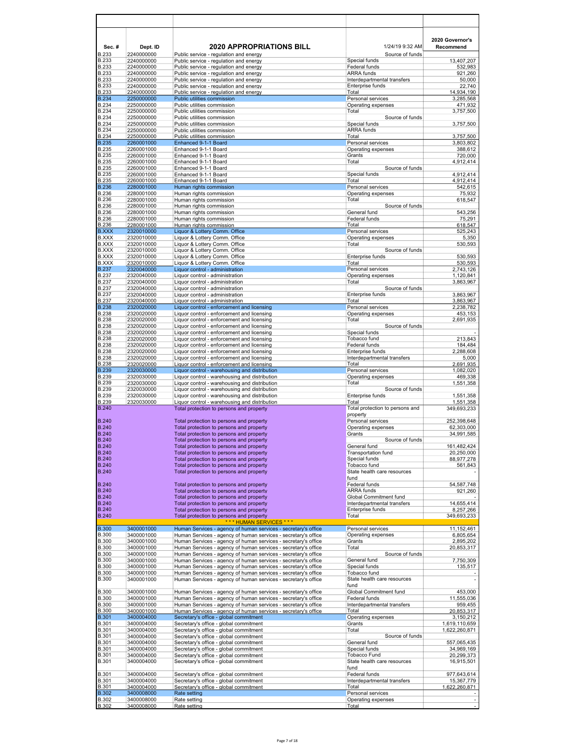| Sec. # | Dept. ID | 2020 APPROPRIATIONS BILL | 1/24/19 9:32 AM | 2020 Governor's Recommend |
|---|---|---|---|---|
| B.233 | 2240000000 | Public service - regulation and energy | Source of funds | |
| B.233 | 2240000000 | Public service - regulation and energy | Special funds | 13,407,207 |
| B.233 | 2240000000 | Public service - regulation and energy | Federal funds | 532,983 |
| B.233 | 2240000000 | Public service - regulation and energy | ARRA funds | 921,260 |
| B.233 | 2240000000 | Public service - regulation and energy | Interdepartmental transfers | 50,000 |
| B.233 | 2240000000 | Public service - regulation and energy | Enterprise funds | 22,740 |
| B.233 | 2240000000 | Public service - regulation and energy | Total | 14,934,190 |
| B.234 | 2250000000 | Public utilities commission | Personal services | 3,285,568 |
| B.234 | 2250000000 | Public utilities commission | Operating expenses | 471,932 |
| B.234 | 2250000000 | Public utilities commission | Total | 3,757,500 |
| B.234 | 2250000000 | Public utilities commission | Source of funds | |
| B.234 | 2250000000 | Public utilities commission | Special funds | 3,757,500 |
| B.234 | 2250000000 | Public utilities commission | ARRA funds | |
| B.234 | 2250000000 | Public utilities commission | Total | 3,757,500 |
| B.235 | 2260001000 | Enhanced 9-1-1 Board | Personal services | 3,803,802 |
| B.235 | 2260001000 | Enhanced 9-1-1 Board | Operating expenses | 388,612 |
| B.235 | 2260001000 | Enhanced 9-1-1 Board | Grants | 720,000 |
| B.235 | 2260001000 | Enhanced 9-1-1 Board | Total | 4,912,414 |
| B.235 | 2260001000 | Enhanced 9-1-1 Board | Source of funds | |
| B.235 | 2260001000 | Enhanced 9-1-1 Board | Special funds | 4,912,414 |
| B.235 | 2260001000 | Enhanced 9-1-1 Board | Total | 4,912,414 |
| B.236 | 2280001000 | Human rights commission | Personal services | 542,615 |
| B.236 | 2280001000 | Human rights commission | Operating expenses | 75,932 |
| B.236 | 2280001000 | Human rights commission | Total | 618,547 |
| B.236 | 2280001000 | Human rights commission | Source of funds | |
| B.236 | 2280001000 | Human rights commission | General fund | 543,256 |
| B.236 | 2280001000 | Human rights commission | Federal funds | 75,291 |
| B.236 | 2280001000 | Human rights commission | Total | 618,547 |
| B.XXX | 2320010000 | Liquor & Lottery Comm. Office | Personal services | 525,243 |
| B.XXX | 2320010000 | Liquor & Lottery Comm. Office | Operating expenses | 5,350 |
| B.XXX | 2320010000 | Liquor & Lottery Comm. Office | Total | 530,593 |
| B.XXX | 2320010000 | Liquor & Lottery Comm. Office | Source of funds | |
| B.XXX | 2320010000 | Liquor & Lottery Comm. Office | Enterprise funds | 530,593 |
| B.XXX | 2320010000 | Liquor & Lottery Comm. Office | Total | 530,593 |
| B.237 | 2320040000 | Liquor control - administration | Personal services | 2,743,126 |
| B.237 | 2320040000 | Liquor control - administration | Operating expenses | 1,120,841 |
| B.237 | 2320040000 | Liquor control - administration | Total | 3,863,967 |
| B.237 | 2320040000 | Liquor control - administration | Source of funds | |
| B.237 | 2320040000 | Liquor control - administration | Enterprise funds | 3,863,967 |
| B.237 | 2320040000 | Liquor control - administration | Total | 3,863,967 |
| B.238 | 2320020000 | Liquor control - enforcement and licensing | Personal services | 2,238,782 |
| B.238 | 2320020000 | Liquor control - enforcement and licensing | Operating expenses | 453,153 |
| B.238 | 2320020000 | Liquor control - enforcement and licensing | Total | 2,691,935 |
| B.238 | 2320020000 | Liquor control - enforcement and licensing | Source of funds | |
| B.238 | 2320020000 | Liquor control - enforcement and licensing | Special funds | - |
| B.238 | 2320020000 | Liquor control - enforcement and licensing | Tobacco fund | 213,843 |
| B.238 | 2320020000 | Liquor control - enforcement and licensing | Federal funds | 184,484 |
| B.238 | 2320020000 | Liquor control - enforcement and licensing | Enterprise funds | 2,288,608 |
| B.238 | 2320020000 | Liquor control - enforcement and licensing | Interdepartmental transfers | 5,000 |
| B.238 | 2320020000 | Liquor control - enforcement and licensing | Total | 2,691,935 |
| B.239 | 2320030000 | Liquor control - warehousing and distribution | Personal services | 1,082,020 |
| B.239 | 2320030000 | Liquor control - warehousing and distribution | Operating expenses | 469,338 |
| B.239 | 2320030000 | Liquor control - warehousing and distribution | Total | 1,551,358 |
| B.239 | 2320030000 | Liquor control - warehousing and distribution | Source of funds | |
| B.239 | 2320030000 | Liquor control - warehousing and distribution | Enterprise funds | 1,551,358 |
| B.239 | 2320030000 | Liquor control - warehousing and distribution | Total | 1,551,358 |
| B.240 | | Total protection to persons and property | Total protection to persons and property | 349,693,233 |
| B.240 | | Total protection to persons and property | Personal services | 252,398,648 |
| B.240 | | Total protection to persons and property | Operating expenses | 62,303,000 |
| B.240 | | Total protection to persons and property | Grants | 34,991,585 |
| B.240 | | Total protection to persons and property | Source of funds | |
| B.240 | | Total protection to persons and property | General fund | 161,482,424 |
| B.240 | | Total protection to persons and property | Transportation fund | 20,250,000 |
| B.240 | | Total protection to persons and property | Special funds | 88,977,278 |
| B.240 | | Total protection to persons and property | Tobacco fund | 561,843 |
| B.240 | | Total protection to persons and property | State health care resources fund | - |
| B.240 | | Total protection to persons and property | Federal funds | 54,587,748 |
| B.240 | | Total protection to persons and property | ARRA funds | 921,260 |
| B.240 | | Total protection to persons and property | Global Commitment fund | - |
| B.240 | | Total protection to persons and property | Interdepartmental transfers | 14,655,414 |
| B.240 | | Total protection to persons and property | Enterprise funds | 8,257,266 |
| B.240 | | Total protection to persons and property | Total | 349,693,233 |
| | | *** HUMAN SERVICES *** | | |
| B.300 | 3400001000 | Human Services - agency of human services - secretary's office | Personal services | 11,152,461 |
| B.300 | 3400001000 | Human Services - agency of human services - secretary's office | Operating expenses | 6,805,654 |
| B.300 | 3400001000 | Human Services - agency of human services - secretary's office | Grants | 2,895,202 |
| B.300 | 3400001000 | Human Services - agency of human services - secretary's office | Total | 20,853,317 |
| B.300 | 3400001000 | Human Services - agency of human services - secretary's office | Source of funds | |
| B.300 | 3400001000 | Human Services - agency of human services - secretary's office | General fund | 7,750,309 |
| B.300 | 3400001000 | Human Services - agency of human services - secretary's office | Special funds | 135,517 |
| B.300 | 3400001000 | Human Services - agency of human services - secretary's office | Tobacco fund | - |
| B.300 | 3400001000 | Human Services - agency of human services - secretary's office | State health care resources fund | - |
| B.300 | 3400001000 | Human Services - agency of human services - secretary's office | Global Commitment fund | 453,000 |
| B.300 | 3400001000 | Human Services - agency of human services - secretary's office | Federal funds | 11,555,036 |
| B.300 | 3400001000 | Human Services - agency of human services - secretary's office | Interdepartmental transfers | 959,455 |
| B.300 | 3400001000 | Human Services - agency of human services - secretary's office | Total | 20,853,317 |
| B.301 | 3400004000 | Secretary's office - global commitment | Operating expenses | 3,150,212 |
| B.301 | 3400004000 | Secretary's office - global commitment | Grants | 1,619,110,659 |
| B.301 | 3400004000 | Secretary's office - global commitment | Total | 1,622,260,871 |
| B.301 | 3400004000 | Secretary's office - global commitment | Source of funds | |
| B.301 | 3400004000 | Secretary's office - global commitment | General fund | 557,065,435 |
| B.301 | 3400004000 | Secretary's office - global commitment | Special funds | 34,969,169 |
| B.301 | 3400004000 | Secretary's office - global commitment | Tobacco Fund | 20,299,373 |
| B.301 | 3400004000 | Secretary's office - global commitment | State health care resources fund | 16,915,501 |
| B.301 | 3400004000 | Secretary's office - global commitment | Federal funds | 977,643,614 |
| B.301 | 3400004000 | Secretary's office - global commitment | Interdepartmental transfers | 15,367,779 |
| B.301 | 3400004000 | Secretary's office - global commitment | Total | 1,622,260,871 |
| B.302 | 3400008000 | Rate setting | Personal services | - |
| B.302 | 3400008000 | Rate setting | Operating expenses | - |
| B.302 | 3400008000 | Rate setting | Total | - |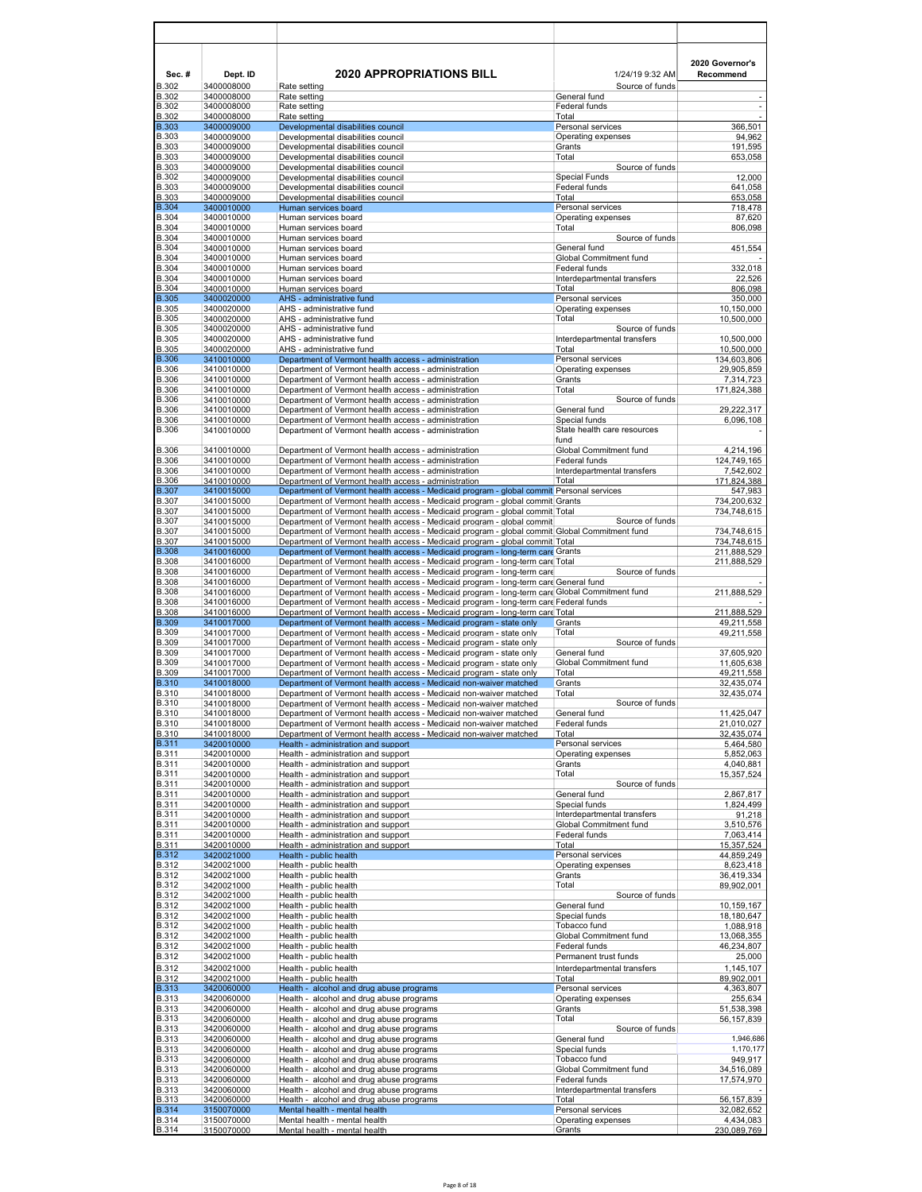| Sec. # | Dept. ID | 2020 APPROPRIATIONS BILL | 1/24/19 9:32 AM | 2020 Governor's Recommend |
|---|---|---|---|---|
| B.302 | 3400008000 | Rate setting | Source of funds | |
| B.302 | 3400008000 | Rate setting | General fund | - |
| B.302 | 3400008000 | Rate setting | Federal funds | - |
| B.302 | 3400008000 | Rate setting | Total | - |
| B.303 | 3400009000 | Developmental disabilities council | Personal services | 366,501 |
| B.303 | 3400009000 | Developmental disabilities council | Operating expenses | 94,962 |
| B.303 | 3400009000 | Developmental disabilities council | Grants | 191,595 |
| B.303 | 3400009000 | Developmental disabilities council | Total | 653,058 |
| B.303 | 3400009000 | Developmental disabilities council | Source of funds | |
| B.302 | 3400009000 | Developmental disabilities council | Special Funds | 12,000 |
| B.303 | 3400009000 | Developmental disabilities council | Federal funds | 641,058 |
| B.303 | 3400009000 | Developmental disabilities council | Total | 653,058 |
| B.304 | 3400010000 | Human services board | Personal services | 718,478 |
| B.304 | 3400010000 | Human services board | Operating expenses | 87,620 |
| B.304 | 3400010000 | Human services board | Total | 806,098 |
| B.304 | 3400010000 | Human services board | Source of funds | |
| B.304 | 3400010000 | Human services board | General fund | 451,554 |
| B.304 | 3400010000 | Human services board | Global Commitment fund | - |
| B.304 | 3400010000 | Human services board | Federal funds | 332,018 |
| B.304 | 3400010000 | Human services board | Interdepartmental transfers | 22,526 |
| B.304 | 3400010000 | Human services board | Total | 806,098 |
| B.305 | 3400020000 | AHS - administrative fund | Personal services | 350,000 |
| B.305 | 3400020000 | AHS - administrative fund | Operating expenses | 10,150,000 |
| B.305 | 3400020000 | AHS - administrative fund | Total | 10,500,000 |
| B.305 | 3400020000 | AHS - administrative fund | Source of funds | |
| B.305 | 3400020000 | AHS - administrative fund | Interdepartmental transfers | 10,500,000 |
| B.305 | 3400020000 | AHS - administrative fund | Total | 10,500,000 |
| B.306 | 3410010000 | Department of Vermont health access - administration | Personal services | 134,603,806 |
| B.306 | 3410010000 | Department of Vermont health access - administration | Operating expenses | 29,905,859 |
| B.306 | 3410010000 | Department of Vermont health access - administration | Grants | 7,314,723 |
| B.306 | 3410010000 | Department of Vermont health access - administration | Total | 171,824,388 |
| B.306 | 3410010000 | Department of Vermont health access - administration | Source of funds | |
| B.306 | 3410010000 | Department of Vermont health access - administration | General fund | 29,222,317 |
| B.306 | 3410010000 | Department of Vermont health access - administration | Special funds | 6,096,108 |
| B.306 | 3410010000 | Department of Vermont health access - administration | State health care resources fund | - |
| B.306 | 3410010000 | Department of Vermont health access - administration | Global Commitment fund | 4,214,196 |
| B.306 | 3410010000 | Department of Vermont health access - administration | Federal funds | 124,749,165 |
| B.306 | 3410010000 | Department of Vermont health access - administration | Interdepartmental transfers | 7,542,602 |
| B.306 | 3410010000 | Department of Vermont health access - administration | Total | 171,824,388 |
| B.307 | 3410015000 | Department of Vermont health access - Medicaid program - global commit | Personal services | 547,983 |
| B.307 | 3410015000 | Department of Vermont health access - Medicaid program - global commit | Grants | 734,200,632 |
| B.307 | 3410015000 | Department of Vermont health access - Medicaid program - global commit | Total | 734,748,615 |
| B.307 | 3410015000 | Department of Vermont health access - Medicaid program - global commit | Source of funds | |
| B.307 | 3410015000 | Department of Vermont health access - Medicaid program - global commit | Global Commitment fund | 734,748,615 |
| B.307 | 3410015000 | Department of Vermont health access - Medicaid program - global commit | Total | 734,748,615 |
| B.308 | 3410016000 | Department of Vermont health access - Medicaid program - long-term care | Grants | 211,888,529 |
| B.308 | 3410016000 | Department of Vermont health access - Medicaid program - long-term care | Total | 211,888,529 |
| B.308 | 3410016000 | Department of Vermont health access - Medicaid program - long-term care | Source of funds | |
| B.308 | 3410016000 | Department of Vermont health access - Medicaid program - long-term care | General fund | - |
| B.308 | 3410016000 | Department of Vermont health access - Medicaid program - long-term care | Global Commitment fund | 211,888,529 |
| B.308 | 3410016000 | Department of Vermont health access - Medicaid program - long-term care | Federal funds | - |
| B.308 | 3410016000 | Department of Vermont health access - Medicaid program - long-term care | Total | 211,888,529 |
| B.309 | 3410017000 | Department of Vermont health access - Medicaid program - state only | Grants | 49,211,558 |
| B.309 | 3410017000 | Department of Vermont health access - Medicaid program - state only | Total | 49,211,558 |
| B.309 | 3410017000 | Department of Vermont health access - Medicaid program - state only | Source of funds | |
| B.309 | 3410017000 | Department of Vermont health access - Medicaid program - state only | General fund | 37,605,920 |
| B.309 | 3410017000 | Department of Vermont health access - Medicaid program - state only | Global Commitment fund | 11,605,638 |
| B.309 | 3410017000 | Department of Vermont health access - Medicaid program - state only | Total | 49,211,558 |
| B.310 | 3410018000 | Department of Vermont health access - Medicaid non-waiver matched | Grants | 32,435,074 |
| B.310 | 3410018000 | Department of Vermont health access - Medicaid non-waiver matched | Total | 32,435,074 |
| B.310 | 3410018000 | Department of Vermont health access - Medicaid non-waiver matched | Source of funds | |
| B.310 | 3410018000 | Department of Vermont health access - Medicaid non-waiver matched | General fund | 11,425,047 |
| B.310 | 3410018000 | Department of Vermont health access - Medicaid non-waiver matched | Federal funds | 21,010,027 |
| B.310 | 3410018000 | Department of Vermont health access - Medicaid non-waiver matched | Total | 32,435,074 |
| B.311 | 3420010000 | Health - administration and support | Personal services | 5,464,580 |
| B.311 | 3420010000 | Health - administration and support | Operating expenses | 5,852,063 |
| B.311 | 3420010000 | Health - administration and support | Grants | 4,040,881 |
| B.311 | 3420010000 | Health - administration and support | Total | 15,357,524 |
| B.311 | 3420010000 | Health - administration and support | Source of funds | |
| B.311 | 3420010000 | Health - administration and support | General fund | 2,867,817 |
| B.311 | 3420010000 | Health - administration and support | Special funds | 1,824,499 |
| B.311 | 3420010000 | Health - administration and support | Interdepartmental transfers | 91,218 |
| B.311 | 3420010000 | Health - administration and support | Global Commitment fund | 3,510,576 |
| B.311 | 3420010000 | Health - administration and support | Federal funds | 7,063,414 |
| B.311 | 3420010000 | Health - administration and support | Total | 15,357,524 |
| B.312 | 3420021000 | Health - public health | Personal services | 44,859,249 |
| B.312 | 3420021000 | Health - public health | Operating expenses | 8,623,418 |
| B.312 | 3420021000 | Health - public health | Grants | 36,419,334 |
| B.312 | 3420021000 | Health - public health | Total | 89,902,001 |
| B.312 | 3420021000 | Health - public health | Source of funds | |
| B.312 | 3420021000 | Health - public health | General fund | 10,159,167 |
| B.312 | 3420021000 | Health - public health | Special funds | 18,180,647 |
| B.312 | 3420021000 | Health - public health | Tobacco fund | 1,088,918 |
| B.312 | 3420021000 | Health - public health | Global Commitment fund | 13,068,355 |
| B.312 | 3420021000 | Health - public health | Federal funds | 46,234,807 |
| B.312 | 3420021000 | Health - public health | Permanent trust funds | 25,000 |
| B.312 | 3420021000 | Health - public health | Interdepartmental transfers | 1,145,107 |
| B.312 | 3420021000 | Health - public health | Total | 89,902,001 |
| B.313 | 3420060000 | Health - alcohol and drug abuse programs | Personal services | 4,363,807 |
| B.313 | 3420060000 | Health - alcohol and drug abuse programs | Operating expenses | 255,634 |
| B.313 | 3420060000 | Health - alcohol and drug abuse programs | Grants | 51,538,398 |
| B.313 | 3420060000 | Health - alcohol and drug abuse programs | Total | 56,157,839 |
| B.313 | 3420060000 | Health - alcohol and drug abuse programs | Source of funds | |
| B.313 | 3420060000 | Health - alcohol and drug abuse programs | General fund | 1,946,686 |
| B.313 | 3420060000 | Health - alcohol and drug abuse programs | Special funds | 1,170,177 |
| B.313 | 3420060000 | Health - alcohol and drug abuse programs | Tobacco fund | 949,917 |
| B.313 | 3420060000 | Health - alcohol and drug abuse programs | Global Commitment fund | 34,516,089 |
| B.313 | 3420060000 | Health - alcohol and drug abuse programs | Federal funds | 17,574,970 |
| B.313 | 3420060000 | Health - alcohol and drug abuse programs | Interdepartmental transfers | - |
| B.313 | 3420060000 | Health - alcohol and drug abuse programs | Total | 56,157,839 |
| B.314 | 3150070000 | Mental health - mental health | Personal services | 32,082,652 |
| B.314 | 3150070000 | Mental health - mental health | Operating expenses | 4,434,083 |
| B.314 | 3150070000 | Mental health - mental health | Grants | 230,089,769 |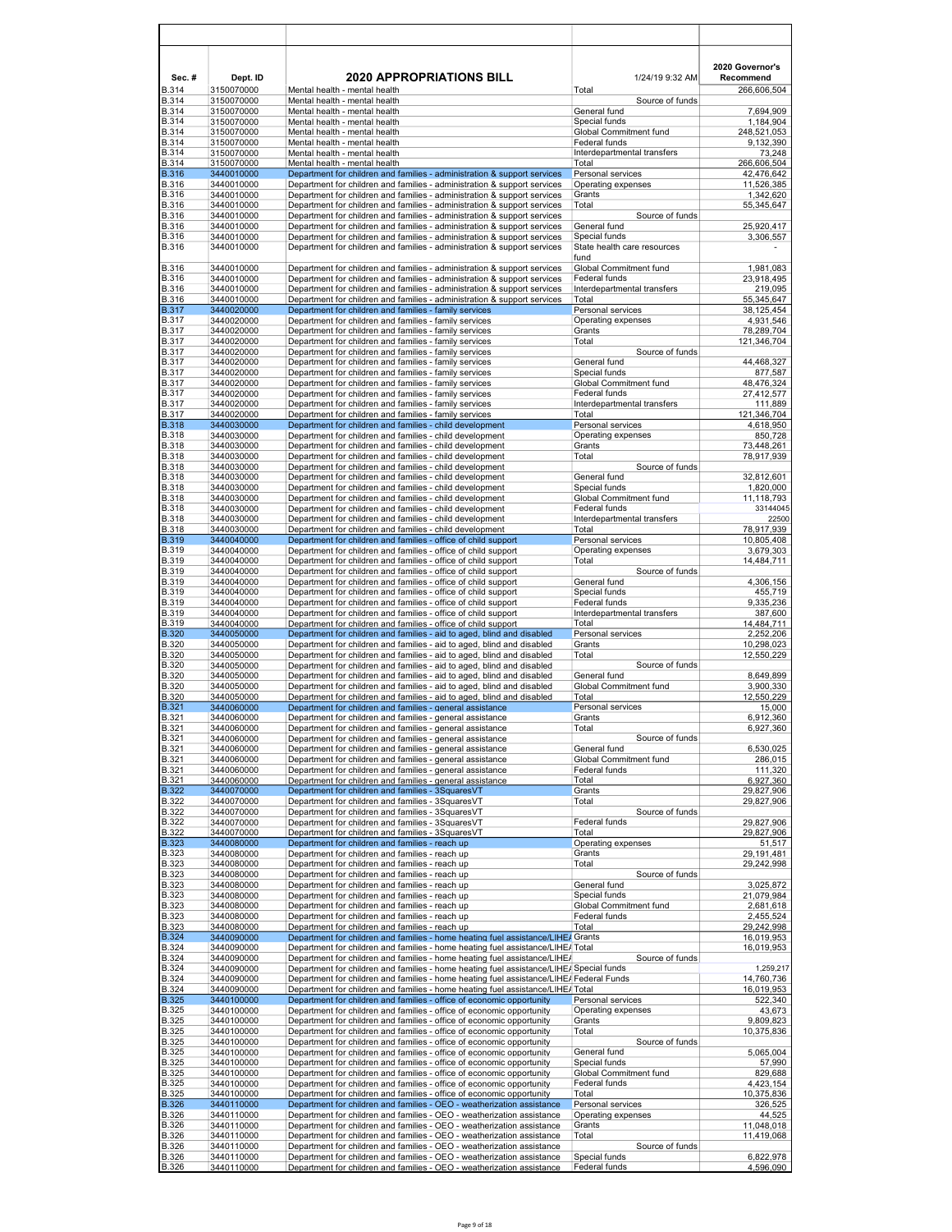| Sec. # | Dept. ID | 2020 APPROPRIATIONS BILL | 1/24/19 9:32 AM | 2020 Governor's Recommend |
|---|---|---|---|---|
| B.314 | 3150070000 | Mental health - mental health | Total | 266,606,504 |
| B.314 | 3150070000 | Mental health - mental health | Source of funds | |
| B.314 | 3150070000 | Mental health - mental health | General fund | 7,694,909 |
| B.314 | 3150070000 | Mental health - mental health | Special funds | 1,184,904 |
| B.314 | 3150070000 | Mental health - mental health | Global Commitment fund | 248,521,053 |
| B.314 | 3150070000 | Mental health - mental health | Federal funds | 9,132,390 |
| B.314 | 3150070000 | Mental health - mental health | Interdepartmental transfers | 73,248 |
| B.314 | 3150070000 | Mental health - mental health | Total | 266,606,504 |
| B.316 | 3440010000 | Department for children and families - administration & support services | Personal services | 42,476,642 |
| B.316 | 3440010000 | Department for children and families - administration & support services | Operating expenses | 11,526,385 |
| B.316 | 3440010000 | Department for children and families - administration & support services | Grants | 1,342,620 |
| B.316 | 3440010000 | Department for children and families - administration & support services | Total | 55,345,647 |
| B.316 | 3440010000 | Department for children and families - administration & support services | Source of funds | |
| B.316 | 3440010000 | Department for children and families - administration & support services | General fund | 25,920,417 |
| B.316 | 3440010000 | Department for children and families - administration & support services | Special funds | 3,306,557 |
| B.316 | 3440010000 | Department for children and families - administration & support services | State health care resources fund | - |
| B.316 | 3440010000 | Department for children and families - administration & support services | Global Commitment fund | 1,981,083 |
| B.316 | 3440010000 | Department for children and families - administration & support services | Federal funds | 23,918,495 |
| B.316 | 3440010000 | Department for children and families - administration & support services | Interdepartmental transfers | 219,095 |
| B.316 | 3440010000 | Department for children and families - administration & support services | Total | 55,345,647 |
| B.317 | 3440020000 | Department for children and families - family services | Personal services | 38,125,454 |
| B.317 | 3440020000 | Department for children and families - family services | Operating expenses | 4,931,546 |
| B.317 | 3440020000 | Department for children and families - family services | Grants | 78,289,704 |
| B.317 | 3440020000 | Department for children and families - family services | Total | 121,346,704 |
| B.317 | 3440020000 | Department for children and families - family services | Source of funds | |
| B.317 | 3440020000 | Department for children and families - family services | General fund | 44,468,327 |
| B.317 | 3440020000 | Department for children and families - family services | Special funds | 877,587 |
| B.317 | 3440020000 | Department for children and families - family services | Global Commitment fund | 48,476,324 |
| B.317 | 3440020000 | Department for children and families - family services | Federal funds | 27,412,577 |
| B.317 | 3440020000 | Department for children and families - family services | Interdepartmental transfers | 111,889 |
| B.317 | 3440020000 | Department for children and families - family services | Total | 121,346,704 |
| B.318 | 3440030000 | Department for children and families - child development | Personal services | 4,618,950 |
| B.318 | 3440030000 | Department for children and families - child development | Operating expenses | 850,728 |
| B.318 | 3440030000 | Department for children and families - child development | Grants | 73,448,261 |
| B.318 | 3440030000 | Department for children and families - child development | Total | 78,917,939 |
| B.318 | 3440030000 | Department for children and families - child development | Source of funds | |
| B.318 | 3440030000 | Department for children and families - child development | General fund | 32,812,601 |
| B.318 | 3440030000 | Department for children and families - child development | Special funds | 1,820,000 |
| B.318 | 3440030000 | Department for children and families - child development | Global Commitment fund | 11,118,793 |
| B.318 | 3440030000 | Department for children and families - child development | Federal funds | 33144045 |
| B.318 | 3440030000 | Department for children and families - child development | Interdepartmental transfers | 22500 |
| B.318 | 3440030000 | Department for children and families - child development | Total | 78,917,939 |
| B.319 | 3440040000 | Department for children and families - office of child support | Personal services | 10,805,408 |
| B.319 | 3440040000 | Department for children and families - office of child support | Operating expenses | 3,679,303 |
| B.319 | 3440040000 | Department for children and families - office of child support | Total | 14,484,711 |
| B.319 | 3440040000 | Department for children and families - office of child support | Source of funds | |
| B.319 | 3440040000 | Department for children and families - office of child support | General fund | 4,306,156 |
| B.319 | 3440040000 | Department for children and families - office of child support | Special funds | 455,719 |
| B.319 | 3440040000 | Department for children and families - office of child support | Federal funds | 9,335,236 |
| B.319 | 3440040000 | Department for children and families - office of child support | Interdepartmental transfers | 387,600 |
| B.319 | 3440040000 | Department for children and families - office of child support | Total | 14,484,711 |
| B.320 | 3440050000 | Department for children and families - aid to aged, blind and disabled | Personal services | 2,252,206 |
| B.320 | 3440050000 | Department for children and families - aid to aged, blind and disabled | Grants | 10,298,023 |
| B.320 | 3440050000 | Department for children and families - aid to aged, blind and disabled | Total | 12,550,229 |
| B.320 | 3440050000 | Department for children and families - aid to aged, blind and disabled | Source of funds | |
| B.320 | 3440050000 | Department for children and families - aid to aged, blind and disabled | General fund | 8,649,899 |
| B.320 | 3440050000 | Department for children and families - aid to aged, blind and disabled | Global Commitment fund | 3,900,330 |
| B.320 | 3440050000 | Department for children and families - aid to aged, blind and disabled | Total | 12,550,229 |
| B.321 | 3440060000 | Department for children and families - general assistance | Personal services | 15,000 |
| B.321 | 3440060000 | Department for children and families - general assistance | Grants | 6,912,360 |
| B.321 | 3440060000 | Department for children and families - general assistance | Total | 6,927,360 |
| B.321 | 3440060000 | Department for children and families - general assistance | Source of funds | |
| B.321 | 3440060000 | Department for children and families - general assistance | General fund | 6,530,025 |
| B.321 | 3440060000 | Department for children and families - general assistance | Global Commitment fund | 286,015 |
| B.321 | 3440060000 | Department for children and families - general assistance | Federal funds | 111,320 |
| B.321 | 3440060000 | Department for children and families - general assistance | Total | 6,927,360 |
| B.322 | 3440070000 | Department for children and families - 3SquaresVT | Grants | 29,827,906 |
| B.322 | 3440070000 | Department for children and families - 3SquaresVT | Total | 29,827,906 |
| B.322 | 3440070000 | Department for children and families - 3SquaresVT | Source of funds | |
| B.322 | 3440070000 | Department for children and families - 3SquaresVT | Federal funds | 29,827,906 |
| B.322 | 3440070000 | Department for children and families - 3SquaresVT | Total | 29,827,906 |
| B.323 | 3440080000 | Department for children and families - reach up | Operating expenses | 51,517 |
| B.323 | 3440080000 | Department for children and families - reach up | Grants | 29,191,481 |
| B.323 | 3440080000 | Department for children and families - reach up | Total | 29,242,998 |
| B.323 | 3440080000 | Department for children and families - reach up | Source of funds | |
| B.323 | 3440080000 | Department for children and families - reach up | General fund | 3,025,872 |
| B.323 | 3440080000 | Department for children and families - reach up | Special funds | 21,079,984 |
| B.323 | 3440080000 | Department for children and families - reach up | Global Commitment fund | 2,681,618 |
| B.323 | 3440080000 | Department for children and families - reach up | Federal funds | 2,455,524 |
| B.323 | 3440080000 | Department for children and families - reach up | Total | 29,242,998 |
| B.324 | 3440090000 | Department for children and families - home heating fuel assistance/LIHEA | Grants | 16,019,953 |
| B.324 | 3440090000 | Department for children and families - home heating fuel assistance/LIHEA | Total | 16,019,953 |
| B.324 | 3440090000 | Department for children and families - home heating fuel assistance/LIHEA | Source of funds | |
| B.324 | 3440090000 | Department for children and families - home heating fuel assistance/LIHEA | Special funds | 1,259,217 |
| B.324 | 3440090000 | Department for children and families - home heating fuel assistance/LIHEA | Federal Funds | 14,760,736 |
| B.324 | 3440090000 | Department for children and families - home heating fuel assistance/LIHEA | Total | 16,019,953 |
| B.325 | 3440100000 | Department for children and families - office of economic opportunity | Personal services | 522,340 |
| B.325 | 3440100000 | Department for children and families - office of economic opportunity | Operating expenses | 43,673 |
| B.325 | 3440100000 | Department for children and families - office of economic opportunity | Grants | 9,809,823 |
| B.325 | 3440100000 | Department for children and families - office of economic opportunity | Total | 10,375,836 |
| B.325 | 3440100000 | Department for children and families - office of economic opportunity | Source of funds | |
| B.325 | 3440100000 | Department for children and families - office of economic opportunity | General fund | 5,065,004 |
| B.325 | 3440100000 | Department for children and families - office of economic opportunity | Special funds | 57,990 |
| B.325 | 3440100000 | Department for children and families - office of economic opportunity | Global Commitment fund | 829,688 |
| B.325 | 3440100000 | Department for children and families - office of economic opportunity | Federal funds | 4,423,154 |
| B.325 | 3440100000 | Department for children and families - office of economic opportunity | Total | 10,375,836 |
| B.326 | 3440110000 | Department for children and families - OEO - weatherization assistance | Personal services | 326,525 |
| B.326 | 3440110000 | Department for children and families - OEO - weatherization assistance | Operating expenses | 44,525 |
| B.326 | 3440110000 | Department for children and families - OEO - weatherization assistance | Grants | 11,048,018 |
| B.326 | 3440110000 | Department for children and families - OEO - weatherization assistance | Total | 11,419,068 |
| B.326 | 3440110000 | Department for children and families - OEO - weatherization assistance | Source of funds | |
| B.326 | 3440110000 | Department for children and families - OEO - weatherization assistance | Special funds | 6,822,978 |
| B.326 | 3440110000 | Department for children and families - OEO - weatherization assistance | Federal funds | 4,596,090 |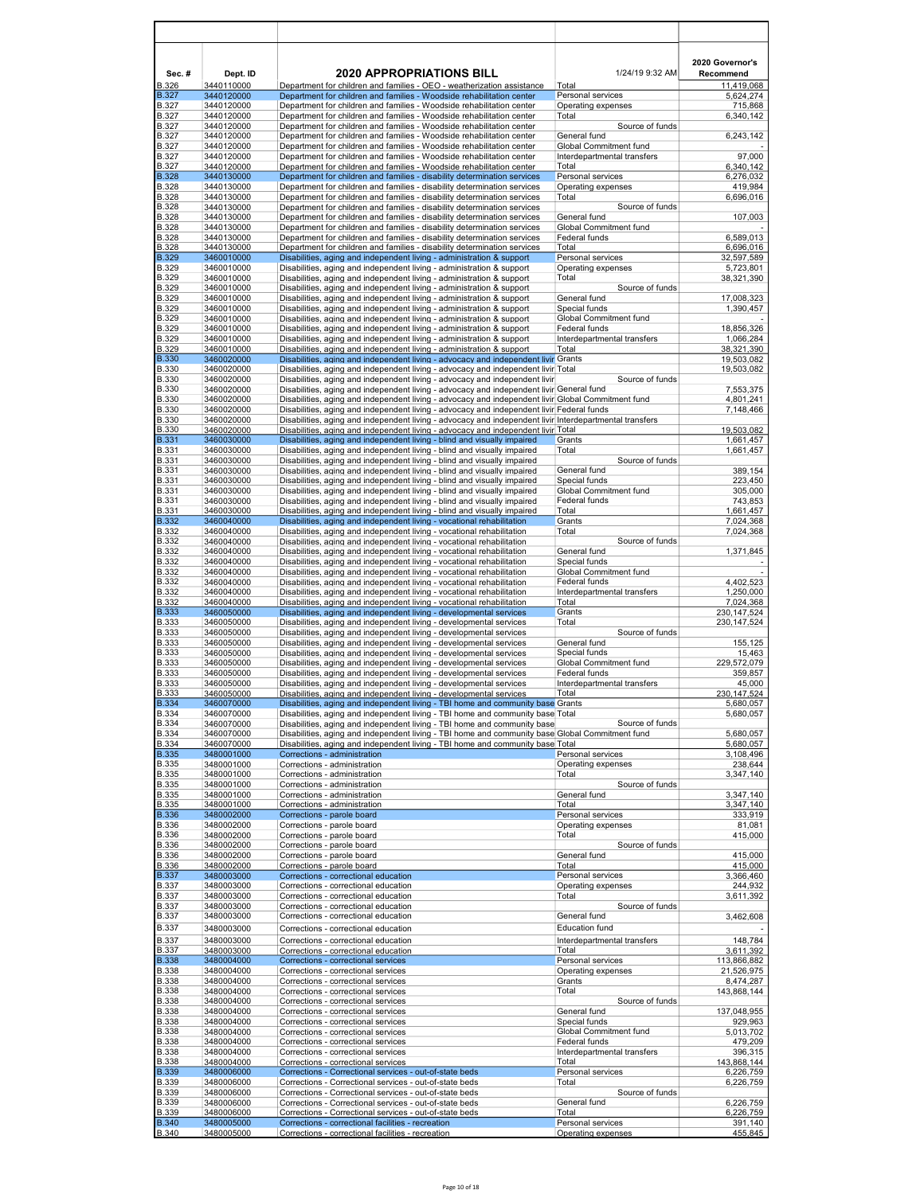| Sec. # | Dept. ID | 2020 APPROPRIATIONS BILL | 1/24/19 9:32 AM | 2020 Governor's Recommend |
|---|---|---|---|---|
| B.326 | 3440110000 | Department for children and families - OEO - weatherization assistance | Total | 11,419,068 |
| B.327 | 3440120000 | Department for children and families - Woodside rehabilitation center | Personal services | 5,624,274 |
| B.327 | 3440120000 | Department for children and families - Woodside rehabilitation center | Operating expenses | 715,868 |
| B.327 | 3440120000 | Department for children and families - Woodside rehabilitation center | Total | 6,340,142 |
| B.327 | 3440120000 | Department for children and families - Woodside rehabilitation center | Source of funds | |
| B.327 | 3440120000 | Department for children and families - Woodside rehabilitation center | General fund | 6,243,142 |
| B.327 | 3440120000 | Department for children and families - Woodside rehabilitation center | Global Commitment fund | - |
| B.327 | 3440120000 | Department for children and families - Woodside rehabilitation center | Interdepartmental transfers | 97,000 |
| B.327 | 3440120000 | Department for children and families - Woodside rehabilitation center | Total | 6,340,142 |
| B.328 | 3440130000 | Department for children and families - disability determination services | Personal services | 6,276,032 |
| B.328 | 3440130000 | Department for children and families - disability determination services | Operating expenses | 419,984 |
| B.328 | 3440130000 | Department for children and families - disability determination services | Total | 6,696,016 |
| B.328 | 3440130000 | Department for children and families - disability determination services | Source of funds | |
| B.328 | 3440130000 | Department for children and families - disability determination services | General fund | 107,003 |
| B.328 | 3440130000 | Department for children and families - disability determination services | Global Commitment fund | - |
| B.328 | 3440130000 | Department for children and families - disability determination services | Federal funds | 6,589,013 |
| B.328 | 3440130000 | Department for children and families - disability determination services | Total | 6,696,016 |
| B.329 | 3460010000 | Disabilities, aging and independent living - administration & support | Personal services | 32,597,589 |
| B.329 | 3460010000 | Disabilities, aging and independent living - administration & support | Operating expenses | 5,723,801 |
| B.329 | 3460010000 | Disabilities, aging and independent living - administration & support | Total | 38,321,390 |
| B.329 | 3460010000 | Disabilities, aging and independent living - administration & support | Source of funds | |
| B.329 | 3460010000 | Disabilities, aging and independent living - administration & support | General fund | 17,008,323 |
| B.329 | 3460010000 | Disabilities, aging and independent living - administration & support | Special funds | 1,390,457 |
| B.329 | 3460010000 | Disabilities, aging and independent living - administration & support | Global Commitment fund | - |
| B.329 | 3460010000 | Disabilities, aging and independent living - administration & support | Federal funds | 18,856,326 |
| B.329 | 3460010000 | Disabilities, aging and independent living - administration & support | Interdepartmental transfers | 1,066,284 |
| B.329 | 3460010000 | Disabilities, aging and independent living - administration & support | Total | 38,321,390 |
| B.330 | 3460020000 | Disabilities, aging and independent living - advocacy and independent livir | Grants | 19,503,082 |
| B.330 | 3460020000 | Disabilities, aging and independent living - advocacy and independent livir | Total | 19,503,082 |
| B.330 | 3460020000 | Disabilities, aging and independent living - advocacy and independent livir | Source of funds | |
| B.330 | 3460020000 | Disabilities, aging and independent living - advocacy and independent livir | General fund | 7,553,375 |
| B.330 | 3460020000 | Disabilities, aging and independent living - advocacy and independent livir | Global Commitment fund | 4,801,241 |
| B.330 | 3460020000 | Disabilities, aging and independent living - advocacy and independent livir | Federal funds | 7,148,466 |
| B.330 | 3460020000 | Disabilities, aging and independent living - advocacy and independent livir | Interdepartmental transfers | |
| B.330 | 3460020000 | Disabilities, aging and independent living - advocacy and independent livir | Total | 19,503,082 |
| B.331 | 3460030000 | Disabilities, aging and independent living - blind and visually impaired | Grants | 1,661,457 |
| B.331 | 3460030000 | Disabilities, aging and independent living - blind and visually impaired | Total | 1,661,457 |
| B.331 | 3460030000 | Disabilities, aging and independent living - blind and visually impaired | Source of funds | |
| B.331 | 3460030000 | Disabilities, aging and independent living - blind and visually impaired | General fund | 389,154 |
| B.331 | 3460030000 | Disabilities, aging and independent living - blind and visually impaired | Special funds | 223,450 |
| B.331 | 3460030000 | Disabilities, aging and independent living - blind and visually impaired | Global Commitment fund | 305,000 |
| B.331 | 3460030000 | Disabilities, aging and independent living - blind and visually impaired | Federal funds | 743,853 |
| B.331 | 3460030000 | Disabilities, aging and independent living - blind and visually impaired | Total | 1,661,457 |
| B.332 | 3460040000 | Disabilities, aging and independent living - vocational rehabilitation | Grants | 7,024,368 |
| B.332 | 3460040000 | Disabilities, aging and independent living - vocational rehabilitation | Total | 7,024,368 |
| B.332 | 3460040000 | Disabilities, aging and independent living - vocational rehabilitation | Source of funds | |
| B.332 | 3460040000 | Disabilities, aging and independent living - vocational rehabilitation | General fund | 1,371,845 |
| B.332 | 3460040000 | Disabilities, aging and independent living - vocational rehabilitation | Special funds | - |
| B.332 | 3460040000 | Disabilities, aging and independent living - vocational rehabilitation | Global Commitment fund | - |
| B.332 | 3460040000 | Disabilities, aging and independent living - vocational rehabilitation | Federal funds | 4,402,523 |
| B.332 | 3460040000 | Disabilities, aging and independent living - vocational rehabilitation | Interdepartmental transfers | 1,250,000 |
| B.332 | 3460040000 | Disabilities, aging and independent living - vocational rehabilitation | Total | 7,024,368 |
| B.333 | 3460050000 | Disabilities, aging and independent living - developmental services | Grants | 230,147,524 |
| B.333 | 3460050000 | Disabilities, aging and independent living - developmental services | Total | 230,147,524 |
| B.333 | 3460050000 | Disabilities, aging and independent living - developmental services | Source of funds | |
| B.333 | 3460050000 | Disabilities, aging and independent living - developmental services | General fund | 155,125 |
| B.333 | 3460050000 | Disabilities, aging and independent living - developmental services | Special funds | 15,463 |
| B.333 | 3460050000 | Disabilities, aging and independent living - developmental services | Global Commitment fund | 229,572,079 |
| B.333 | 3460050000 | Disabilities, aging and independent living - developmental services | Federal funds | 359,857 |
| B.333 | 3460050000 | Disabilities, aging and independent living - developmental services | Interdepartmental transfers | 45,000 |
| B.333 | 3460050000 | Disabilities, aging and independent living - developmental services | Total | 230,147,524 |
| B.334 | 3460070000 | Disabilities, aging and independent living - TBI home and community base | Grants | 5,680,057 |
| B.334 | 3460070000 | Disabilities, aging and independent living - TBI home and community base | Total | 5,680,057 |
| B.334 | 3460070000 | Disabilities, aging and independent living - TBI home and community base | Source of funds | |
| B.334 | 3460070000 | Disabilities, aging and independent living - TBI home and community base | Global Commitment fund | 5,680,057 |
| B.334 | 3460070000 | Disabilities, aging and independent living - TBI home and community base | Total | 5,680,057 |
| B.335 | 3480001000 | Corrections - administration | Personal services | 3,108,496 |
| B.335 | 3480001000 | Corrections - administration | Operating expenses | 238,644 |
| B.335 | 3480001000 | Corrections - administration | Total | 3,347,140 |
| B.335 | 3480001000 | Corrections - administration | Source of funds | |
| B.335 | 3480001000 | Corrections - administration | General fund | 3,347,140 |
| B.335 | 3480001000 | Corrections - administration | Total | 3,347,140 |
| B.336 | 3480002000 | Corrections - parole board | Personal services | 333,919 |
| B.336 | 3480002000 | Corrections - parole board | Operating expenses | 81,081 |
| B.336 | 3480002000 | Corrections - parole board | Total | 415,000 |
| B.336 | 3480002000 | Corrections - parole board | Source of funds | |
| B.336 | 3480002000 | Corrections - parole board | General fund | 415,000 |
| B.336 | 3480002000 | Corrections - parole board | Total | 415,000 |
| B.337 | 3480003000 | Corrections - correctional education | Personal services | 3,366,460 |
| B.337 | 3480003000 | Corrections - correctional education | Operating expenses | 244,932 |
| B.337 | 3480003000 | Corrections - correctional education | Total | 3,611,392 |
| B.337 | 3480003000 | Corrections - correctional education | Source of funds | |
| B.337 | 3480003000 | Corrections - correctional education | General fund | 3,462,608 |
| B.337 | 3480003000 | Corrections - correctional education | Education fund | - |
| B.337 | 3480003000 | Corrections - correctional education | Interdepartmental transfers | 148,784 |
| B.337 | 3480003000 | Corrections - correctional education | Total | 3,611,392 |
| B.338 | 3480004000 | Corrections - correctional services | Personal services | 113,866,882 |
| B.338 | 3480004000 | Corrections - correctional services | Operating expenses | 21,526,975 |
| B.338 | 3480004000 | Corrections - correctional services | Grants | 8,474,287 |
| B.338 | 3480004000 | Corrections - correctional services | Total | 143,868,144 |
| B.338 | 3480004000 | Corrections - correctional services | Source of funds | |
| B.338 | 3480004000 | Corrections - correctional services | General fund | 137,048,955 |
| B.338 | 3480004000 | Corrections - correctional services | Special funds | 929,963 |
| B.338 | 3480004000 | Corrections - correctional services | Global Commitment fund | 5,013,702 |
| B.338 | 3480004000 | Corrections - correctional services | Federal funds | 479,209 |
| B.338 | 3480004000 | Corrections - correctional services | Interdepartmental transfers | 396,315 |
| B.338 | 3480004000 | Corrections - correctional services | Total | 143,868,144 |
| B.339 | 3480006000 | Corrections - Correctional services - out-of-state beds | Personal services | 6,226,759 |
| B.339 | 3480006000 | Corrections - Correctional services - out-of-state beds | Total | 6,226,759 |
| B.339 | 3480006000 | Corrections - Correctional services - out-of-state beds | Source of funds | |
| B.339 | 3480006000 | Corrections - Correctional services - out-of-state beds | General fund | 6,226,759 |
| B.339 | 3480006000 | Corrections - Correctional services - out-of-state beds | Total | 6,226,759 |
| B.340 | 3480005000 | Corrections - correctional facilities - recreation | Personal services | 391,140 |
| B.340 | 3480005000 | Corrections - correctional facilities - recreation | Operating expenses | 455,845 |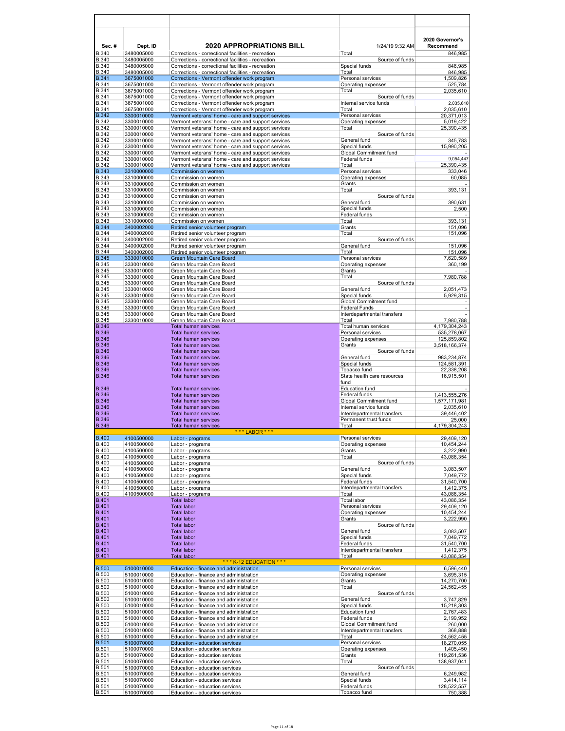| Sec. # | Dept. ID | 2020 APPROPRIATIONS BILL | 1/24/19 9:32 AM | 2020 Governor's Recommend |
|---|---|---|---|---|
| B.340 | 3480005000 | Corrections - correctional facilities - recreation | Total | 846,985 |
| B.340 | 3480005000 | Corrections - correctional facilities - recreation | Source of funds | |
| B.340 | 3480005000 | Corrections - correctional facilities - recreation | Special funds | 846,985 |
| B.340 | 3480005000 | Corrections - correctional facilities - recreation | Total | 846,985 |
| B.341 | 3675001000 | Corrections - Vermont offender work program | Personal services | 1,509,826 |
| B.341 | 3675001000 | Corrections - Vermont offender work program | Operating expenses | 525,784 |
| B.341 | 3675001000 | Corrections - Vermont offender work program | Total | 2,035,610 |
| B.341 | 3675001000 | Corrections - Vermont offender work program | Source of funds | |
| B.341 | 3675001000 | Corrections - Vermont offender work program | Internal service funds | 2,035,610 |
| B.341 | 3675001000 | Corrections - Vermont offender work program | Total | 2,035,610 |
| B.342 | 3300010000 | Vermont veterans' home - care and support services | Personal services | 20,371,013 |
| B.342 | 3300010000 | Vermont veterans' home - care and support services | Operating expenses | 5,019,422 |
| B.342 | 3300010000 | Vermont veterans' home - care and support services | Total | 25,390,435 |
| B.342 | 3300010000 | Vermont veterans' home - care and support services | Source of funds | |
| B.342 | 3300010000 | Vermont veterans' home - care and support services | General fund | 345,783 |
| B.342 | 3300010000 | Vermont veterans' home - care and support services | Special funds | 15,990,205 |
| B.342 | 3300010000 | Vermont veterans' home - care and support services | Global Commitment fund | - |
| B.342 | 3300010000 | Vermont veterans' home - care and support services | Federal funds | 9,054,447 |
| B.342 | 3300010000 | Vermont veterans' home - care and support services | Total | 25,390,435 |
| B.343 | 3310000000 | Commission on women | Personal services | 333,046 |
| B.343 | 3310000000 | Commission on women | Operating expenses | 60,085 |
| B.343 | 3310000000 | Commission on women | Grants | - |
| B.343 | 3310000000 | Commission on women | Total | 393,131 |
| B.343 | 3310000000 | Commission on women | Source of funds | |
| B.343 | 3310000000 | Commission on women | General fund | 390,631 |
| B.343 | 3310000000 | Commission on women | Special funds | 2,500 |
| B.343 | 3310000000 | Commission on women | Federal funds | - |
| B.343 | 3310000000 | Commission on women | Total | 393,131 |
| B.344 | 3400002000 | Retired senior volunteer program | Grants | 151,096 |
| B.344 | 3400002000 | Retired senior volunteer program | Total | 151,096 |
| B.344 | 3400002000 | Retired senior volunteer program | Source of funds | |
| B.344 | 3400002000 | Retired senior volunteer program | General fund | 151,096 |
| B.344 | 3400002000 | Retired senior volunteer program | Total | 151,096 |
| B.345 | 3330010000 | Green Mountain Care Board | Personal services | 7,620,589 |
| B.345 | 3330010000 | Green Mountain Care Board | Operating expenses | 360,199 |
| B.345 | 3330010000 | Green Mountain Care Board | Grants | - |
| B.345 | 3330010000 | Green Mountain Care Board | Total | 7,980,788 |
| B.345 | 3330010000 | Green Mountain Care Board | Source of funds | |
| B.345 | 3330010000 | Green Mountain Care Board | General fund | 2,051,473 |
| B.345 | 3330010000 | Green Mountain Care Board | Special funds | 5,929,315 |
| B.345 | 3330010000 | Green Mountain Care Board | Global Commitment fund | - |
| B.346 | 3330010000 | Green Mountain Care Board | Federal Funds | - |
| B.345 | 3330010000 | Green Mountain Care Board | Interdepartmental transfers | - |
| B.345 | 3330010000 | Green Mountain Care Board | Total | 7,980,788 |
| B.346 | | Total human services | Total human services | 4,179,304,243 |
| B.346 | | Total human services | Personal services | 535,278,067 |
| B.346 | | Total human services | Operating expenses | 125,859,802 |
| B.346 | | Total human services | Grants | 3,518,166,374 |
| B.346 | | Total human services | Source of funds | |
| B.346 | | Total human services | General fund | 983,234,874 |
| B.346 | | Total human services | Special funds | 124,581,391 |
| B.346 | | Total human services | Tobacco fund | 22,338,208 |
| B.346 | | Total human services | State health care resources fund | 16,915,501 |
| B.346 | | Total human services | Education fund | - |
| B.346 | | Total human services | Federal funds | 1,413,555,276 |
| B.346 | | Total human services | Global Commitment fund | 1,577,171,981 |
| B.346 | | Total human services | Internal service funds | 2,035,610 |
| B.346 | | Total human services | Interdepartmental transfers | 39,446,402 |
| B.346 | | Total human services | Permanent trust funds | 25,000 |
| B.346 | | Total human services | Total | 4,179,304,243 |
| | | *** LABOR *** | | |
| B.400 | 4100500000 | Labor - programs | Personal services | 29,409,120 |
| B.400 | 4100500000 | Labor - programs | Operating expenses | 10,454,244 |
| B.400 | 4100500000 | Labor - programs | Grants | 3,222,990 |
| B.400 | 4100500000 | Labor - programs | Total | 43,086,354 |
| B.400 | 4100500000 | Labor - programs | Source of funds | |
| B.400 | 4100500000 | Labor - programs | General fund | 3,083,507 |
| B.400 | 4100500000 | Labor - programs | Special funds | 7,049,772 |
| B.400 | 4100500000 | Labor - programs | Federal funds | 31,540,700 |
| B.400 | 4100500000 | Labor - programs | Interdepartmental transfers | 1,412,375 |
| B.400 | 4100500000 | Labor - programs | Total | 43,086,354 |
| B.401 | | Total labor | Total labor | 43,086,354 |
| B.401 | | Total labor | Personal services | 29,409,120 |
| B.401 | | Total labor | Operating expenses | 10,454,244 |
| B.401 | | Total labor | Grants | 3,222,990 |
| B.401 | | Total labor | Source of funds | |
| B.401 | | Total labor | General fund | 3,083,507 |
| B.401 | | Total labor | Special funds | 7,049,772 |
| B.401 | | Total labor | Federal funds | 31,540,700 |
| B.401 | | Total labor | Interdepartmental transfers | 1,412,375 |
| B.401 | | Total labor | Total | 43,086,354 |
| | | *** K-12 EDUCATION *** | | |
| B.500 | 5100010000 | Education - finance and administration | Personal services | 6,596,440 |
| B.500 | 5100010000 | Education - finance and administration | Operating expenses | 3,695,315 |
| B.500 | 5100010000 | Education - finance and administration | Grants | 14,270,700 |
| B.500 | 5100010000 | Education - finance and administration | Total | 24,562,455 |
| B.500 | 5100010000 | Education - finance and administration | Source of funds | |
| B.500 | 5100010000 | Education - finance and administration | General fund | 3,747,829 |
| B.500 | 5100010000 | Education - finance and administration | Special funds | 15,218,303 |
| B.500 | 5100010000 | Education - finance and administration | Education fund | 2,767,483 |
| B.500 | 5100010000 | Education - finance and administration | Federal funds | 2,199,952 |
| B.500 | 5100010000 | Education - finance and administration | Global Commitment fund | 260,000 |
| B.500 | 5100010000 | Education - finance and administration | Interdepartmental transfers | 368,888 |
| B.500 | 5100010000 | Education - finance and administration | Total | 24,562,455 |
| B.501 | 5100070000 | Education - education services | Personal services | 18,270,055 |
| B.501 | 5100070000 | Education - education services | Operating expenses | 1,405,450 |
| B.501 | 5100070000 | Education - education services | Grants | 119,261,536 |
| B.501 | 5100070000 | Education - education services | Total | 138,937,041 |
| B.501 | 5100070000 | Education - education services | Source of funds | |
| B.501 | 5100070000 | Education - education services | General fund | 6,249,982 |
| B.501 | 5100070000 | Education - education services | Special funds | 3,414,114 |
| B.501 | 5100070000 | Education - education services | Federal funds | 128,522,557 |
| B.501 | 5100070000 | Education - education services | Tobacco fund | 750,388 |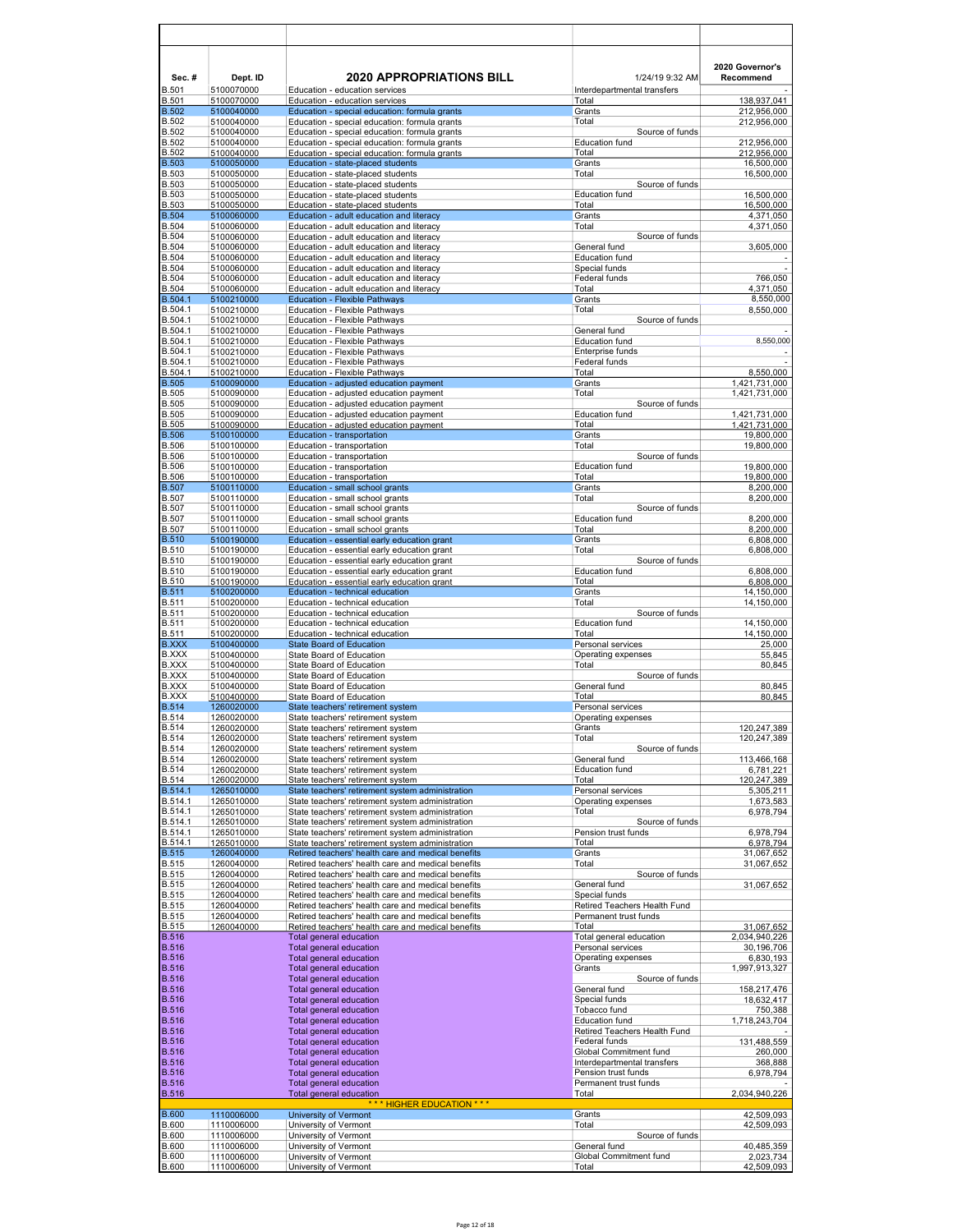| Sec. # | Dept. ID | 2020 APPROPRIATIONS BILL | 1/24/19 9:32 AM | 2020 Governor's Recommend |
|---|---|---|---|---|
| B.501 | 5100070000 | Education - education services | Interdepartmental transfers | - |
| B.501 | 5100070000 | Education - education services | Total | 138,937,041 |
| B.502 | 5100040000 | Education - special education: formula grants | Grants | 212,956,000 |
| B.502 | 5100040000 | Education - special education: formula grants | Total | 212,956,000 |
| B.502 | 5100040000 | Education - special education: formula grants | Source of funds | |
| B.502 | 5100040000 | Education - special education: formula grants | Education fund | 212,956,000 |
| B.502 | 5100040000 | Education - special education: formula grants | Total | 212,956,000 |
| B.503 | 5100050000 | Education - state-placed students | Grants | 16,500,000 |
| B.503 | 5100050000 | Education - state-placed students | Total | 16,500,000 |
| B.503 | 5100050000 | Education - state-placed students | Source of funds | |
| B.503 | 5100050000 | Education - state-placed students | Education fund | 16,500,000 |
| B.503 | 5100050000 | Education - state-placed students | Total | 16,500,000 |
| B.504 | 5100060000 | Education - adult education and literacy | Grants | 4,371,050 |
| B.504 | 5100060000 | Education - adult education and literacy | Total | 4,371,050 |
| B.504 | 5100060000 | Education - adult education and literacy | Source of funds | |
| B.504 | 5100060000 | Education - adult education and literacy | General fund | 3,605,000 |
| B.504 | 5100060000 | Education - adult education and literacy | Education fund | - |
| B.504 | 5100060000 | Education - adult education and literacy | Special funds | - |
| B.504 | 5100060000 | Education - adult education and literacy | Federal funds | 766,050 |
| B.504 | 5100060000 | Education - adult education and literacy | Total | 4,371,050 |
| B.504.1 | 5100210000 | Education - Flexible Pathways | Grants | 8,550,000 |
| B.504.1 | 5100210000 | Education - Flexible Pathways | Total | 8,550,000 |
| B.504.1 | 5100210000 | Education - Flexible Pathways | Source of funds | |
| B.504.1 | 5100210000 | Education - Flexible Pathways | General fund | - |
| B.504.1 | 5100210000 | Education - Flexible Pathways | Education fund | 8,550,000 |
| B.504.1 | 5100210000 | Education - Flexible Pathways | Enterprise funds | - |
| B.504.1 | 5100210000 | Education - Flexible Pathways | Federal funds | - |
| B.504.1 | 5100210000 | Education - Flexible Pathways | Total | 8,550,000 |
| B.505 | 5100090000 | Education - adjusted education payment | Grants | 1,421,731,000 |
| B.505 | 5100090000 | Education - adjusted education payment | Total | 1,421,731,000 |
| B.505 | 5100090000 | Education - adjusted education payment | Source of funds | |
| B.505 | 5100090000 | Education - adjusted education payment | Education fund | 1,421,731,000 |
| B.505 | 5100090000 | Education - adjusted education payment | Total | 1,421,731,000 |
| B.506 | 5100100000 | Education - transportation | Grants | 19,800,000 |
| B.506 | 5100100000 | Education - transportation | Total | 19,800,000 |
| B.506 | 5100100000 | Education - transportation | Source of funds | |
| B.506 | 5100100000 | Education - transportation | Education fund | 19,800,000 |
| B.506 | 5100100000 | Education - transportation | Total | 19,800,000 |
| B.507 | 5100110000 | Education - small school grants | Grants | 8,200,000 |
| B.507 | 5100110000 | Education - small school grants | Total | 8,200,000 |
| B.507 | 5100110000 | Education - small school grants | Source of funds | |
| B.507 | 5100110000 | Education - small school grants | Education fund | 8,200,000 |
| B.507 | 5100110000 | Education - small school grants | Total | 8,200,000 |
| B.510 | 5100190000 | Education - essential early education grant | Grants | 6,808,000 |
| B.510 | 5100190000 | Education - essential early education grant | Total | 6,808,000 |
| B.510 | 5100190000 | Education - essential early education grant | Source of funds | |
| B.510 | 5100190000 | Education - essential early education grant | Education fund | 6,808,000 |
| B.510 | 5100190000 | Education - essential early education grant | Total | 6,808,000 |
| B.511 | 5100200000 | Education - technical education | Grants | 14,150,000 |
| B.511 | 5100200000 | Education - technical education | Total | 14,150,000 |
| B.511 | 5100200000 | Education - technical education | Source of funds | |
| B.511 | 5100200000 | Education - technical education | Education fund | 14,150,000 |
| B.511 | 5100200000 | Education - technical education | Total | 14,150,000 |
| B.XXX | 5100400000 | State Board of Education | Personal services | 25,000 |
| B.XXX | 5100400000 | State Board of Education | Operating expenses | 55,845 |
| B.XXX | 5100400000 | State Board of Education | Total | 80,845 |
| B.XXX | 5100400000 | State Board of Education | Source of funds | |
| B.XXX | 5100400000 | State Board of Education | General fund | 80,845 |
| B.XXX | 5100400000 | State Board of Education | Total | 80,845 |
| B.514 | 1260020000 | State teachers' retirement system | Personal services | |
| B.514 | 1260020000 | State teachers' retirement system | Operating expenses | |
| B.514 | 1260020000 | State teachers' retirement system | Grants | 120,247,389 |
| B.514 | 1260020000 | State teachers' retirement system | Total | 120,247,389 |
| B.514 | 1260020000 | State teachers' retirement system | Source of funds | |
| B.514 | 1260020000 | State teachers' retirement system | General fund | 113,466,168 |
| B.514 | 1260020000 | State teachers' retirement system | Education fund | 6,781,221 |
| B.514 | 1260020000 | State teachers' retirement system | Total | 120,247,389 |
| B.514.1 | 1265010000 | State teachers' retirement system administration | Personal services | 5,305,211 |
| B.514.1 | 1265010000 | State teachers' retirement system administration | Operating expenses | 1,673,583 |
| B.514.1 | 1265010000 | State teachers' retirement system administration | Total | 6,978,794 |
| B.514.1 | 1265010000 | State teachers' retirement system administration | Source of funds | |
| B.514.1 | 1265010000 | State teachers' retirement system administration | Pension trust funds | 6,978,794 |
| B.514.1 | 1265010000 | State teachers' retirement system administration | Total | 6,978,794 |
| B.515 | 1260040000 | Retired teachers' health care and medical benefits | Grants | 31,067,652 |
| B.515 | 1260040000 | Retired teachers' health care and medical benefits | Total | 31,067,652 |
| B.515 | 1260040000 | Retired teachers' health care and medical benefits | Source of funds | |
| B.515 | 1260040000 | Retired teachers' health care and medical benefits | General fund | 31,067,652 |
| B.515 | 1260040000 | Retired teachers' health care and medical benefits | Special funds | |
| B.515 | 1260040000 | Retired teachers' health care and medical benefits | Retired Teachers Health Fund | |
| B.515 | 1260040000 | Retired teachers' health care and medical benefits | Permanent trust funds | |
| B.515 | 1260040000 | Retired teachers' health care and medical benefits | Total | 31,067,652 |
| B.516 | | Total general education | Total general education | 2,034,940,226 |
| B.516 | | Total general education | Personal services | 30,196,706 |
| B.516 | | Total general education | Operating expenses | 6,830,193 |
| B.516 | | Total general education | Grants | 1,997,913,327 |
| B.516 | | Total general education | Source of funds | |
| B.516 | | Total general education | General fund | 158,217,476 |
| B.516 | | Total general education | Special funds | 18,632,417 |
| B.516 | | Total general education | Tobacco fund | 750,388 |
| B.516 | | Total general education | Education fund | 1,718,243,704 |
| B.516 | | Total general education | Retired Teachers Health Fund | - |
| B.516 | | Total general education | Federal funds | 131,488,559 |
| B.516 | | Total general education | Global Commitment fund | 260,000 |
| B.516 | | Total general education | Interdepartmental transfers | 368,888 |
| B.516 | | Total general education | Pension trust funds | 6,978,794 |
| B.516 | | Total general education | Permanent trust funds | - |
| B.516 | | Total general education | Total | 2,034,940,226 |
| | | *** HIGHER EDUCATION *** | | |
| B.600 | 1110006000 | University of Vermont | Grants | 42,509,093 |
| B.600 | 1110006000 | University of Vermont | Total | 42,509,093 |
| B.600 | 1110006000 | University of Vermont | Source of funds | |
| B.600 | 1110006000 | University of Vermont | General fund | 40,485,359 |
| B.600 | 1110006000 | University of Vermont | Global Commitment fund | 2,023,734 |
| B.600 | 1110006000 | University of Vermont | Total | 42,509,093 |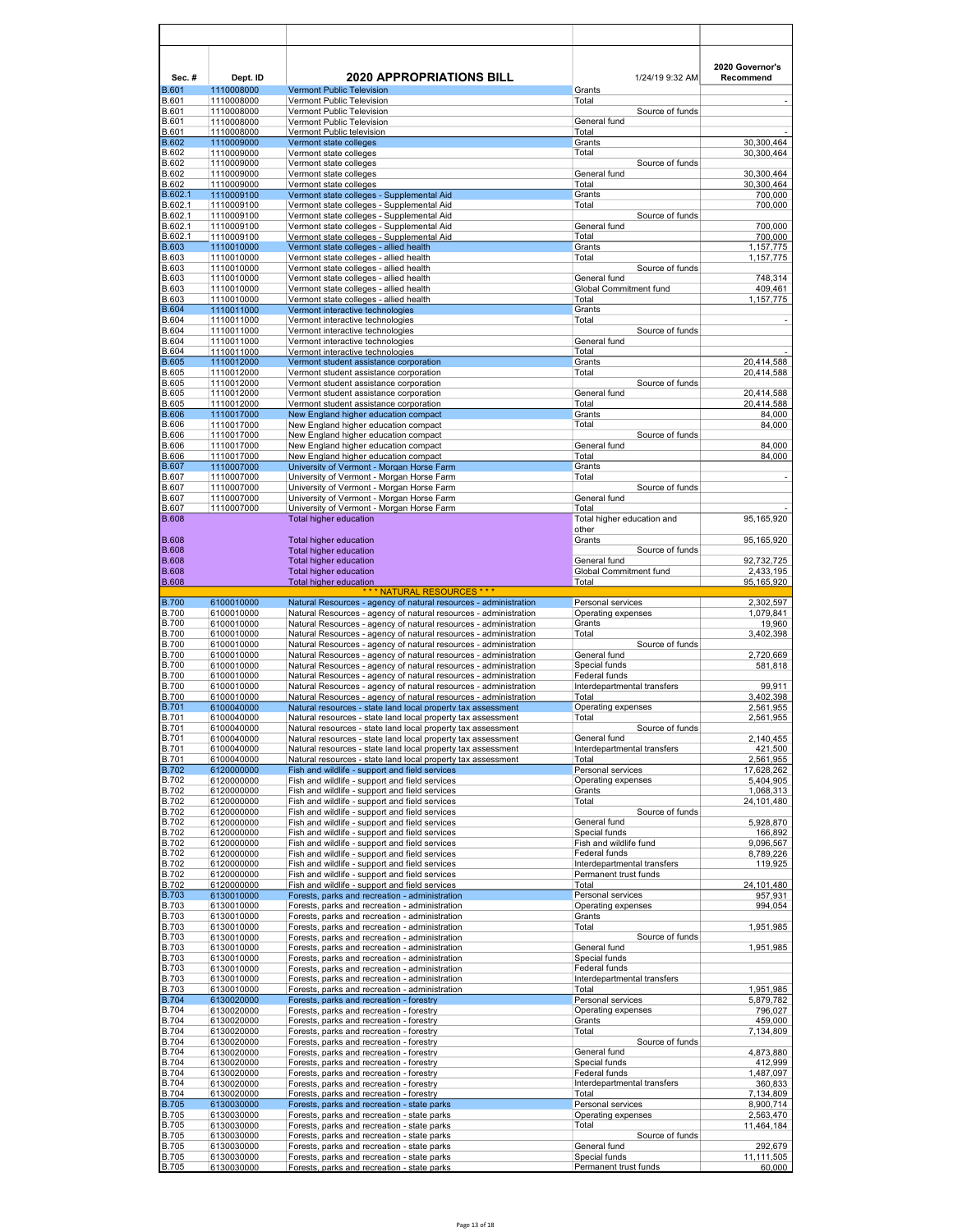| Sec. # | Dept. ID | 2020 APPROPRIATIONS BILL | 1/24/19 9:32 AM | 2020 Governor's Recommend |
|---|---|---|---|---|
| B.601 | 1110008000 | Vermont Public Television | Grants | |
| B.601 | 1110008000 | Vermont Public Television | Total | - |
| B.601 | 1110008000 | Vermont Public Television | Source of funds | |
| B.601 | 1110008000 | Vermont Public Television | General fund | |
| B.601 | 1110008000 | Vermont Public television | Total | - |
| B.602 | 1110009000 | Vermont state colleges | Grants | 30,300,464 |
| B.602 | 1110009000 | Vermont state colleges | Total | 30,300,464 |
| B.602 | 1110009000 | Vermont state colleges | Source of funds | |
| B.602 | 1110009000 | Vermont state colleges | General fund | 30,300,464 |
| B.602 | 1110009000 | Vermont state colleges | Total | 30,300,464 |
| B.602.1 | 1110009100 | Vermont state colleges - Supplemental Aid | Grants | 700,000 |
| B.602.1 | 1110009100 | Vermont state colleges - Supplemental Aid | Total | 700,000 |
| B.602.1 | 1110009100 | Vermont state colleges - Supplemental Aid | Source of funds | |
| B.602.1 | 1110009100 | Vermont state colleges - Supplemental Aid | General fund | 700,000 |
| B.602.1 | 1110009100 | Vermont state colleges - Supplemental Aid | Total | 700,000 |
| B.603 | 1110010000 | Vermont state colleges - allied health | Grants | 1,157,775 |
| B.603 | 1110010000 | Vermont state colleges - allied health | Total | 1,157,775 |
| B.603 | 1110010000 | Vermont state colleges - allied health | Source of funds | |
| B.603 | 1110010000 | Vermont state colleges - allied health | General fund | 748,314 |
| B.603 | 1110010000 | Vermont state colleges - allied health | Global Commitment fund | 409,461 |
| B.603 | 1110010000 | Vermont state colleges - allied health | Total | 1,157,775 |
| B.604 | 1110011000 | Vermont interactive technologies | Grants | |
| B.604 | 1110011000 | Vermont interactive technologies | Total | - |
| B.604 | 1110011000 | Vermont interactive technologies | Source of funds | |
| B.604 | 1110011000 | Vermont interactive technologies | General fund | |
| B.604 | 1110011000 | Vermont interactive technologies | Total | - |
| B.605 | 1110012000 | Vermont student assistance corporation | Grants | 20,414,588 |
| B.605 | 1110012000 | Vermont student assistance corporation | Total | 20,414,588 |
| B.605 | 1110012000 | Vermont student assistance corporation | Source of funds | |
| B.605 | 1110012000 | Vermont student assistance corporation | General fund | 20,414,588 |
| B.605 | 1110012000 | Vermont student assistance corporation | Total | 20,414,588 |
| B.606 | 1110017000 | New England higher education compact | Grants | 84,000 |
| B.606 | 1110017000 | New England higher education compact | Total | 84,000 |
| B.606 | 1110017000 | New England higher education compact | Source of funds | |
| B.606 | 1110017000 | New England higher education compact | General fund | 84,000 |
| B.606 | 1110017000 | New England higher education compact | Total | 84,000 |
| B.607 | 1110007000 | University of Vermont - Morgan Horse Farm | Grants | |
| B.607 | 1110007000 | University of Vermont - Morgan Horse Farm | Total | - |
| B.607 | 1110007000 | University of Vermont - Morgan Horse Farm | Source of funds | |
| B.607 | 1110007000 | University of Vermont - Morgan Horse Farm | General fund | |
| B.607 | 1110007000 | University of Vermont - Morgan Horse Farm | Total | - |
| B.608 | | Total higher education | Total higher education and other | 95,165,920 |
| B.608 | | Total higher education | Grants | 95,165,920 |
| B.608 | | Total higher education | Source of funds | |
| B.608 | | Total higher education | General fund | 92,732,725 |
| B.608 | | Total higher education | Global Commitment fund | 2,433,195 |
| B.608 | | Total higher education | Total | 95,165,920 |
| | | *** NATURAL RESOURCES *** | | |
| B.700 | 6100010000 | Natural Resources - agency of natural resources - administration | Personal services | 2,302,597 |
| B.700 | 6100010000 | Natural Resources - agency of natural resources - administration | Operating expenses | 1,079,841 |
| B.700 | 6100010000 | Natural Resources - agency of natural resources - administration | Grants | 19,960 |
| B.700 | 6100010000 | Natural Resources - agency of natural resources - administration | Total | 3,402,398 |
| B.700 | 6100010000 | Natural Resources - agency of natural resources - administration | Source of funds | |
| B.700 | 6100010000 | Natural Resources - agency of natural resources - administration | General fund | 2,720,669 |
| B.700 | 6100010000 | Natural Resources - agency of natural resources - administration | Special funds | 581,818 |
| B.700 | 6100010000 | Natural Resources - agency of natural resources - administration | Federal funds | |
| B.700 | 6100010000 | Natural Resources - agency of natural resources - administration | Interdepartmental transfers | 99,911 |
| B.700 | 6100010000 | Natural Resources - agency of natural resources - administration | Total | 3,402,398 |
| B.701 | 6100040000 | Natural resources - state land local property tax assessment | Operating expenses | 2,561,955 |
| B.701 | 6100040000 | Natural resources - state land local property tax assessment | Total | 2,561,955 |
| B.701 | 6100040000 | Natural resources - state land local property tax assessment | Source of funds | |
| B.701 | 6100040000 | Natural resources - state land local property tax assessment | General fund | 2,140,455 |
| B.701 | 6100040000 | Natural resources - state land local property tax assessment | Interdepartmental transfers | 421,500 |
| B.701 | 6100040000 | Natural resources - state land local property tax assessment | Total | 2,561,955 |
| B.702 | 6120000000 | Fish and wildlife - support and field services | Personal services | 17,628,262 |
| B.702 | 6120000000 | Fish and wildlife - support and field services | Operating expenses | 5,404,905 |
| B.702 | 6120000000 | Fish and wildlife - support and field services | Grants | 1,068,313 |
| B.702 | 6120000000 | Fish and wildlife - support and field services | Total | 24,101,480 |
| B.702 | 6120000000 | Fish and wildlife - support and field services | Source of funds | |
| B.702 | 6120000000 | Fish and wildlife - support and field services | General fund | 5,928,870 |
| B.702 | 6120000000 | Fish and wildlife - support and field services | Special funds | 166,892 |
| B.702 | 6120000000 | Fish and wildlife - support and field services | Fish and wildlife fund | 9,096,567 |
| B.702 | 6120000000 | Fish and wildlife - support and field services | Federal funds | 8,789,226 |
| B.702 | 6120000000 | Fish and wildlife - support and field services | Interdepartmental transfers | 119,925 |
| B.702 | 6120000000 | Fish and wildlife - support and field services | Permanent trust funds | |
| B.702 | 6120000000 | Fish and wildlife - support and field services | Total | 24,101,480 |
| B.703 | 6130010000 | Forests, parks and recreation - administration | Personal services | 957,931 |
| B.703 | 6130010000 | Forests, parks and recreation - administration | Operating expenses | 994,054 |
| B.703 | 6130010000 | Forests, parks and recreation - administration | Grants | |
| B.703 | 6130010000 | Forests, parks and recreation - administration | Total | 1,951,985 |
| B.703 | 6130010000 | Forests, parks and recreation - administration | Source of funds | |
| B.703 | 6130010000 | Forests, parks and recreation - administration | General fund | 1,951,985 |
| B.703 | 6130010000 | Forests, parks and recreation - administration | Special funds | |
| B.703 | 6130010000 | Forests, parks and recreation - administration | Federal funds | |
| B.703 | 6130010000 | Forests, parks and recreation - administration | Interdepartmental transfers | |
| B.703 | 6130010000 | Forests, parks and recreation - administration | Total | 1,951,985 |
| B.704 | 6130020000 | Forests, parks and recreation - forestry | Personal services | 5,879,782 |
| B.704 | 6130020000 | Forests, parks and recreation - forestry | Operating expenses | 796,027 |
| B.704 | 6130020000 | Forests, parks and recreation - forestry | Grants | 459,000 |
| B.704 | 6130020000 | Forests, parks and recreation - forestry | Total | 7,134,809 |
| B.704 | 6130020000 | Forests, parks and recreation - forestry | Source of funds | |
| B.704 | 6130020000 | Forests, parks and recreation - forestry | General fund | 4,873,880 |
| B.704 | 6130020000 | Forests, parks and recreation - forestry | Special funds | 412,999 |
| B.704 | 6130020000 | Forests, parks and recreation - forestry | Federal funds | 1,487,097 |
| B.704 | 6130020000 | Forests, parks and recreation - forestry | Interdepartmental transfers | 360,833 |
| B.704 | 6130020000 | Forests, parks and recreation - forestry | Total | 7,134,809 |
| B.705 | 6130030000 | Forests, parks and recreation - state parks | Personal services | 8,900,714 |
| B.705 | 6130030000 | Forests, parks and recreation - state parks | Operating expenses | 2,563,470 |
| B.705 | 6130030000 | Forests, parks and recreation - state parks | Total | 11,464,184 |
| B.705 | 6130030000 | Forests, parks and recreation - state parks | Source of funds | |
| B.705 | 6130030000 | Forests, parks and recreation - state parks | General fund | 292,679 |
| B.705 | 6130030000 | Forests, parks and recreation - state parks | Special funds | 11,111,505 |
| B.705 | 6130030000 | Forests, parks and recreation - state parks | Permanent trust funds | 60,000 |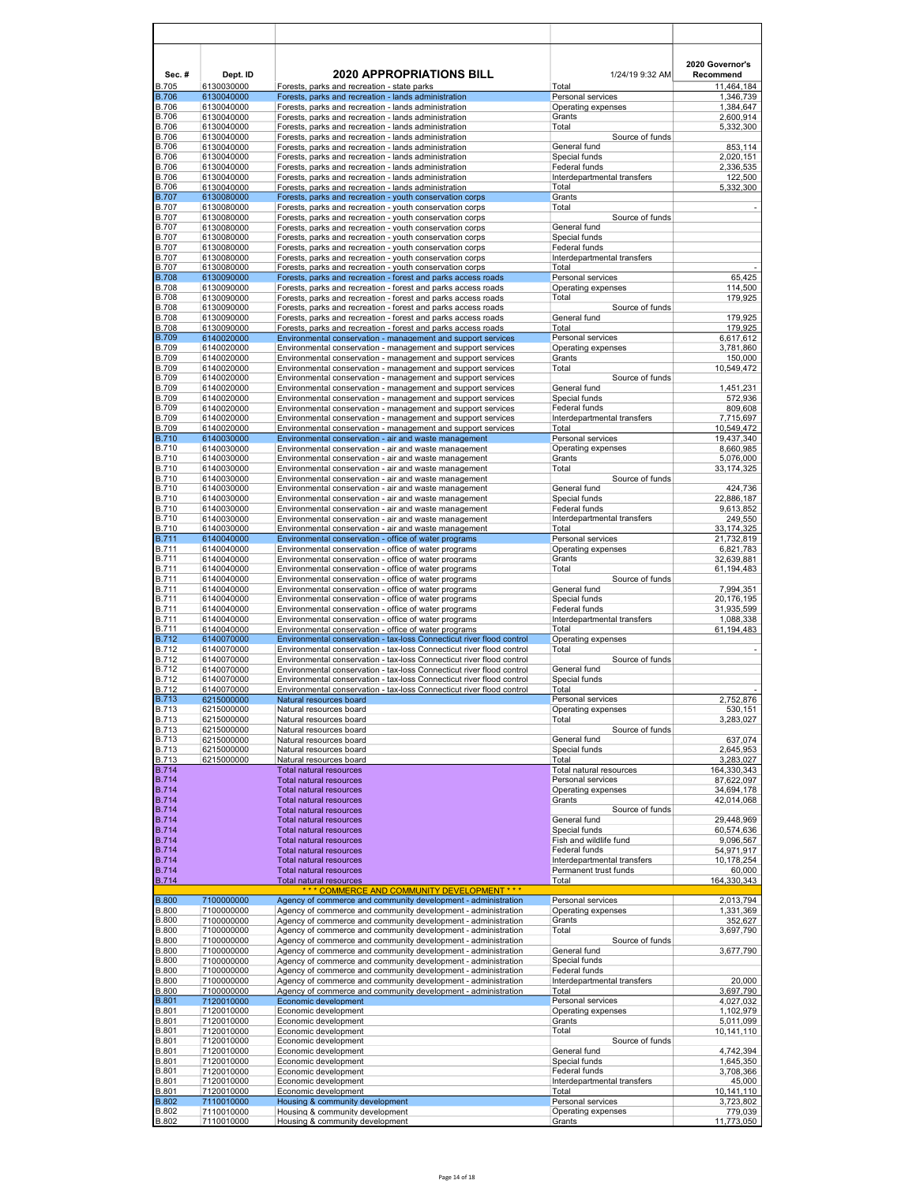| Sec. # | Dept. ID | 2020 APPROPRIATIONS BILL | 1/24/19 9:32 AM | 2020 Governor's Recommend |
|---|---|---|---|---|
| B.705 | 6130030000 | Forests, parks and recreation - state parks | Total | 11,464,184 |
| B.706 | 6130040000 | Forests, parks and recreation - lands administration | Personal services | 1,346,739 |
| B.706 | 6130040000 | Forests, parks and recreation - lands administration | Operating expenses | 1,384,647 |
| B.706 | 6130040000 | Forests, parks and recreation - lands administration | Grants | 2,600,914 |
| B.706 | 6130040000 | Forests, parks and recreation - lands administration | Total | 5,332,300 |
| B.706 | 6130040000 | Forests, parks and recreation - lands administration | Source of funds | |
| B.706 | 6130040000 | Forests, parks and recreation - lands administration | General fund | 853,114 |
| B.706 | 6130040000 | Forests, parks and recreation - lands administration | Special funds | 2,020,151 |
| B.706 | 6130040000 | Forests, parks and recreation - lands administration | Federal funds | 2,336,535 |
| B.706 | 6130040000 | Forests, parks and recreation - lands administration | Interdepartmental transfers | 122,500 |
| B.706 | 6130040000 | Forests, parks and recreation - lands administration | Total | 5,332,300 |
| B.707 | 6130080000 | Forests, parks and recreation - youth conservation corps | Grants | |
| B.707 | 6130080000 | Forests, parks and recreation - youth conservation corps | Total | - |
| B.707 | 6130080000 | Forests, parks and recreation - youth conservation corps | Source of funds | |
| B.707 | 6130080000 | Forests, parks and recreation - youth conservation corps | General fund | |
| B.707 | 6130080000 | Forests, parks and recreation - youth conservation corps | Special funds | |
| B.707 | 6130080000 | Forests, parks and recreation - youth conservation corps | Federal funds | |
| B.707 | 6130080000 | Forests, parks and recreation - youth conservation corps | Interdepartmental transfers | |
| B.707 | 6130080000 | Forests, parks and recreation - youth conservation corps | Total | - |
| B.708 | 6130090000 | Forests, parks and recreation - forest and parks access roads | Personal services | 65,425 |
| B.708 | 6130090000 | Forests, parks and recreation - forest and parks access roads | Operating expenses | 114,500 |
| B.708 | 6130090000 | Forests, parks and recreation - forest and parks access roads | Total | 179,925 |
| B.708 | 6130090000 | Forests, parks and recreation - forest and parks access roads | Source of funds | |
| B.708 | 6130090000 | Forests, parks and recreation - forest and parks access roads | General fund | 179,925 |
| B.708 | 6130090000 | Forests, parks and recreation - forest and parks access roads | Total | 179,925 |
| B.709 | 6140020000 | Environmental conservation - management and support services | Personal services | 6,617,612 |
| B.709 | 6140020000 | Environmental conservation - management and support services | Operating expenses | 3,781,860 |
| B.709 | 6140020000 | Environmental conservation - management and support services | Grants | 150,000 |
| B.709 | 6140020000 | Environmental conservation - management and support services | Total | 10,549,472 |
| B.709 | 6140020000 | Environmental conservation - management and support services | Source of funds | |
| B.709 | 6140020000 | Environmental conservation - management and support services | General fund | 1,451,231 |
| B.709 | 6140020000 | Environmental conservation - management and support services | Special funds | 572,936 |
| B.709 | 6140020000 | Environmental conservation - management and support services | Federal funds | 809,608 |
| B.709 | 6140020000 | Environmental conservation - management and support services | Interdepartmental transfers | 7,715,697 |
| B.709 | 6140020000 | Environmental conservation - management and support services | Total | 10,549,472 |
| B.710 | 6140030000 | Environmental conservation - air and waste management | Personal services | 19,437,340 |
| B.710 | 6140030000 | Environmental conservation - air and waste management | Operating expenses | 8,660,985 |
| B.710 | 6140030000 | Environmental conservation - air and waste management | Grants | 5,076,000 |
| B.710 | 6140030000 | Environmental conservation - air and waste management | Total | 33,174,325 |
| B.710 | 6140030000 | Environmental conservation - air and waste management | Source of funds | |
| B.710 | 6140030000 | Environmental conservation - air and waste management | General fund | 424,736 |
| B.710 | 6140030000 | Environmental conservation - air and waste management | Special funds | 22,886,187 |
| B.710 | 6140030000 | Environmental conservation - air and waste management | Federal funds | 9,613,852 |
| B.710 | 6140030000 | Environmental conservation - air and waste management | Interdepartmental transfers | 249,550 |
| B.710 | 6140030000 | Environmental conservation - air and waste management | Total | 33,174,325 |
| B.711 | 6140040000 | Environmental conservation - office of water programs | Personal services | 21,732,819 |
| B.711 | 6140040000 | Environmental conservation - office of water programs | Operating expenses | 6,821,783 |
| B.711 | 6140040000 | Environmental conservation - office of water programs | Grants | 32,639,881 |
| B.711 | 6140040000 | Environmental conservation - office of water programs | Total | 61,194,483 |
| B.711 | 6140040000 | Environmental conservation - office of water programs | Source of funds | |
| B.711 | 6140040000 | Environmental conservation - office of water programs | General fund | 7,994,351 |
| B.711 | 6140040000 | Environmental conservation - office of water programs | Special funds | 20,176,195 |
| B.711 | 6140040000 | Environmental conservation - office of water programs | Federal funds | 31,935,599 |
| B.711 | 6140040000 | Environmental conservation - office of water programs | Interdepartmental transfers | 1,088,338 |
| B.711 | 6140040000 | Environmental conservation - office of water programs | Total | 61,194,483 |
| B.712 | 6140070000 | Environmental conservation - tax-loss Connecticut river flood control | Operating expenses | |
| B.712 | 6140070000 | Environmental conservation - tax-loss Connecticut river flood control | Total | - |
| B.712 | 6140070000 | Environmental conservation - tax-loss Connecticut river flood control | Source of funds | |
| B.712 | 6140070000 | Environmental conservation - tax-loss Connecticut river flood control | General fund | |
| B.712 | 6140070000 | Environmental conservation - tax-loss Connecticut river flood control | Special funds | |
| B.712 | 6140070000 | Environmental conservation - tax-loss Connecticut river flood control | Total | - |
| B.713 | 6215000000 | Natural resources board | Personal services | 2,752,876 |
| B.713 | 6215000000 | Natural resources board | Operating expenses | 530,151 |
| B.713 | 6215000000 | Natural resources board | Total | 3,283,027 |
| B.713 | 6215000000 | Natural resources board | Source of funds | |
| B.713 | 6215000000 | Natural resources board | General fund | 637,074 |
| B.713 | 6215000000 | Natural resources board | Special funds | 2,645,953 |
| B.713 | 6215000000 | Natural resources board | Total | 3,283,027 |
| B.714 | | Total natural resources | Total natural resources | 164,330,343 |
| B.714 | | Total natural resources | Personal services | 87,622,097 |
| B.714 | | Total natural resources | Operating expenses | 34,694,178 |
| B.714 | | Total natural resources | Grants | 42,014,068 |
| B.714 | | Total natural resources | Source of funds | |
| B.714 | | Total natural resources | General fund | 29,448,969 |
| B.714 | | Total natural resources | Special funds | 60,574,636 |
| B.714 | | Total natural resources | Fish and wildlife fund | 9,096,567 |
| B.714 | | Total natural resources | Federal funds | 54,971,917 |
| B.714 | | Total natural resources | Interdepartmental transfers | 10,178,254 |
| B.714 | | Total natural resources | Permanent trust funds | 60,000 |
| B.714 | | Total natural resources | Total | 164,330,343 |
| | | *** COMMERCE AND COMMUNITY DEVELOPMENT *** | | |
| B.800 | 7100000000 | Agency of commerce and community development - administration | Personal services | 2,013,794 |
| B.800 | 7100000000 | Agency of commerce and community development - administration | Operating expenses | 1,331,369 |
| B.800 | 7100000000 | Agency of commerce and community development - administration | Grants | 352,627 |
| B.800 | 7100000000 | Agency of commerce and community development - administration | Total | 3,697,790 |
| B.800 | 7100000000 | Agency of commerce and community development - administration | Source of funds | |
| B.800 | 7100000000 | Agency of commerce and community development - administration | General fund | 3,677,790 |
| B.800 | 7100000000 | Agency of commerce and community development - administration | Special funds | |
| B.800 | 7100000000 | Agency of commerce and community development - administration | Federal funds | |
| B.800 | 7100000000 | Agency of commerce and community development - administration | Interdepartmental transfers | 20,000 |
| B.800 | 7100000000 | Agency of commerce and community development - administration | Total | 3,697,790 |
| B.801 | 7120010000 | Economic development | Personal services | 4,027,032 |
| B.801 | 7120010000 | Economic development | Operating expenses | 1,102,979 |
| B.801 | 7120010000 | Economic development | Grants | 5,011,099 |
| B.801 | 7120010000 | Economic development | Total | 10,141,110 |
| B.801 | 7120010000 | Economic development | Source of funds | |
| B.801 | 7120010000 | Economic development | General fund | 4,742,394 |
| B.801 | 7120010000 | Economic development | Special funds | 1,645,350 |
| B.801 | 7120010000 | Economic development | Federal funds | 3,708,366 |
| B.801 | 7120010000 | Economic development | Interdepartmental transfers | 45,000 |
| B.801 | 7120010000 | Economic development | Total | 10,141,110 |
| B.802 | 7110010000 | Housing & community development | Personal services | 3,723,802 |
| B.802 | 7110010000 | Housing & community development | Operating expenses | 779,039 |
| B.802 | 7110010000 | Housing & community development | Grants | 11,773,050 |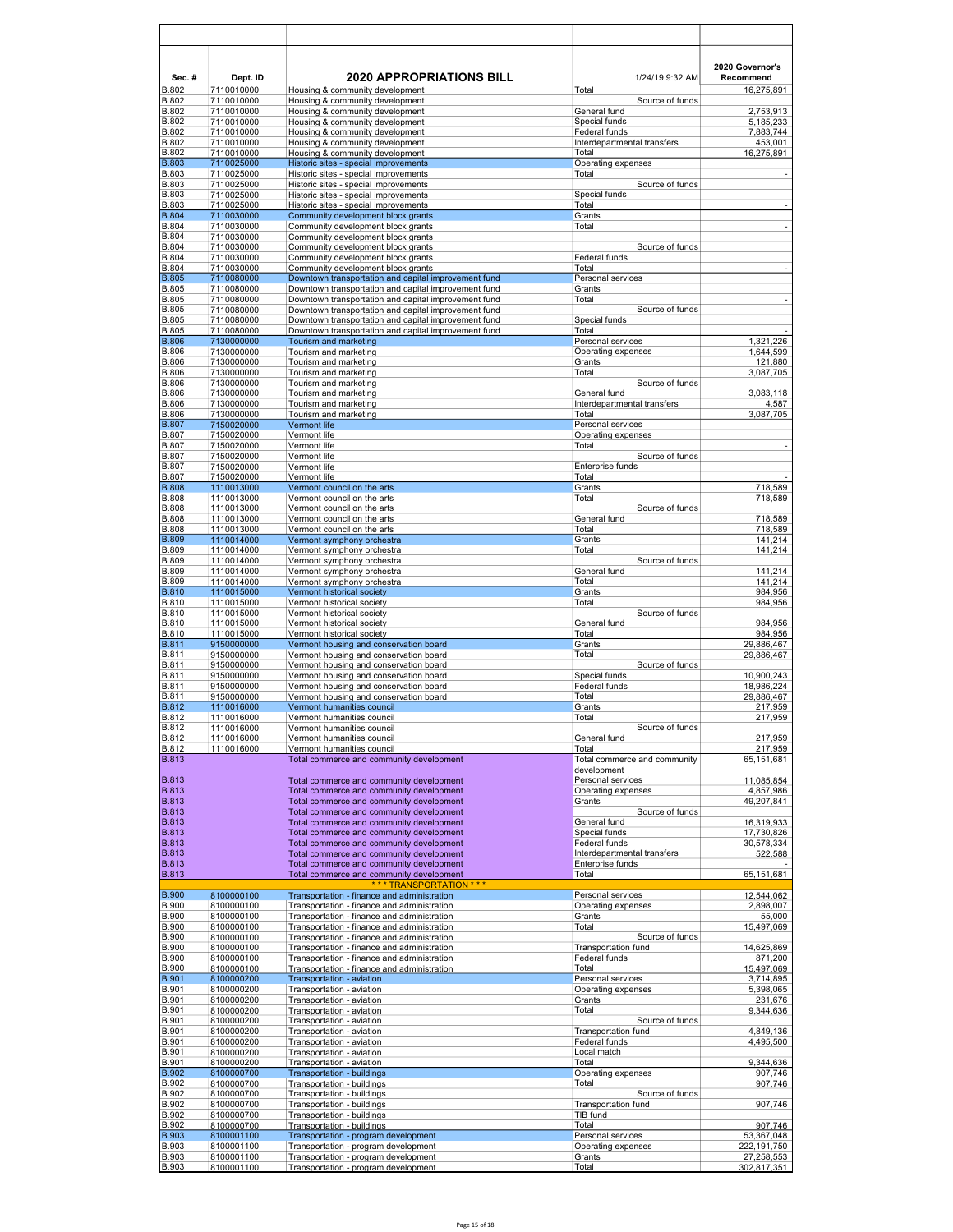| Sec. # | Dept. ID | 2020 APPROPRIATIONS BILL | 1/24/19 9:32 AM | 2020 Governor's Recommend |
|---|---|---|---|---|
| B.802 | 7110010000 | Housing & community development | Total | 16,275,891 |
| B.802 | 7110010000 | Housing & community development | Source of funds | |
| B.802 | 7110010000 | Housing & community development | General fund | 2,753,913 |
| B.802 | 7110010000 | Housing & community development | Special funds | 5,185,233 |
| B.802 | 7110010000 | Housing & community development | Federal funds | 7,883,744 |
| B.802 | 7110010000 | Housing & community development | Interdepartmental transfers | 453,001 |
| B.802 | 7110010000 | Housing & community development | Total | 16,275,891 |
| B.803 | 7110025000 | Historic sites - special improvements | Operating expenses | |
| B.803 | 7110025000 | Historic sites - special improvements | Total | - |
| B.803 | 7110025000 | Historic sites - special improvements | Source of funds | |
| B.803 | 7110025000 | Historic sites - special improvements | Special funds | |
| B.803 | 7110025000 | Historic sites - special improvements | Total | - |
| B.804 | 7110030000 | Community development block grants | Grants | |
| B.804 | 7110030000 | Community development block grants | Total | - |
| B.804 | 7110030000 | Community development block grants | | |
| B.804 | 7110030000 | Community development block grants | Source of funds | |
| B.804 | 7110030000 | Community development block grants | Federal funds | |
| B.804 | 7110030000 | Community development block grants | Total | - |
| B.805 | 7110080000 | Downtown transportation and capital improvement fund | Personal services | |
| B.805 | 7110080000 | Downtown transportation and capital improvement fund | Grants | |
| B.805 | 7110080000 | Downtown transportation and capital improvement fund | Total | - |
| B.805 | 7110080000 | Downtown transportation and capital improvement fund | Source of funds | |
| B.805 | 7110080000 | Downtown transportation and capital improvement fund | Special funds | |
| B.805 | 7110080000 | Downtown transportation and capital improvement fund | Total | - |
| B.806 | 7130000000 | Tourism and marketing | Personal services | 1,321,226 |
| B.806 | 7130000000 | Tourism and marketing | Operating expenses | 1,644,599 |
| B.806 | 7130000000 | Tourism and marketing | Grants | 121,880 |
| B.806 | 7130000000 | Tourism and marketing | Total | 3,087,705 |
| B.806 | 7130000000 | Tourism and marketing | Source of funds | |
| B.806 | 7130000000 | Tourism and marketing | General fund | 3,083,118 |
| B.806 | 7130000000 | Tourism and marketing | Interdepartmental transfers | 4,587 |
| B.806 | 7130000000 | Tourism and marketing | Total | 3,087,705 |
| B.807 | 7150020000 | Vermont life | Personal services | |
| B.807 | 7150020000 | Vermont life | Operating expenses | |
| B.807 | 7150020000 | Vermont life | Total | - |
| B.807 | 7150020000 | Vermont life | Source of funds | |
| B.807 | 7150020000 | Vermont life | Enterprise funds | |
| B.807 | 7150020000 | Vermont life | Total | - |
| B.808 | 1110013000 | Vermont council on the arts | Grants | 718,589 |
| B.808 | 1110013000 | Vermont council on the arts | Total | 718,589 |
| B.808 | 1110013000 | Vermont council on the arts | Source of funds | |
| B.808 | 1110013000 | Vermont council on the arts | General fund | 718,589 |
| B.808 | 1110013000 | Vermont council on the arts | Total | 718,589 |
| B.809 | 1110014000 | Vermont symphony orchestra | Grants | 141,214 |
| B.809 | 1110014000 | Vermont symphony orchestra | Total | 141,214 |
| B.809 | 1110014000 | Vermont symphony orchestra | Source of funds | |
| B.809 | 1110014000 | Vermont symphony orchestra | General fund | 141,214 |
| B.809 | 1110014000 | Vermont symphony orchestra | Total | 141,214 |
| B.810 | 1110015000 | Vermont historical society | Grants | 984,956 |
| B.810 | 1110015000 | Vermont historical society | Total | 984,956 |
| B.810 | 1110015000 | Vermont historical society | Source of funds | |
| B.810 | 1110015000 | Vermont historical society | General fund | 984,956 |
| B.810 | 1110015000 | Vermont historical society | Total | 984,956 |
| B.811 | 9150000000 | Vermont housing and conservation board | Grants | 29,886,467 |
| B.811 | 9150000000 | Vermont housing and conservation board | Total | 29,886,467 |
| B.811 | 9150000000 | Vermont housing and conservation board | Source of funds | |
| B.811 | 9150000000 | Vermont housing and conservation board | Special funds | 10,900,243 |
| B.811 | 9150000000 | Vermont housing and conservation board | Federal funds | 18,986,224 |
| B.811 | 9150000000 | Vermont housing and conservation board | Total | 29,886,467 |
| B.812 | 1110016000 | Vermont humanities council | Grants | 217,959 |
| B.812 | 1110016000 | Vermont humanities council | Total | 217,959 |
| B.812 | 1110016000 | Vermont humanities council | Source of funds | |
| B.812 | 1110016000 | Vermont humanities council | General fund | 217,959 |
| B.812 | 1110016000 | Vermont humanities council | Total | 217,959 |
| B.813 | | Total commerce and community development | Total commerce and community development | 65,151,681 |
| B.813 | | Total commerce and community development | Personal services | 11,085,854 |
| B.813 | | Total commerce and community development | Operating expenses | 4,857,986 |
| B.813 | | Total commerce and community development | Grants | 49,207,841 |
| B.813 | | Total commerce and community development | Source of funds | |
| B.813 | | Total commerce and community development | General fund | 16,319,933 |
| B.813 | | Total commerce and community development | Special funds | 17,730,826 |
| B.813 | | Total commerce and community development | Federal funds | 30,578,334 |
| B.813 | | Total commerce and community development | Interdepartmental transfers | 522,588 |
| B.813 | | Total commerce and community development | Enterprise funds | - |
| B.813 | | Total commerce and community development | Total | 65,151,681 |
| | | *** TRANSPORTATION *** | | |
| B.900 | 8100000100 | Transportation - finance and administration | Personal services | 12,544,062 |
| B.900 | 8100000100 | Transportation - finance and administration | Operating expenses | 2,898,007 |
| B.900 | 8100000100 | Transportation - finance and administration | Grants | 55,000 |
| B.900 | 8100000100 | Transportation - finance and administration | Total | 15,497,069 |
| B.900 | 8100000100 | Transportation - finance and administration | Source of funds | |
| B.900 | 8100000100 | Transportation - finance and administration | Transportation fund | 14,625,869 |
| B.900 | 8100000100 | Transportation - finance and administration | Federal funds | 871,200 |
| B.900 | 8100000100 | Transportation - finance and administration | Total | 15,497,069 |
| B.901 | 8100000200 | Transportation - aviation | Personal services | 3,714,895 |
| B.901 | 8100000200 | Transportation - aviation | Operating expenses | 5,398,065 |
| B.901 | 8100000200 | Transportation - aviation | Grants | 231,676 |
| B.901 | 8100000200 | Transportation - aviation | Total | 9,344,636 |
| B.901 | 8100000200 | Transportation - aviation | Source of funds | |
| B.901 | 8100000200 | Transportation - aviation | Transportation fund | 4,849,136 |
| B.901 | 8100000200 | Transportation - aviation | Federal funds | 4,495,500 |
| B.901 | 8100000200 | Transportation - aviation | Local match | |
| B.901 | 8100000200 | Transportation - aviation | Total | 9,344,636 |
| B.902 | 8100000700 | Transportation - buildings | Operating expenses | 907,746 |
| B.902 | 8100000700 | Transportation - buildings | Total | 907,746 |
| B.902 | 8100000700 | Transportation - buildings | Source of funds | |
| B.902 | 8100000700 | Transportation - buildings | Transportation fund | 907,746 |
| B.902 | 8100000700 | Transportation - buildings | TIB fund | |
| B.902 | 8100000700 | Transportation - buildings | Total | 907,746 |
| B.903 | 8100001100 | Transportation - program development | Personal services | 53,367,048 |
| B.903 | 8100001100 | Transportation - program development | Operating expenses | 222,191,750 |
| B.903 | 8100001100 | Transportation - program development | Grants | 27,258,553 |
| B.903 | 8100001100 | Transportation - program development | Total | 302,817,351 |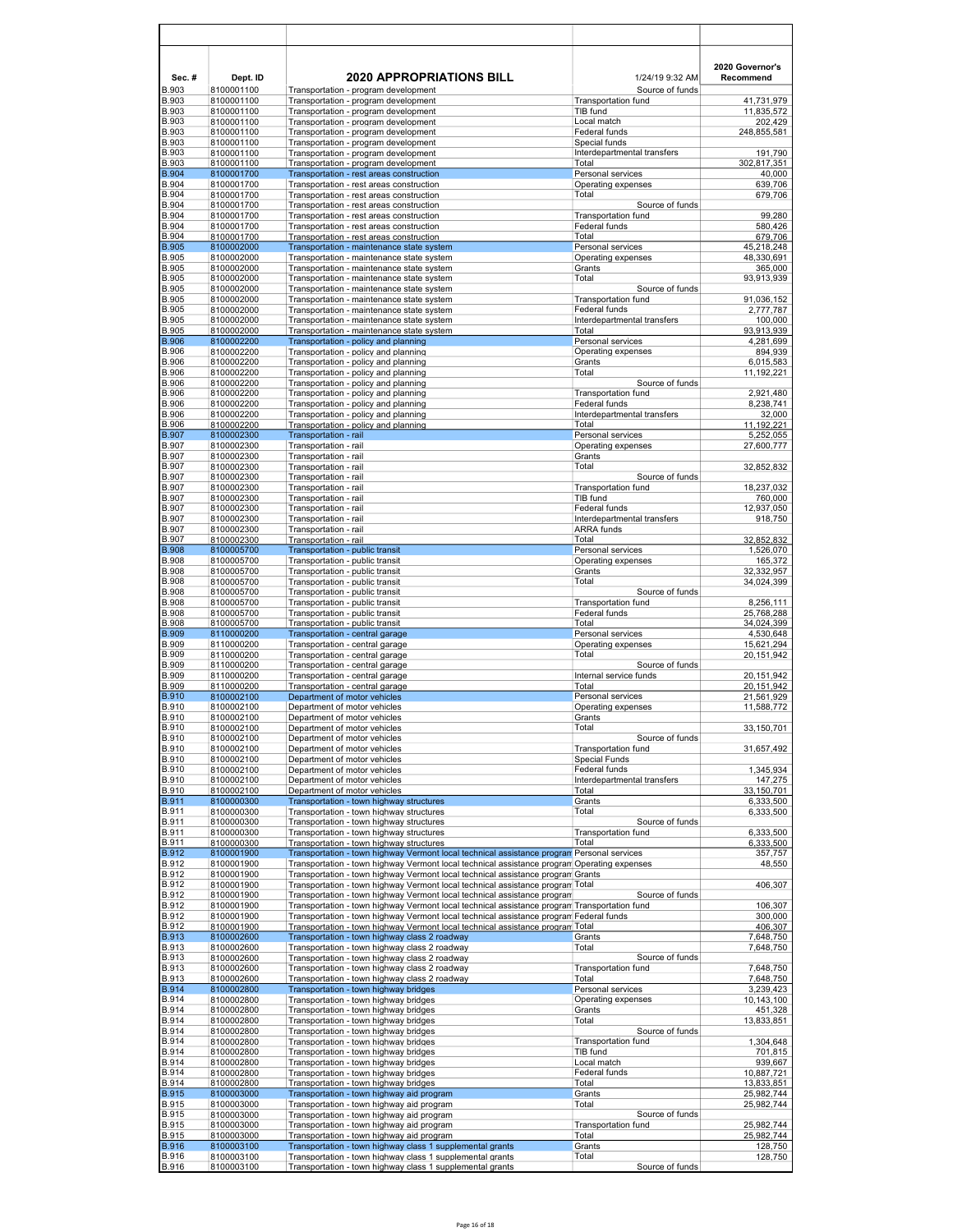| Sec. # | Dept. ID | 2020 APPROPRIATIONS BILL | 1/24/19 9:32 AM | 2020 Governor's Recommend |
|---|---|---|---|---|
| B.903 | 8100001100 | Transportation - program development | Source of funds | |
| B.903 | 8100001100 | Transportation - program development | Transportation fund | 41,731,979 |
| B.903 | 8100001100 | Transportation - program development | TIB fund | 11,835,572 |
| B.903 | 8100001100 | Transportation - program development | Local match | 202,429 |
| B.903 | 8100001100 | Transportation - program development | Federal funds | 248,855,581 |
| B.903 | 8100001100 | Transportation - program development | Special funds | |
| B.903 | 8100001100 | Transportation - program development | Interdepartmental transfers | 191,790 |
| B.903 | 8100001100 | Transportation - program development | Total | 302,817,351 |
| B.904 | 8100001700 | Transportation - rest areas construction | Personal services | 40,000 |
| B.904 | 8100001700 | Transportation - rest areas construction | Operating expenses | 639,706 |
| B.904 | 8100001700 | Transportation - rest areas construction | Total | 679,706 |
| B.904 | 8100001700 | Transportation - rest areas construction | Source of funds | |
| B.904 | 8100001700 | Transportation - rest areas construction | Transportation fund | 99,280 |
| B.904 | 8100001700 | Transportation - rest areas construction | Federal funds | 580,426 |
| B.904 | 8100001700 | Transportation - rest areas construction | Total | 679,706 |
| B.905 | 8100002000 | Transportation - maintenance state system | Personal services | 45,218,248 |
| B.905 | 8100002000 | Transportation - maintenance state system | Operating expenses | 48,330,691 |
| B.905 | 8100002000 | Transportation - maintenance state system | Grants | 365,000 |
| B.905 | 8100002000 | Transportation - maintenance state system | Total | 93,913,939 |
| B.905 | 8100002000 | Transportation - maintenance state system | Source of funds | |
| B.905 | 8100002000 | Transportation - maintenance state system | Transportation fund | 91,036,152 |
| B.905 | 8100002000 | Transportation - maintenance state system | Federal funds | 2,777,787 |
| B.905 | 8100002000 | Transportation - maintenance state system | Interdepartmental transfers | 100,000 |
| B.905 | 8100002000 | Transportation - maintenance state system | Total | 93,913,939 |
| B.906 | 8100002200 | Transportation - policy and planning | Personal services | 4,281,699 |
| B.906 | 8100002200 | Transportation - policy and planning | Operating expenses | 894,939 |
| B.906 | 8100002200 | Transportation - policy and planning | Grants | 6,015,583 |
| B.906 | 8100002200 | Transportation - policy and planning | Total | 11,192,221 |
| B.906 | 8100002200 | Transportation - policy and planning | Source of funds | |
| B.906 | 8100002200 | Transportation - policy and planning | Transportation fund | 2,921,480 |
| B.906 | 8100002200 | Transportation - policy and planning | Federal funds | 8,238,741 |
| B.906 | 8100002200 | Transportation - policy and planning | Interdepartmental transfers | 32,000 |
| B.906 | 8100002200 | Transportation - policy and planning | Total | 11,192,221 |
| B.907 | 8100002300 | Transportation - rail | Personal services | 5,252,055 |
| B.907 | 8100002300 | Transportation - rail | Operating expenses | 27,600,777 |
| B.907 | 8100002300 | Transportation - rail | Grants | |
| B.907 | 8100002300 | Transportation - rail | Total | 32,852,832 |
| B.907 | 8100002300 | Transportation - rail | Source of funds | |
| B.907 | 8100002300 | Transportation - rail | Transportation fund | 18,237,032 |
| B.907 | 8100002300 | Transportation - rail | TIB fund | 760,000 |
| B.907 | 8100002300 | Transportation - rail | Federal funds | 12,937,050 |
| B.907 | 8100002300 | Transportation - rail | Interdepartmental transfers | 918,750 |
| B.907 | 8100002300 | Transportation - rail | ARRA funds | |
| B.907 | 8100002300 | Transportation - rail | Total | 32,852,832 |
| B.908 | 8100005700 | Transportation - public transit | Personal services | 1,526,070 |
| B.908 | 8100005700 | Transportation - public transit | Operating expenses | 165,372 |
| B.908 | 8100005700 | Transportation - public transit | Grants | 32,332,957 |
| B.908 | 8100005700 | Transportation - public transit | Total | 34,024,399 |
| B.908 | 8100005700 | Transportation - public transit | Source of funds | |
| B.908 | 8100005700 | Transportation - public transit | Transportation fund | 8,256,111 |
| B.908 | 8100005700 | Transportation - public transit | Federal funds | 25,768,288 |
| B.908 | 8100005700 | Transportation - public transit | Total | 34,024,399 |
| B.909 | 8110000200 | Transportation - central garage | Personal services | 4,530,648 |
| B.909 | 8110000200 | Transportation - central garage | Operating expenses | 15,621,294 |
| B.909 | 8110000200 | Transportation - central garage | Total | 20,151,942 |
| B.909 | 8110000200 | Transportation - central garage | Source of funds | |
| B.909 | 8110000200 | Transportation - central garage | Internal service funds | 20,151,942 |
| B.909 | 8110000200 | Transportation - central garage | Total | 20,151,942 |
| B.910 | 8100002100 | Department of motor vehicles | Personal services | 21,561,929 |
| B.910 | 8100002100 | Department of motor vehicles | Operating expenses | 11,588,772 |
| B.910 | 8100002100 | Department of motor vehicles | Grants | |
| B.910 | 8100002100 | Department of motor vehicles | Total | 33,150,701 |
| B.910 | 8100002100 | Department of motor vehicles | Source of funds | |
| B.910 | 8100002100 | Department of motor vehicles | Transportation fund | 31,657,492 |
| B.910 | 8100002100 | Department of motor vehicles | Special Funds | |
| B.910 | 8100002100 | Department of motor vehicles | Federal funds | 1,345,934 |
| B.910 | 8100002100 | Department of motor vehicles | Interdepartmental transfers | 147,275 |
| B.910 | 8100002100 | Department of motor vehicles | Total | 33,150,701 |
| B.911 | 8100000300 | Transportation - town highway structures | Grants | 6,333,500 |
| B.911 | 8100000300 | Transportation - town highway structures | Total | 6,333,500 |
| B.911 | 8100000300 | Transportation - town highway structures | Source of funds | |
| B.911 | 8100000300 | Transportation - town highway structures | Transportation fund | 6,333,500 |
| B.911 | 8100000300 | Transportation - town highway structures | Total | 6,333,500 |
| B.912 | 8100001900 | Transportation - town highway Vermont local technical assistance program | Personal services | 357,757 |
| B.912 | 8100001900 | Transportation - town highway Vermont local technical assistance program | Operating expenses | 48,550 |
| B.912 | 8100001900 | Transportation - town highway Vermont local technical assistance program | Grants | |
| B.912 | 8100001900 | Transportation - town highway Vermont local technical assistance program | Total | 406,307 |
| B.912 | 8100001900 | Transportation - town highway Vermont local technical assistance program | Source of funds | |
| B.912 | 8100001900 | Transportation - town highway Vermont local technical assistance program | Transportation fund | 106,307 |
| B.912 | 8100001900 | Transportation - town highway Vermont local technical assistance program | Federal funds | 300,000 |
| B.912 | 8100001900 | Transportation - town highway Vermont local technical assistance program | Total | 406,307 |
| B.913 | 8100002600 | Transportation - town highway class 2 roadway | Grants | 7,648,750 |
| B.913 | 8100002600 | Transportation - town highway class 2 roadway | Total | 7,648,750 |
| B.913 | 8100002600 | Transportation - town highway class 2 roadway | Source of funds | |
| B.913 | 8100002600 | Transportation - town highway class 2 roadway | Transportation fund | 7,648,750 |
| B.913 | 8100002600 | Transportation - town highway class 2 roadway | Total | 7,648,750 |
| B.914 | 8100002800 | Transportation - town highway bridges | Personal services | 3,239,423 |
| B.914 | 8100002800 | Transportation - town highway bridges | Operating expenses | 10,143,100 |
| B.914 | 8100002800 | Transportation - town highway bridges | Grants | 451,328 |
| B.914 | 8100002800 | Transportation - town highway bridges | Total | 13,833,851 |
| B.914 | 8100002800 | Transportation - town highway bridges | Source of funds | |
| B.914 | 8100002800 | Transportation - town highway bridges | Transportation fund | 1,304,648 |
| B.914 | 8100002800 | Transportation - town highway bridges | TIB fund | 701,815 |
| B.914 | 8100002800 | Transportation - town highway bridges | Local match | 939,667 |
| B.914 | 8100002800 | Transportation - town highway bridges | Federal funds | 10,887,721 |
| B.914 | 8100002800 | Transportation - town highway bridges | Total | 13,833,851 |
| B.915 | 8100003000 | Transportation - town highway aid program | Grants | 25,982,744 |
| B.915 | 8100003000 | Transportation - town highway aid program | Total | 25,982,744 |
| B.915 | 8100003000 | Transportation - town highway aid program | Source of funds | |
| B.915 | 8100003000 | Transportation - town highway aid program | Transportation fund | 25,982,744 |
| B.915 | 8100003000 | Transportation - town highway aid program | Total | 25,982,744 |
| B.916 | 8100003100 | Transportation - town highway class 1 supplemental grants | Grants | 128,750 |
| B.916 | 8100003100 | Transportation - town highway class 1 supplemental grants | Total | 128,750 |
| B.916 | 8100003100 | Transportation - town highway class 1 supplemental grants | Source of funds | |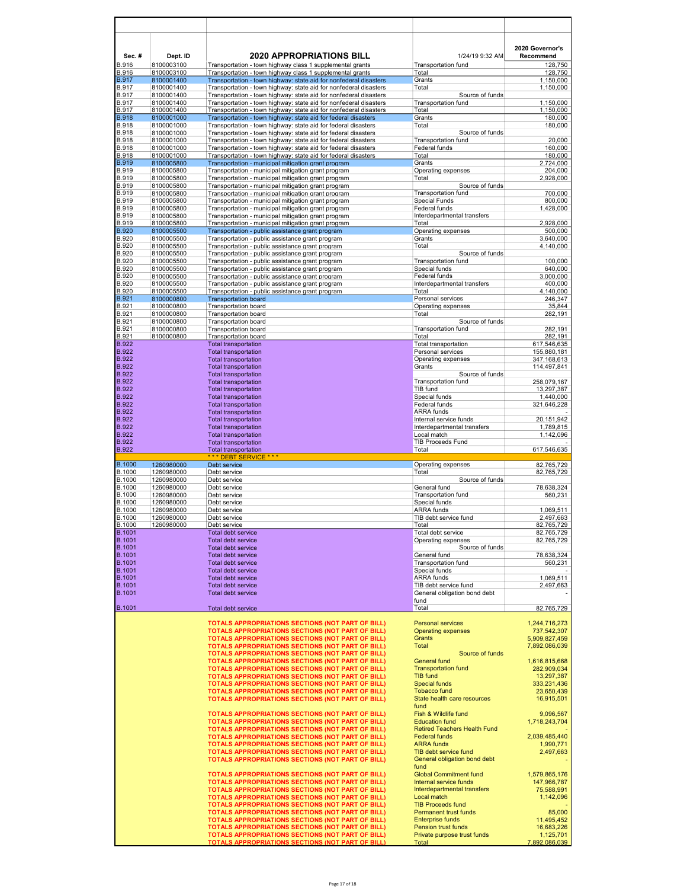| Sec. # | Dept. ID | 2020 APPROPRIATIONS BILL | 1/24/19 9:32 AM | 2020 Governor's Recommend |
|---|---|---|---|---|
| B.916 | 8100003100 | Transportation - town highway class 1 supplemental grants | Transportation fund | 128,750 |
| B.916 | 8100003100 | Transportation - town highway class 1 supplemental grants | Total | 128,750 |
| B.917 | 8100001400 | Transportation - town highway: state aid for nonfederal disasters | Grants | 1,150,000 |
| B.917 | 8100001400 | Transportation - town highway: state aid for nonfederal disasters | Total | 1,150,000 |
| B.917 | 8100001400 | Transportation - town highway: state aid for nonfederal disasters | Source of funds | |
| B.917 | 8100001400 | Transportation - town highway: state aid for nonfederal disasters | Transportation fund | 1,150,000 |
| B.917 | 8100001400 | Transportation - town highway: state aid for nonfederal disasters | Total | 1,150,000 |
| B.918 | 8100001000 | Transportation - town highway: state aid for federal disasters | Grants | 180,000 |
| B.918 | 8100001000 | Transportation - town highway: state aid for federal disasters | Total | 180,000 |
| B.918 | 8100001000 | Transportation - town highway: state aid for federal disasters | Source of funds | |
| B.918 | 8100001000 | Transportation - town highway: state aid for federal disasters | Transportation fund | 20,000 |
| B.918 | 8100001000 | Transportation - town highway: state aid for federal disasters | Federal funds | 160,000 |
| B.918 | 8100001000 | Transportation - town highway: state aid for federal disasters | Total | 180,000 |
| B.919 | 8100005800 | Transportation - municipal mitigation grant program | Grants | 2,724,000 |
| B.919 | 8100005800 | Transportation - municipal mitigation grant program | Operating expenses | 204,000 |
| B.919 | 8100005800 | Transportation - municipal mitigation grant program | Total | 2,928,000 |
| B.919 | 8100005800 | Transportation - municipal mitigation grant program | Source of funds | |
| B.919 | 8100005800 | Transportation - municipal mitigation grant program | Transportation fund | 700,000 |
| B.919 | 8100005800 | Transportation - municipal mitigation grant program | Special Funds | 800,000 |
| B.919 | 8100005800 | Transportation - municipal mitigation grant program | Federal funds | 1,428,000 |
| B.919 | 8100005800 | Transportation - municipal mitigation grant program | Interdepartmental transfers | |
| B.919 | 8100005800 | Transportation - municipal mitigation grant program | Total | 2,928,000 |
| B.920 | 8100005500 | Transportation - public assistance grant program | Operating expenses | 500,000 |
| B.920 | 8100005500 | Transportation - public assistance grant program | Grants | 3,640,000 |
| B.920 | 8100005500 | Transportation - public assistance grant program | Total | 4,140,000 |
| B.920 | 8100005500 | Transportation - public assistance grant program | Source of funds | |
| B.920 | 8100005500 | Transportation - public assistance grant program | Transportation fund | 100,000 |
| B.920 | 8100005500 | Transportation - public assistance grant program | Special funds | 640,000 |
| B.920 | 8100005500 | Transportation - public assistance grant program | Federal funds | 3,000,000 |
| B.920 | 8100005500 | Transportation - public assistance grant program | Interdepartmental transfers | 400,000 |
| B.920 | 8100005500 | Transportation - public assistance grant program | Total | 4,140,000 |
| B.921 | 8100000800 | Transportation board | Personal services | 246,347 |
| B.921 | 8100000800 | Transportation board | Operating expenses | 35,844 |
| B.921 | 8100000800 | Transportation board | Total | 282,191 |
| B.921 | 8100000800 | Transportation board | Source of funds | |
| B.921 | 8100000800 | Transportation board | Transportation fund | 282,191 |
| B.921 | 8100000800 | Transportation board | Total | 282,191 |
| B.922 | | Total transportation | Total transportation | 617,546,635 |
| B.922 | | Total transportation | Personal services | 155,880,181 |
| B.922 | | Total transportation | Operating expenses | 347,168,613 |
| B.922 | | Total transportation | Grants | 114,497,841 |
| B.922 | | Total transportation | Source of funds | |
| B.922 | | Total transportation | Transportation fund | 258,079,167 |
| B.922 | | Total transportation | TIB fund | 13,297,387 |
| B.922 | | Total transportation | Special funds | 1,440,000 |
| B.922 | | Total transportation | Federal funds | 321,646,228 |
| B.922 | | Total transportation | ARRA funds | - |
| B.922 | | Total transportation | Internal service funds | 20,151,942 |
| B.922 | | Total transportation | Interdepartmental transfers | 1,789,815 |
| B.922 | | Total transportation | Local match | 1,142,096 |
| B.922 | | Total transportation | TIB Proceeds Fund | - |
| B.922 | | Total transportation | Total | 617,546,635 |
| | | *** DEBT SERVICE *** | | |
| B.1000 | 1260980000 | Debt service | Operating expenses | 82,765,729 |
| B.1000 | 1260980000 | Debt service | Total | 82,765,729 |
| B.1000 | 1260980000 | Debt service | Source of funds | |
| B.1000 | 1260980000 | Debt service | General fund | 78,638,324 |
| B.1000 | 1260980000 | Debt service | Transportation fund | 560,231 |
| B.1000 | 1260980000 | Debt service | Special funds | |
| B.1000 | 1260980000 | Debt service | ARRA funds | 1,069,511 |
| B.1000 | 1260980000 | Debt service | TIB debt service fund | 2,497,663 |
| B.1000 | 1260980000 | Debt service | Total | 82,765,729 |
| B.1001 | | Total debt service | Total debt service | 82,765,729 |
| B.1001 | | Total debt service | Operating expenses | 82,765,729 |
| B.1001 | | Total debt service | Source of funds | |
| B.1001 | | Total debt service | General fund | 78,638,324 |
| B.1001 | | Total debt service | Transportation fund | 560,231 |
| B.1001 | | Total debt service | Special funds | - |
| B.1001 | | Total debt service | ARRA funds | 1,069,511 |
| B.1001 | | Total debt service | TIB debt service fund | 2,497,663 |
| B.1001 | | Total debt service | General obligation bond debt fund | - |
| B.1001 | | Total debt service | Total | 82,765,729 |
| | | TOTALS APPROPRIATIONS SECTIONS (NOT PART OF BILL) | Personal services | 1,244,716,273 |
| | | TOTALS APPROPRIATIONS SECTIONS (NOT PART OF BILL) | Operating expenses | 737,542,307 |
| | | TOTALS APPROPRIATIONS SECTIONS (NOT PART OF BILL) | Grants | 5,909,827,459 |
| | | TOTALS APPROPRIATIONS SECTIONS (NOT PART OF BILL) | Total | 7,892,086,039 |
| | | TOTALS APPROPRIATIONS SECTIONS (NOT PART OF BILL) | Source of funds | |
| | | TOTALS APPROPRIATIONS SECTIONS (NOT PART OF BILL) | General fund | 1,616,815,668 |
| | | TOTALS APPROPRIATIONS SECTIONS (NOT PART OF BILL) | Transportation fund | 282,909,034 |
| | | TOTALS APPROPRIATIONS SECTIONS (NOT PART OF BILL) | TIB fund | 13,297,387 |
| | | TOTALS APPROPRIATIONS SECTIONS (NOT PART OF BILL) | Special funds | 333,231,436 |
| | | TOTALS APPROPRIATIONS SECTIONS (NOT PART OF BILL) | Tobacco fund | 23,650,439 |
| | | TOTALS APPROPRIATIONS SECTIONS (NOT PART OF BILL) | State health care resources fund | 16,915,501 |
| | | TOTALS APPROPRIATIONS SECTIONS (NOT PART OF BILL) | Fish & Wildlife fund | 9,096,567 |
| | | TOTALS APPROPRIATIONS SECTIONS (NOT PART OF BILL) | Education fund | 1,718,243,704 |
| | | TOTALS APPROPRIATIONS SECTIONS (NOT PART OF BILL) | Retired Teachers Health Fund | - |
| | | TOTALS APPROPRIATIONS SECTIONS (NOT PART OF BILL) | Federal funds | 2,039,485,440 |
| | | TOTALS APPROPRIATIONS SECTIONS (NOT PART OF BILL) | ARRA funds | 1,990,771 |
| | | TOTALS APPROPRIATIONS SECTIONS (NOT PART OF BILL) | TIB debt service fund | 2,497,663 |
| | | TOTALS APPROPRIATIONS SECTIONS (NOT PART OF BILL) | General obligation bond debt fund | - |
| | | TOTALS APPROPRIATIONS SECTIONS (NOT PART OF BILL) | Global Commitment fund | 1,579,865,176 |
| | | TOTALS APPROPRIATIONS SECTIONS (NOT PART OF BILL) | Internal service funds | 147,966,787 |
| | | TOTALS APPROPRIATIONS SECTIONS (NOT PART OF BILL) | Interdepartmental transfers | 75,588,991 |
| | | TOTALS APPROPRIATIONS SECTIONS (NOT PART OF BILL) | Local match | 1,142,096 |
| | | TOTALS APPROPRIATIONS SECTIONS (NOT PART OF BILL) | TIB Proceeds fund | - |
| | | TOTALS APPROPRIATIONS SECTIONS (NOT PART OF BILL) | Permanent trust funds | 85,000 |
| | | TOTALS APPROPRIATIONS SECTIONS (NOT PART OF BILL) | Enterprise funds | 11,495,452 |
| | | TOTALS APPROPRIATIONS SECTIONS (NOT PART OF BILL) | Pension trust funds | 16,683,226 |
| | | TOTALS APPROPRIATIONS SECTIONS (NOT PART OF BILL) | Private purpose trust funds | 1,125,701 |
| | | TOTALS APPROPRIATIONS SECTIONS (NOT PART OF BILL) | Total | 7,892,086,039 |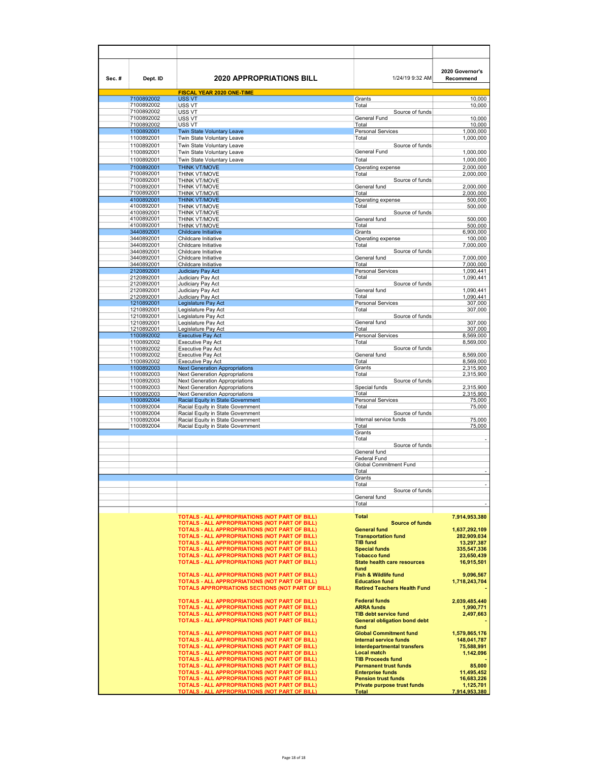| Sec. # | Dept. ID | 2020 APPROPRIATIONS BILL | 1/24/19 9:32 AM | 2020 Governor's Recommend |
|---|---|---|---|---|
| | | **FISCAL YEAR 2020 ONE-TIME** | | |
| | 7100892002 | USS VT | Grants | 10,000 |
| | 7100892002 | USS VT | Total | 10,000 |
| | 7100892002 | USS VT | Source of funds | |
| | 7100892002 | USS VT | General Fund | 10,000 |
| | 7100892002 | USS VT | Total | 10,000 |
| | 1100892001 | Twin State Voluntary Leave | Personal Services | 1,000,000 |
| | 1100892001 | Twin State Voluntary Leave | Total | 1,000,000 |
| | 1100892001 | Twin State Voluntary Leave | Source of funds | |
| | 1100892001 | Twin State Voluntary Leave | General Fund | 1,000,000 |
| | 1100892001 | Twin State Voluntary Leave | Total | 1,000,000 |
| | 7100892001 | THINK VT/MOVE | Operating expense | 2,000,000 |
| | 7100892001 | THINK VT/MOVE | Total | 2,000,000 |
| | 7100892001 | THINK VT/MOVE | Source of funds | |
| | 7100892001 | THINK VT/MOVE | General fund | 2,000,000 |
| | 7100892001 | THINK VT/MOVE | Total | 2,000,000 |
| | 4100892001 | THINK VT/MOVE | Operating expense | 500,000 |
| | 4100892001 | THINK VT/MOVE | Total | 500,000 |
| | 4100892001 | THINK VT/MOVE | Source of funds | |
| | 4100892001 | THINK VT/MOVE | General fund | 500,000 |
| | 4100892001 | THINK VT/MOVE | Total | 500,000 |
| | 3440892001 | Childcare Initiative | Grants | 6,900,000 |
| | 3440892001 | Childcare Initiative | Operating expense | 100,000 |
| | 3440892001 | Childcare Initiative | Total | 7,000,000 |
| | 3440892001 | Childcare Initiative | Source of funds | |
| | 3440892001 | Childcare Initiative | General fund | 7,000,000 |
| | 3440892001 | Childcare Initiative | Total | 7,000,000 |
| | 2120892001 | Judiciary Pay Act | Personal Services | 1,090,441 |
| | 2120892001 | Judiciary Pay Act | Total | 1,090,441 |
| | 2120892001 | Judiciary Pay Act | Source of funds | |
| | 2120892001 | Judiciary Pay Act | General fund | 1,090,441 |
| | 2120892001 | Judiciary Pay Act | Total | 1,090,441 |
| | 1210892001 | Legislature Pay Act | Personal Services | 307,000 |
| | 1210892001 | Legislature Pay Act | Total | 307,000 |
| | 1210892001 | Legislature Pay Act | Source of funds | |
| | 1210892001 | Legislature Pay Act | General fund | 307,000 |
| | 1210892001 | Legislature Pay Act | Total | 307,000 |
| | 1100892002 | Executive Pay Act | Personal Services | 8,569,000 |
| | 1100892002 | Executive Pay Act | Total | 8,569,000 |
| | 1100892002 | Executive Pay Act | Source of funds | |
| | 1100892002 | Executive Pay Act | General fund | 8,569,000 |
| | 1100892002 | Executive Pay Act | Total | 8,569,000 |
| | 1100892003 | Next Generation Appropriations | Grants | 2,315,900 |
| | 1100892003 | Next Generation Appropriations | Total | 2,315,900 |
| | 1100892003 | Next Generation Appropriations | Source of funds | |
| | 1100892003 | Next Generation Appropriations | Special funds | 2,315,900 |
| | 1100892003 | Next Generation Appropriations | Total | 2,315,900 |
| | 1100892004 | Racial Equity in State Government | Personal Services | 75,000 |
| | 1100892004 | Racial Equity in State Government | Total | 75,000 |
| | 1100892004 | Racial Equity in State Government | Source of funds | |
| | 1100892004 | Racial Equity in State Government | Internal service funds | 75,000 |
| | 1100892004 | Racial Equity in State Government | Total | 75,000 |
| | | | Grants | |
| | | | Total | - |
| | | | Source of funds | |
| | | | General fund | |
| | | | Federal Fund | |
| | | | Global Commitment Fund | |
| | | | Total | - |
| | | | Grants | |
| | | | Total | - |
| | | | Source of funds | |
| | | | General fund | |
| | | | Total | - |
| | | TOTALS - ALL APPROPRIATIONS (NOT PART OF BILL) | **Total** | **7,914,953,380** |
| | | TOTALS - ALL APPROPRIATIONS (NOT PART OF BILL) | **Source of funds** | |
| | | TOTALS - ALL APPROPRIATIONS (NOT PART OF BILL) | **General fund** | **1,637,292,109** |
| | | TOTALS - ALL APPROPRIATIONS (NOT PART OF BILL) | **Transportation fund** | **282,909,034** |
| | | TOTALS - ALL APPROPRIATIONS (NOT PART OF BILL) | **TIB fund** | **13,297,387** |
| | | TOTALS - ALL APPROPRIATIONS (NOT PART OF BILL) | **Special funds** | **335,547,336** |
| | | TOTALS - ALL APPROPRIATIONS (NOT PART OF BILL) | **Tobacco fund** | **23,650,439** |
| | | TOTALS - ALL APPROPRIATIONS (NOT PART OF BILL) | **State health care resources fund** | **16,915,501** |
| | | TOTALS - ALL APPROPRIATIONS (NOT PART OF BILL) | **Fish & Wildlife fund** | **9,096,567** |
| | | TOTALS - ALL APPROPRIATIONS (NOT PART OF BILL) | **Education fund** | **1,718,243,704** |
| | | TOTALS APPROPRIATIONS SECTIONS (NOT PART OF BILL) | **Retired Teachers Health Fund** | **-** |
| | | TOTALS - ALL APPROPRIATIONS (NOT PART OF BILL) | **Federal funds** | **2,039,485,440** |
| | | TOTALS - ALL APPROPRIATIONS (NOT PART OF BILL) | **ARRA funds** | **1,990,771** |
| | | TOTALS - ALL APPROPRIATIONS (NOT PART OF BILL) | **TIB debt service fund** | **2,497,663** |
| | | TOTALS - ALL APPROPRIATIONS (NOT PART OF BILL) | **General obligation bond debt fund** | **-** |
| | | TOTALS - ALL APPROPRIATIONS (NOT PART OF BILL) | **Global Commitment fund** | **1,579,865,176** |
| | | TOTALS - ALL APPROPRIATIONS (NOT PART OF BILL) | **Internal service funds** | **148,041,787** |
| | | TOTALS - ALL APPROPRIATIONS (NOT PART OF BILL) | **Interdepartmental transfers** | **75,588,991** |
| | | TOTALS - ALL APPROPRIATIONS (NOT PART OF BILL) | **Local match** | **1,142,096** |
| | | TOTALS - ALL APPROPRIATIONS (NOT PART OF BILL) | **TIB Proceeds fund** | **-** |
| | | TOTALS - ALL APPROPRIATIONS (NOT PART OF BILL) | **Permanent trust funds** | **85,000** |
| | | TOTALS - ALL APPROPRIATIONS (NOT PART OF BILL) | **Enterprise funds** | **11,495,452** |
| | | TOTALS - ALL APPROPRIATIONS (NOT PART OF BILL) | **Pension trust funds** | **16,683,226** |
| | | TOTALS - ALL APPROPRIATIONS (NOT PART OF BILL) | **Private purpose trust funds** | **1,125,701** |
| | | TOTALS - ALL APPROPRIATIONS (NOT PART OF BILL) | **Total** | **7,914,953,380** |